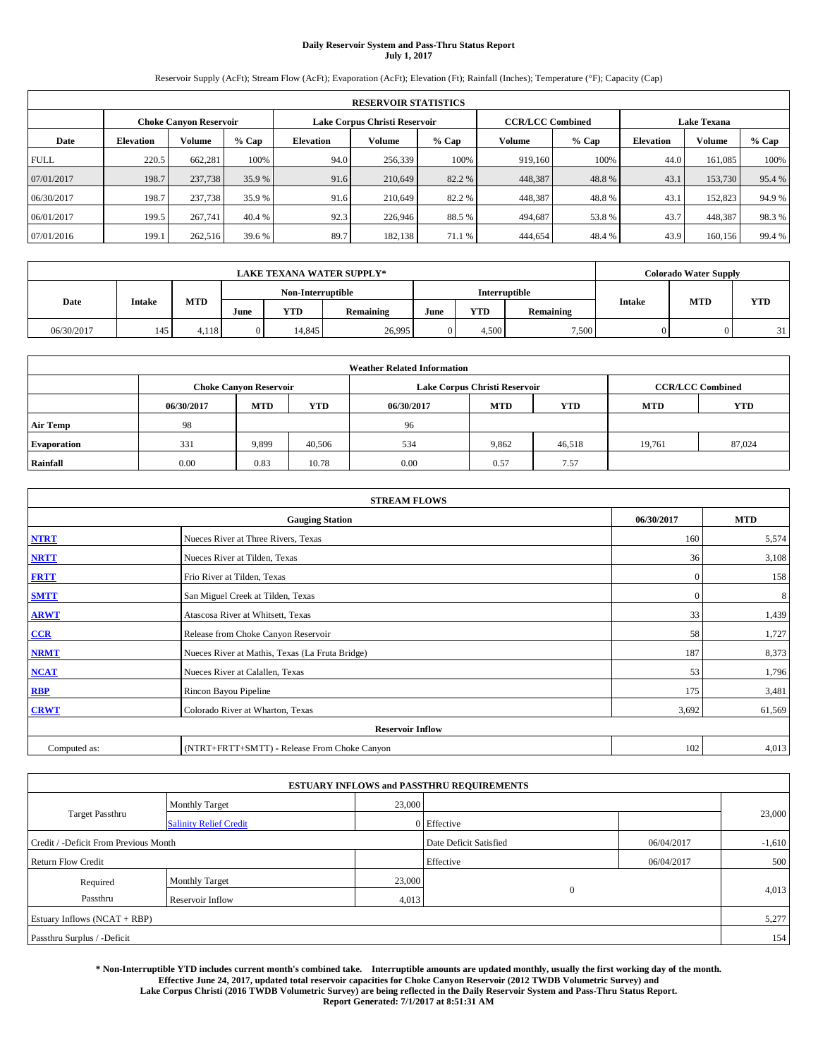# Daily Reservoir System and Pass-Thru Status Report
## July 1, 2017

Reservoir Supply (AcFt); Stream Flow (AcFt); Evaporation (AcFt); Elevation (Ft); Rainfall (Inches); Temperature (°F); Capacity (Cap)

| RESERVOIR STATISTICS | | | | | | | | | | | |
|---|---|---|---|---|---|---|---|---|---|---|---|
| | Choke Canyon Reservoir | | | Lake Corpus Christi Reservoir | | | CCR/LCC Combined | | Lake Texana | | |
| Date | Elevation | Volume | % Cap | Elevation | Volume | % Cap | Volume | % Cap | Elevation | Volume | % Cap |
| FULL | 220.5 | 662,281 | 100% | 94.0 | 256,339 | 100% | 919,160 | 100% | 44.0 | 161,085 | 100% |
| 07/01/2017 | 198.7 | 237,738 | 35.9 % | 91.6 | 210,649 | 82.2 % | 448,387 | 48.8 % | 43.1 | 153,730 | 95.4 % |
| 06/30/2017 | 198.7 | 237,738 | 35.9 % | 91.6 | 210,649 | 82.2 % | 448,387 | 48.8 % | 43.1 | 152,823 | 94.9 % |
| 06/01/2017 | 199.5 | 267,741 | 40.4 % | 92.3 | 226,946 | 88.5 % | 494,687 | 53.8 % | 43.7 | 448,387 | 98.3 % |
| 07/01/2016 | 199.1 | 262,516 | 39.6 % | 89.7 | 182,138 | 71.1 % | 444,654 | 48.4 % | 43.9 | 160,156 | 99.4 % |

| LAKE TEXANA WATER SUPPLY* | | | | | | | | | Colorado Water Supply | | |
|---|---|---|---|---|---|---|---|---|---|---|---|
| | | | Non-Interruptible | | | Interruptible | | | | | |
| Date | Intake | MTD | June | YTD | Remaining | June | YTD | Remaining | Intake | MTD | YTD |
| 06/30/2017 | 145 | 4,118 | 0 | 14,845 | 26,995 | 0 | 4,500 | 7,500 | 0 | 0 | 31 |

| Weather Related Information | | | | | | | | |
|---|---|---|---|---|---|---|---|---|
| | Choke Canyon Reservoir | | | Lake Corpus Christi Reservoir | | | CCR/LCC Combined | |
| | 06/30/2017 | MTD | YTD | 06/30/2017 | MTD | YTD | MTD | YTD |
| Air Temp | 98 | | | 96 | | | | |
| Evaporation | 331 | 9,899 | 40,506 | 534 | 9,862 | 46,518 | 19,761 | 87,024 |
| Rainfall | 0.00 | 0.83 | 10.78 | 0.00 | 0.57 | 7.57 | | |

| STREAM FLOWS | | | |
|---|---|---|---|
| Gauging Station | | 06/30/2017 | MTD |
| NTRT | Nueces River at Three Rivers, Texas | 160 | 5,574 |
| NRTT | Nueces River at Tilden, Texas | 36 | 3,108 |
| FRTT | Frio River at Tilden, Texas | 0 | 158 |
| SMTT | San Miguel Creek at Tilden, Texas | 0 | 8 |
| ARWT | Atascosa River at Whitsett, Texas | 33 | 1,439 |
| CCR | Release from Choke Canyon Reservoir | 58 | 1,727 |
| NRMT | Nueces River at Mathis, Texas (La Fruta Bridge) | 187 | 8,373 |
| NCAT | Nueces River at Calallen, Texas | 53 | 1,796 |
| RBP | Rincon Bayou Pipeline | 175 | 3,481 |
| CRWT | Colorado River at Wharton, Texas | 3,692 | 61,569 |
| Reservoir Inflow | | | |
| Computed as: | (NTRT+FRTT+SMTT) - Release From Choke Canyon | 102 | 4,013 |

| ESTUARY INFLOWS and PASSTHRU REQUIREMENTS | | | | | |
|---|---|---|---|---|---|
| Target Passthru | Monthly Target | 23,000 | | | 23,000 |
| | Salinity Relief Credit | 0 | Effective | | |
| Credit / -Deficit From Previous Month | | | Date Deficit Satisfied | 06/04/2017 | -1,610 |
| Return Flow Credit | | | Effective | 06/04/2017 | 500 |
| Required Passthru | Monthly Target | 23,000 | 0 | | 4,013 |
| | Reservoir Inflow | 4,013 | | | |
| Estuary Inflows (NCAT + RBP) | | | | | 5,277 |
| Passthru Surplus / -Deficit | | | | | 154 |

**\* Non-Interruptible YTD includes current month's combined take. Interruptible amounts are updated monthly, usually the first working day of the month. Effective June 24, 2017, updated total reservoir capacities for Choke Canyon Reservoir (2012 TWDB Volumetric Survey) and Lake Corpus Christi (2016 TWDB Volumetric Survey) are being reflected in the Daily Reservoir System and Pass-Thru Status Report. Report Generated: 7/1/2017 at 8:51:31 AM**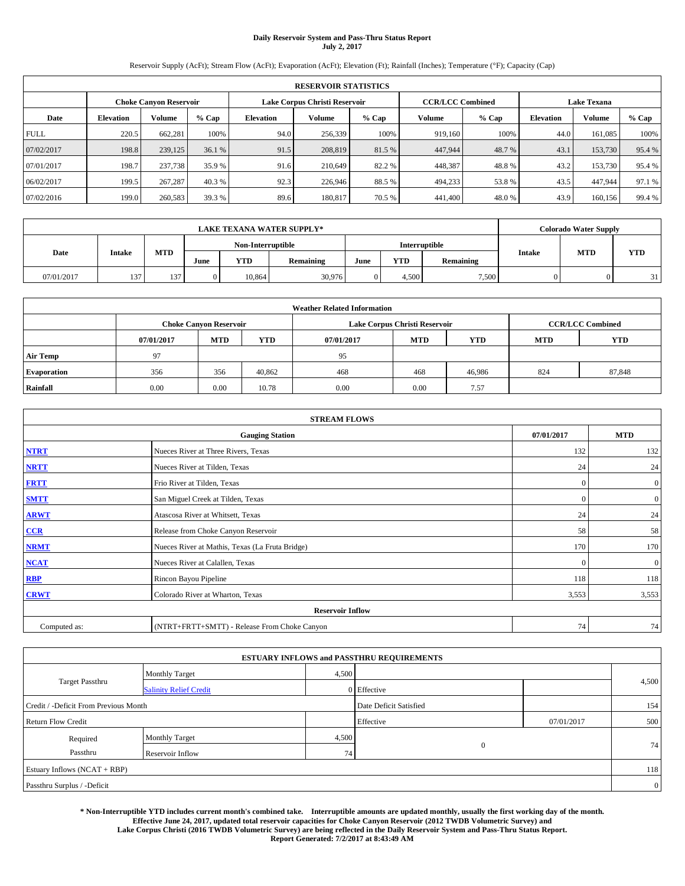**Daily Reservoir System and Pass-Thru Status Report**
**July 2, 2017**

Reservoir Supply (AcFt); Stream Flow (AcFt); Evaporation (AcFt); Elevation (Ft); Rainfall (Inches); Temperature (°F); Capacity (Cap)

| RESERVOIR STATISTICS | | | | | | | | | | | |
|---|---|---|---|---|---|---|---|---|---|---|---|
| | Choke Canyon Reservoir | | | Lake Corpus Christi Reservoir | | | CCR/LCC Combined | | Lake Texana | | |
| Date | Elevation | Volume | % Cap | Elevation | Volume | % Cap | Volume | % Cap | Elevation | Volume | % Cap |
| FULL | 220.5 | 662,281 | 100% | 94.0 | 256,339 | 100% | 919,160 | 100% | 44.0 | 161,085 | 100% |
| 07/02/2017 | 198.8 | 239,125 | 36.1 % | 91.5 | 208,819 | 81.5 % | 447,944 | 48.7 % | 43.1 | 153,730 | 95.4 % |
| 07/01/2017 | 198.7 | 237,738 | 35.9 % | 91.6 | 210,649 | 82.2 % | 448,387 | 48.8 % | 43.2 | 153,730 | 95.4 % |
| 06/02/2017 | 199.5 | 267,287 | 40.3 % | 92.3 | 226,946 | 88.5 % | 494,233 | 53.8 % | 43.5 | 447,944 | 97.1 % |
| 07/02/2016 | 199.0 | 260,583 | 39.3 % | 89.6 | 180,817 | 70.5 % | 441,400 | 48.0 % | 43.9 | 160,156 | 99.4 % |

| LAKE TEXANA WATER SUPPLY* | | | | | | | | | Colorado Water Supply | | |
|---|---|---|---|---|---|---|---|---|---|---|---|
| Date | Intake | MTD | Non-Interruptible | | | Interruptible | | | Intake | MTD | YTD |
| | | | June | YTD | Remaining | June | YTD | Remaining | | | |
| 07/01/2017 | 137 | 137 | 0 | 10,864 | 30,976 | 0 | 4,500 | 7,500 | 0 | 0 | 31 |

| Weather Related Information | | | | | | | | |
|---|---|---|---|---|---|---|---|---|
| | Choke Canyon Reservoir | | | Lake Corpus Christi Reservoir | | | CCR/LCC Combined | |
| | 07/01/2017 | MTD | YTD | 07/01/2017 | MTD | YTD | MTD | YTD |
| Air Temp | 97 | | | 95 | | | | |
| Evaporation | 356 | 356 | 40,862 | 468 | 468 | 46,986 | 824 | 87,848 |
| Rainfall | 0.00 | 0.00 | 10.78 | 0.00 | 0.00 | 7.57 | | |

| STREAM FLOWS | | | |
|---|---|---|---|
| | Gauging Station | 07/01/2017 | MTD |
| NTRT | Nueces River at Three Rivers, Texas | 132 | 132 |
| NRTT | Nueces River at Tilden, Texas | 24 | 24 |
| FRTT | Frio River at Tilden, Texas | 0 | 0 |
| SMTT | San Miguel Creek at Tilden, Texas | 0 | 0 |
| ARWT | Atascosa River at Whitsett, Texas | 24 | 24 |
| CCR | Release from Choke Canyon Reservoir | 58 | 58 |
| NRMT | Nueces River at Mathis, Texas (La Fruta Bridge) | 170 | 170 |
| NCAT | Nueces River at Calallen, Texas | 0 | 0 |
| RBP | Rincon Bayou Pipeline | 118 | 118 |
| CRWT | Colorado River at Wharton, Texas | 3,553 | 3,553 |
| | Reservoir Inflow | | |
| Computed as: | (NTRT+FRTT+SMTT) - Release From Choke Canyon | 74 | 74 |

| ESTUARY INFLOWS and PASSTHRU REQUIREMENTS | | | | | |
|---|---|---|---|---|---|
| Target Passthru | Monthly Target | 4,500 | | | 4,500 |
| | Salinity Relief Credit | 0 | Effective | | |
| Credit / -Deficit From Previous Month | | | Date Deficit Satisfied | | 154 |
| Return Flow Credit | | | Effective | 07/01/2017 | 500 |
| Required Passthru | Monthly Target | 4,500 | 0 | | 74 |
| | Reservoir Inflow | 74 | | | |
| Estuary Inflows (NCAT + RBP) | | | | | 118 |
| Passthru Surplus / -Deficit | | | | | 0 |

**\* Non-Interruptible YTD includes current month's combined take. Interruptible amounts are updated monthly, usually the first working day of the month. Effective June 24, 2017, updated total reservoir capacities for Choke Canyon Reservoir (2012 TWDB Volumetric Survey) and Lake Corpus Christi (2016 TWDB Volumetric Survey) are being reflected in the Daily Reservoir System and Pass-Thru Status Report. Report Generated: 7/2/2017 at 8:43:49 AM**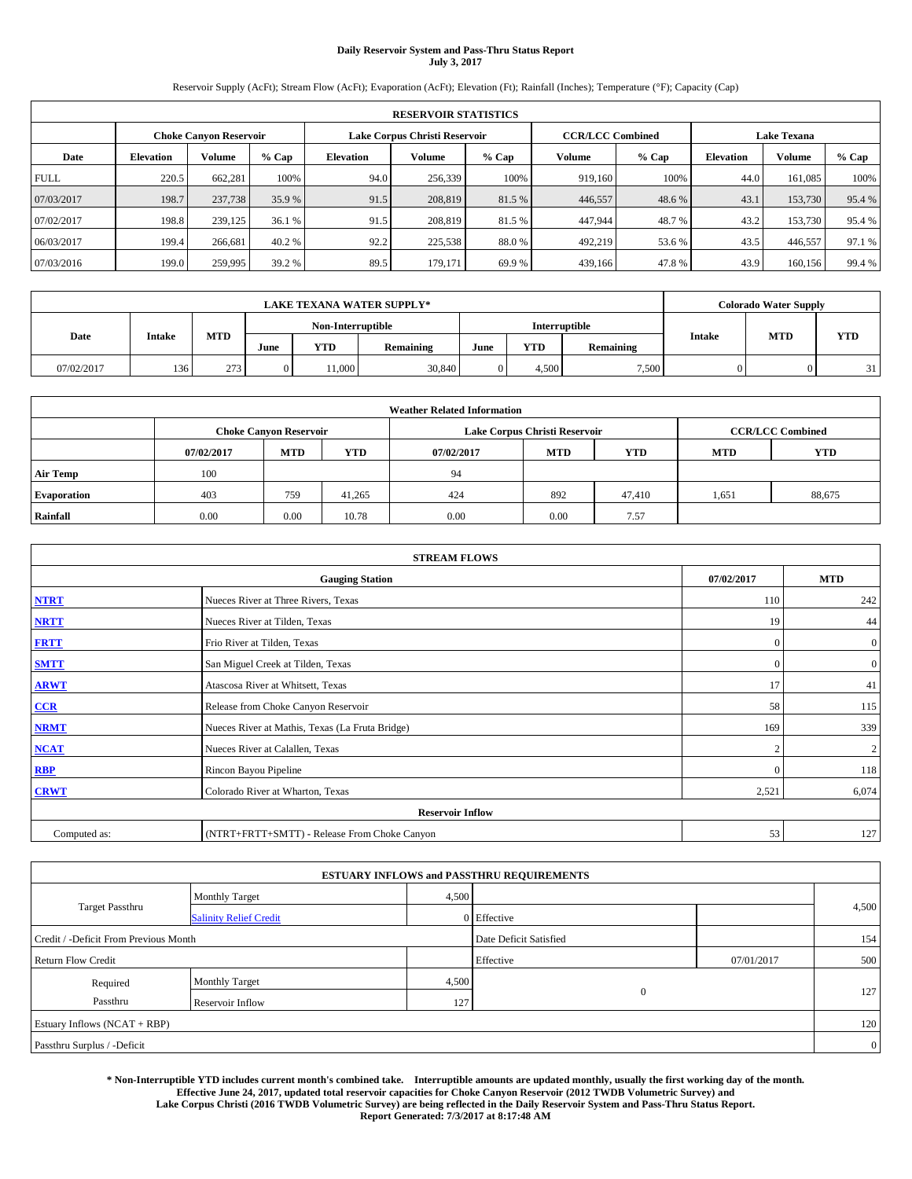# Daily Reservoir System and Pass-Thru Status Report
**July 3, 2017**

Reservoir Supply (AcFt); Stream Flow (AcFt); Evaporation (AcFt); Elevation (Ft); Rainfall (Inches); Temperature (°F); Capacity (Cap)

| RESERVOIR STATISTICS | | | | | | | | | | | |
|---|---|---|---|---|---|---|---|---|---|---|---|
| | Choke Canyon Reservoir | | | Lake Corpus Christi Reservoir | | | CCR/LCC Combined | | Lake Texana | | |
| Date | Elevation | Volume | % Cap | Elevation | Volume | % Cap | Volume | % Cap | Elevation | Volume | % Cap |
| FULL | 220.5 | 662,281 | 100% | 94.0 | 256,339 | 100% | 919,160 | 100% | 44.0 | 161,085 | 100% |
| 07/03/2017 | 198.7 | 237,738 | 35.9 % | 91.5 | 208,819 | 81.5 % | 446,557 | 48.6 % | 43.1 | 153,730 | 95.4 % |
| 07/02/2017 | 198.8 | 239,125 | 36.1 % | 91.5 | 208,819 | 81.5 % | 447,944 | 48.7 % | 43.2 | 153,730 | 95.4 % |
| 06/03/2017 | 199.4 | 266,681 | 40.2 % | 92.2 | 225,538 | 88.0 % | 492,219 | 53.6 % | 43.5 | 446,557 | 97.1 % |
| 07/03/2016 | 199.0 | 259,995 | 39.2 % | 89.5 | 179,171 | 69.9 % | 439,166 | 47.8 % | 43.9 | 160,156 | 99.4 % |

| LAKE TEXANA WATER SUPPLY* | | | | | | | | | Colorado Water Supply | | |
|---|---|---|---|---|---|---|---|---|---|---|---|
| Date | Intake | MTD | Non-Interruptible | | | Interruptible | | | Intake | MTD | YTD |
| | | | June | YTD | Remaining | June | YTD | Remaining | | | |
| 07/02/2017 | 136 | 273 | 0 | 11,000 | 30,840 | 0 | 4,500 | 7,500 | 0 | 0 | 31 |

| Weather Related Information | | | | | | | | |
|---|---|---|---|---|---|---|---|---|
| | Choke Canyon Reservoir | | | Lake Corpus Christi Reservoir | | | CCR/LCC Combined | |
| | 07/02/2017 | MTD | YTD | 07/02/2017 | MTD | YTD | MTD | YTD |
| Air Temp | 100 | | | 94 | | | | |
| Evaporation | 403 | 759 | 41,265 | 424 | 892 | 47,410 | 1,651 | 88,675 |
| Rainfall | 0.00 | 0.00 | 10.78 | 0.00 | 0.00 | 7.57 | | |

| STREAM FLOWS | | | |
|---|---|---|---|
| | Gauging Station | 07/02/2017 | MTD |
| NTRT | Nueces River at Three Rivers, Texas | 110 | 242 |
| NRTT | Nueces River at Tilden, Texas | 19 | 44 |
| FRTT | Frio River at Tilden, Texas | 0 | 0 |
| SMTT | San Miguel Creek at Tilden, Texas | 0 | 0 |
| ARWT | Atascosa River at Whitsett, Texas | 17 | 41 |
| CCR | Release from Choke Canyon Reservoir | 58 | 115 |
| NRMT | Nueces River at Mathis, Texas (La Fruta Bridge) | 169 | 339 |
| NCAT | Nueces River at Calallen, Texas | 2 | 2 |
| RBP | Rincon Bayou Pipeline | 0 | 118 |
| CRWT | Colorado River at Wharton, Texas | 2,521 | 6,074 |
| Reservoir Inflow | | | |
| Computed as: | (NTRT+FRTT+SMTT) - Release From Choke Canyon | 53 | 127 |

| ESTUARY INFLOWS and PASSTHRU REQUIREMENTS | | | | | |
|---|---|---|---|---|---|
| Target Passthru | Monthly Target | 4,500 | | | 4,500 |
| | Salinity Relief Credit | 0 | Effective | | |
| Credit / -Deficit From Previous Month | | | Date Deficit Satisfied | | 154 |
| Return Flow Credit | | | Effective | 07/01/2017 | 500 |
| Required Passthru | Monthly Target | 4,500 | 0 | | 127 |
| | Reservoir Inflow | 127 | | | |
| Estuary Inflows (NCAT + RBP) | | | | | 120 |
| Passthru Surplus / -Deficit | | | | | 0 |

**\* Non-Interruptible YTD includes current month's combined take. Interruptible amounts are updated monthly, usually the first working day of the month. Effective June 24, 2017, updated total reservoir capacities for Choke Canyon Reservoir (2012 TWDB Volumetric Survey) and Lake Corpus Christi (2016 TWDB Volumetric Survey) are being reflected in the Daily Reservoir System and Pass-Thru Status Report. Report Generated: 7/3/2017 at 8:17:48 AM**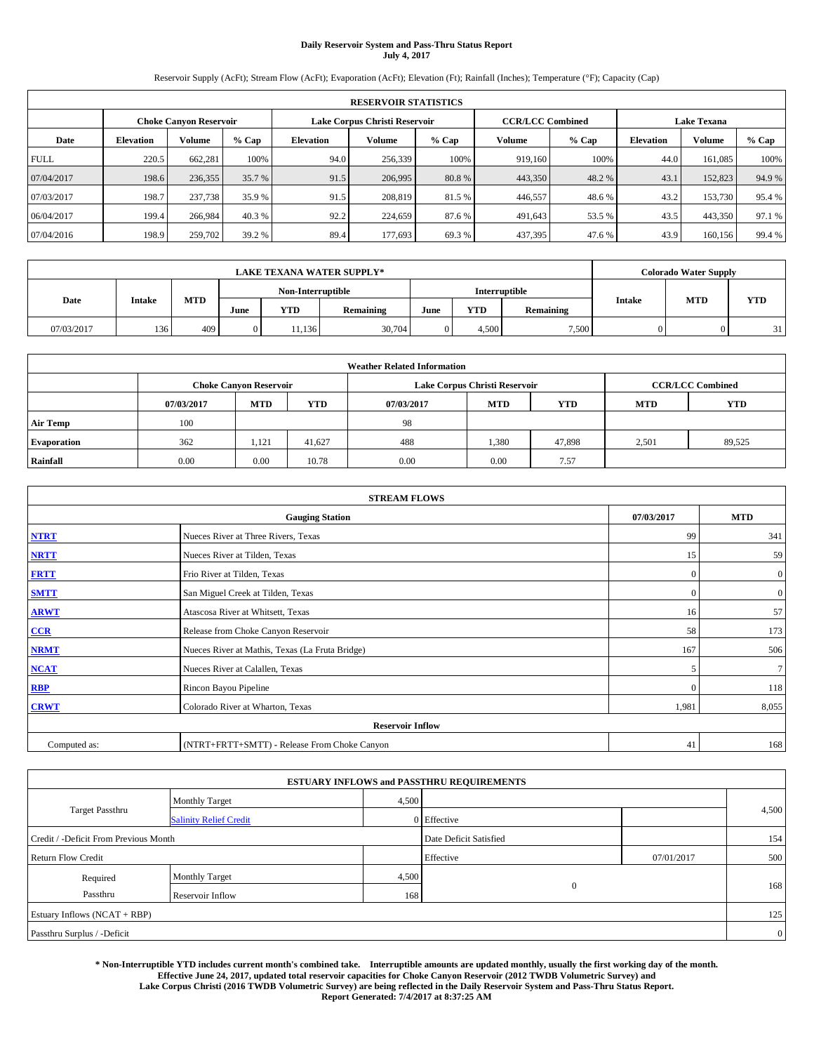**Daily Reservoir System and Pass-Thru Status Report**
**July 4, 2017**

Reservoir Supply (AcFt); Stream Flow (AcFt); Evaporation (AcFt); Elevation (Ft); Rainfall (Inches); Temperature (°F); Capacity (Cap)

| RESERVOIR STATISTICS | | | | | | | | | | | |
|---|---|---|---|---|---|---|---|---|---|---|---|
| | Choke Canyon Reservoir | | | Lake Corpus Christi Reservoir | | | CCR/LCC Combined | | Lake Texana | | |
| Date | Elevation | Volume | % Cap | Elevation | Volume | % Cap | Volume | % Cap | Elevation | Volume | % Cap |
| FULL | 220.5 | 662,281 | 100% | 94.0 | 256,339 | 100% | 919,160 | 100% | 44.0 | 161,085 | 100% |
| 07/04/2017 | 198.6 | 236,355 | 35.7 % | 91.5 | 206,995 | 80.8 % | 443,350 | 48.2 % | 43.1 | 152,823 | 94.9 % |
| 07/03/2017 | 198.7 | 237,738 | 35.9 % | 91.5 | 208,819 | 81.5 % | 446,557 | 48.6 % | 43.2 | 153,730 | 95.4 % |
| 06/04/2017 | 199.4 | 266,984 | 40.3 % | 92.2 | 224,659 | 87.6 % | 491,643 | 53.5 % | 43.5 | 443,350 | 97.1 % |
| 07/04/2016 | 198.9 | 259,702 | 39.2 % | 89.4 | 177,693 | 69.3 % | 437,395 | 47.6 % | 43.9 | 160,156 | 99.4 % |

| LAKE TEXANA WATER SUPPLY* | | | | | | | | | Colorado Water Supply | | |
|---|---|---|---|---|---|---|---|---|---|---|---|
| Date | Intake | MTD | Non-Interruptible | | | Interruptible | | | Intake | MTD | YTD |
| | | | June | YTD | Remaining | June | YTD | Remaining | | | |
| 07/03/2017 | 136 | 409 | 0 | 11,136 | 30,704 | 0 | 4,500 | 7,500 | 0 | 0 | 31 |

| Weather Related Information | | | | | | | | |
|---|---|---|---|---|---|---|---|---|
| | Choke Canyon Reservoir | | | Lake Corpus Christi Reservoir | | | CCR/LCC Combined | |
| | 07/03/2017 | MTD | YTD | 07/03/2017 | MTD | YTD | MTD | YTD |
| Air Temp | 100 | | | 98 | | | | |
| Evaporation | 362 | 1,121 | 41,627 | 488 | 1,380 | 47,898 | 2,501 | 89,525 |
| Rainfall | 0.00 | 0.00 | 10.78 | 0.00 | 0.00 | 7.57 | | |

| STREAM FLOWS | | | |
|---|---|---|---|
| Gauging Station | | 07/03/2017 | MTD |
| NTRT | Nueces River at Three Rivers, Texas | 99 | 341 |
| NRTT | Nueces River at Tilden, Texas | 15 | 59 |
| FRTT | Frio River at Tilden, Texas | 0 | 0 |
| SMTT | San Miguel Creek at Tilden, Texas | 0 | 0 |
| ARWT | Atascosa River at Whitsett, Texas | 16 | 57 |
| CCR | Release from Choke Canyon Reservoir | 58 | 173 |
| NRMT | Nueces River at Mathis, Texas (La Fruta Bridge) | 167 | 506 |
| NCAT | Nueces River at Calallen, Texas | 5 | 7 |
| RBP | Rincon Bayou Pipeline | 0 | 118 |
| CRWT | Colorado River at Wharton, Texas | 1,981 | 8,055 |
| Reservoir Inflow | | | |
| Computed as: | (NTRT+FRTT+SMTT) - Release From Choke Canyon | 41 | 168 |

| ESTUARY INFLOWS and PASSTHRU REQUIREMENTS | | | | | |
|---|---|---|---|---|---|
| Target Passthru | Monthly Target | 4,500 | | | 4,500 |
| | Salinity Relief Credit | 0 | Effective | | |
| Credit / -Deficit From Previous Month | | | Date Deficit Satisfied | | 154 |
| Return Flow Credit | | | Effective | 07/01/2017 | 500 |
| Required Passthru | Monthly Target | 4,500 | 0 | | 168 |
| | Reservoir Inflow | 168 | | | |
| Estuary Inflows (NCAT + RBP) | | | | | 125 |
| Passthru Surplus / -Deficit | | | | | 0 |

**\* Non-Interruptible YTD includes current month's combined take. Interruptible amounts are updated monthly, usually the first working day of the month. Effective June 24, 2017, updated total reservoir capacities for Choke Canyon Reservoir (2012 TWDB Volumetric Survey) and Lake Corpus Christi (2016 TWDB Volumetric Survey) are being reflected in the Daily Reservoir System and Pass-Thru Status Report. Report Generated: 7/4/2017 at 8:37:25 AM**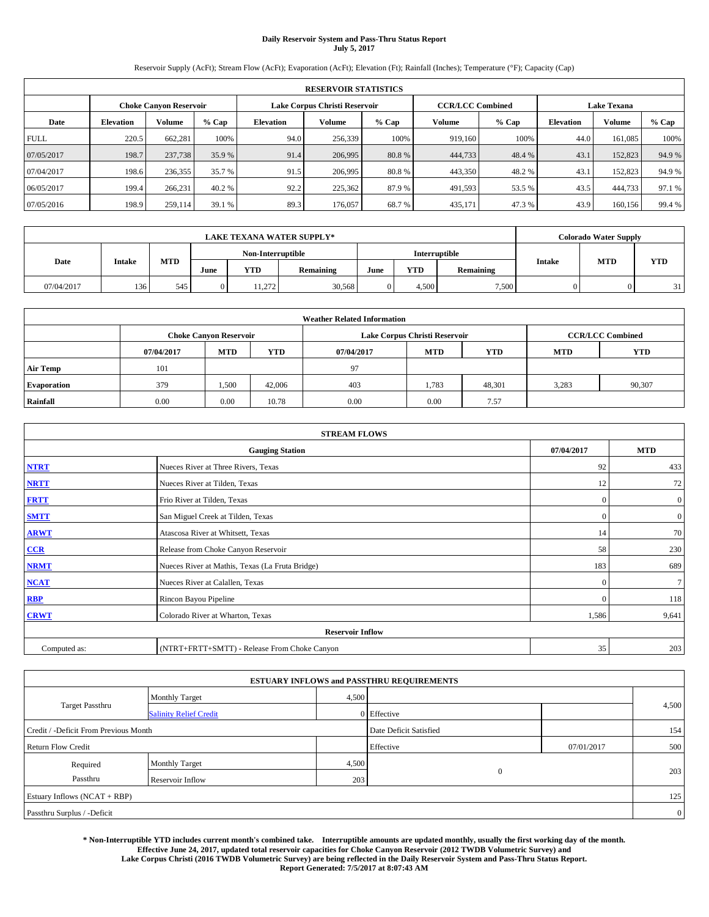# Daily Reservoir System and Pass-Thru Status Report
## July 5, 2017

Reservoir Supply (AcFt); Stream Flow (AcFt); Evaporation (AcFt); Elevation (Ft); Rainfall (Inches); Temperature (°F); Capacity (Cap)

| RESERVOIR STATISTICS | | | | | | | | | | | |
|---|---|---|---|---|---|---|---|---|---|---|---|
| | Choke Canyon Reservoir | | | Lake Corpus Christi Reservoir | | | CCR/LCC Combined | | Lake Texana | | |
| Date | Elevation | Volume | % Cap | Elevation | Volume | % Cap | Volume | % Cap | Elevation | Volume | % Cap |
| FULL | 220.5 | 662,281 | 100% | 94.0 | 256,339 | 100% | 919,160 | 100% | 44.0 | 161,085 | 100% |
| 07/05/2017 | 198.7 | 237,738 | 35.9 % | 91.4 | 206,995 | 80.8 % | 444,733 | 48.4 % | 43.1 | 152,823 | 94.9 % |
| 07/04/2017 | 198.6 | 236,355 | 35.7 % | 91.5 | 206,995 | 80.8 % | 443,350 | 48.2 % | 43.1 | 152,823 | 94.9 % |
| 06/05/2017 | 199.4 | 266,231 | 40.2 % | 92.2 | 225,362 | 87.9 % | 491,593 | 53.5 % | 43.5 | 444,733 | 97.1 % |
| 07/05/2016 | 198.9 | 259,114 | 39.1 % | 89.3 | 176,057 | 68.7 % | 435,171 | 47.3 % | 43.9 | 160,156 | 99.4 % |

| LAKE TEXANA WATER SUPPLY* | | | | | | | | | Colorado Water Supply | | |
|---|---|---|---|---|---|---|---|---|---|---|---|
| Date | Intake | MTD | Non-Interruptible | | | Interruptible | | | Intake | MTD | YTD |
| | | | June | YTD | Remaining | June | YTD | Remaining | | | |
| 07/04/2017 | 136 | 545 | 0 | 11,272 | 30,568 | 0 | 4,500 | 7,500 | 0 | 0 | 31 |

| Weather Related Information | | | | | | | | |
|---|---|---|---|---|---|---|---|---|
| | Choke Canyon Reservoir | | | Lake Corpus Christi Reservoir | | | CCR/LCC Combined | |
| | 07/04/2017 | MTD | YTD | 07/04/2017 | MTD | YTD | MTD | YTD |
| Air Temp | 101 | | | 97 | | | | |
| Evaporation | 379 | 1,500 | 42,006 | 403 | 1,783 | 48,301 | 3,283 | 90,307 |
| Rainfall | 0.00 | 0.00 | 10.78 | 0.00 | 0.00 | 7.57 | | |

| STREAM FLOWS | | | |
|---|---|---|---|
| | Gauging Station | 07/04/2017 | MTD |
| NTRT | Nueces River at Three Rivers, Texas | 92 | 433 |
| NRTT | Nueces River at Tilden, Texas | 12 | 72 |
| FRTT | Frio River at Tilden, Texas | 0 | 0 |
| SMTT | San Miguel Creek at Tilden, Texas | 0 | 0 |
| ARWT | Atascosa River at Whitsett, Texas | 14 | 70 |
| CCR | Release from Choke Canyon Reservoir | 58 | 230 |
| NRMT | Nueces River at Mathis, Texas (La Fruta Bridge) | 183 | 689 |
| NCAT | Nueces River at Calallen, Texas | 0 | 7 |
| RBP | Rincon Bayou Pipeline | 0 | 118 |
| CRWT | Colorado River at Wharton, Texas | 1,586 | 9,641 |
| **Reservoir Inflow** | | | |
| Computed as: | (NTRT+FRTT+SMTT) - Release From Choke Canyon | 35 | 203 |

| ESTUARY INFLOWS and PASSTHRU REQUIREMENTS | | | | | |
|---|---|---|---|---|---|
| Target Passthru | Monthly Target | 4,500 | | | 4,500 |
| | Salinity Relief Credit | 0 | Effective | | |
| Credit / -Deficit From Previous Month | | | Date Deficit Satisfied | | 154 |
| Return Flow Credit | | | Effective | 07/01/2017 | 500 |
| Required Passthru | Monthly Target | 4,500 | 0 | | 203 |
| | Reservoir Inflow | 203 | | | |
| Estuary Inflows (NCAT + RBP) | | | | | 125 |
| Passthru Surplus / -Deficit | | | | | 0 |

**\* Non-Interruptible YTD includes current month's combined take. Interruptible amounts are updated monthly, usually the first working day of the month. Effective June 24, 2017, updated total reservoir capacities for Choke Canyon Reservoir (2012 TWDB Volumetric Survey) and Lake Corpus Christi (2016 TWDB Volumetric Survey) are being reflected in the Daily Reservoir System and Pass-Thru Status Report. Report Generated: 7/5/2017 at 8:07:43 AM**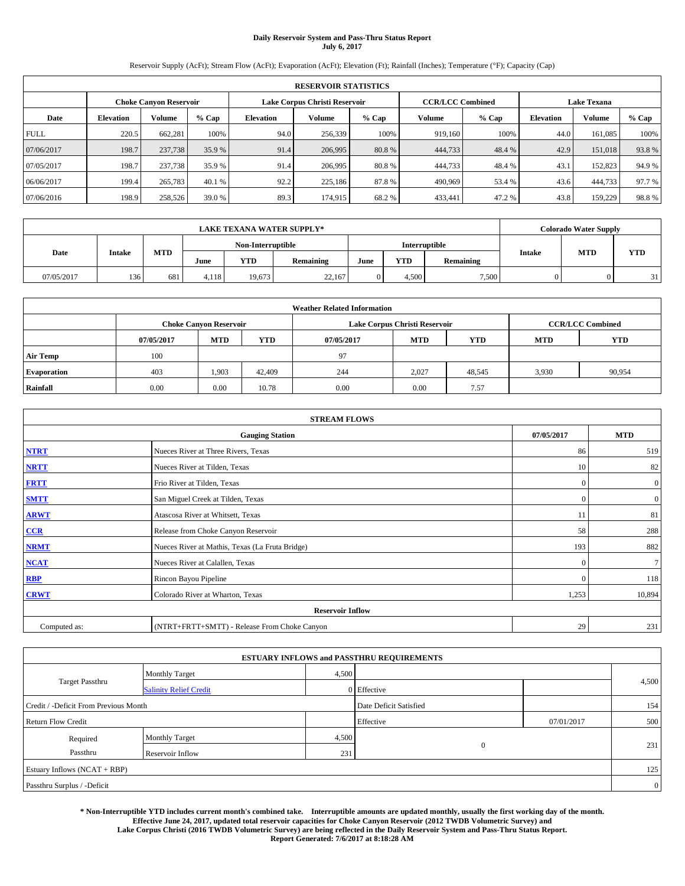**Daily Reservoir System and Pass-Thru Status Report**
**July 6, 2017**

Reservoir Supply (AcFt); Stream Flow (AcFt); Evaporation (AcFt); Elevation (Ft); Rainfall (Inches); Temperature (°F); Capacity (Cap)

| RESERVOIR STATISTICS | | | | | | | | | | | |
|---|---|---|---|---|---|---|---|---|---|---|---|
| | Choke Canyon Reservoir | | | Lake Corpus Christi Reservoir | | | CCR/LCC Combined | | Lake Texana | | |
| Date | Elevation | Volume | % Cap | Elevation | Volume | % Cap | Volume | % Cap | Elevation | Volume | % Cap |
| FULL | 220.5 | 662,281 | 100% | 94.0 | 256,339 | 100% | 919,160 | 100% | 44.0 | 161,085 | 100% |
| 07/06/2017 | 198.7 | 237,738 | 35.9 % | 91.4 | 206,995 | 80.8 % | 444,733 | 48.4 % | 42.9 | 151,018 | 93.8 % |
| 07/05/2017 | 198.7 | 237,738 | 35.9 % | 91.4 | 206,995 | 80.8 % | 444,733 | 48.4 % | 43.1 | 152,823 | 94.9 % |
| 06/06/2017 | 199.4 | 265,783 | 40.1 % | 92.2 | 225,186 | 87.8 % | 490,969 | 53.4 % | 43.6 | 444,733 | 97.7 % |
| 07/06/2016 | 198.9 | 258,526 | 39.0 % | 89.3 | 174,915 | 68.2 % | 433,441 | 47.2 % | 43.8 | 159,229 | 98.8 % |

| LAKE TEXANA WATER SUPPLY* | | | | | | | | | Colorado Water Supply | | |
|---|---|---|---|---|---|---|---|---|---|---|---|
| Date | Intake | MTD | Non-Interruptible | | | Interruptible | | | Intake | MTD | YTD |
| | | | June | YTD | Remaining | June | YTD | Remaining | | | |
| 07/05/2017 | 136 | 681 | 4,118 | 19,673 | 22,167 | 0 | 4,500 | 7,500 | 0 | 0 | 31 |

| Weather Related Information | | | | | | | | |
|---|---|---|---|---|---|---|---|---|
| | Choke Canyon Reservoir | | | Lake Corpus Christi Reservoir | | | CCR/LCC Combined | |
| | 07/05/2017 | MTD | YTD | 07/05/2017 | MTD | YTD | MTD | YTD |
| Air Temp | 100 | | | 97 | | | | |
| Evaporation | 403 | 1,903 | 42,409 | 244 | 2,027 | 48,545 | 3,930 | 90,954 |
| Rainfall | 0.00 | 0.00 | 10.78 | 0.00 | 0.00 | 7.57 | | |

| STREAM FLOWS | | | |
|---|---|---|---|
| Gauging Station | | 07/05/2017 | MTD |
| NTRT | Nueces River at Three Rivers, Texas | 86 | 519 |
| NRTT | Nueces River at Tilden, Texas | 10 | 82 |
| FRTT | Frio River at Tilden, Texas | 0 | 0 |
| SMTT | San Miguel Creek at Tilden, Texas | 0 | 0 |
| ARWT | Atascosa River at Whitsett, Texas | 11 | 81 |
| CCR | Release from Choke Canyon Reservoir | 58 | 288 |
| NRMT | Nueces River at Mathis, Texas (La Fruta Bridge) | 193 | 882 |
| NCAT | Nueces River at Calallen, Texas | 0 | 7 |
| RBP | Rincon Bayou Pipeline | 0 | 118 |
| CRWT | Colorado River at Wharton, Texas | 1,253 | 10,894 |
| Reservoir Inflow | | | |
| Computed as: | (NTRT+FRTT+SMTT) - Release From Choke Canyon | 29 | 231 |

| ESTUARY INFLOWS and PASSTHRU REQUIREMENTS | | | | | |
|---|---|---|---|---|---|
| Target Passthru | Monthly Target | 4,500 | | | 4,500 |
| | Salinity Relief Credit | 0 | Effective | | |
| Credit / -Deficit From Previous Month | | | Date Deficit Satisfied | | 154 |
| Return Flow Credit | | | Effective | 07/01/2017 | 500 |
| Required Passthru | Monthly Target | 4,500 | 0 | | 231 |
| | Reservoir Inflow | 231 | | | |
| Estuary Inflows (NCAT + RBP) | | | | | 125 |
| Passthru Surplus / -Deficit | | | | | 0 |

**\* Non-Interruptible YTD includes current month's combined take. Interruptible amounts are updated monthly, usually the first working day of the month. Effective June 24, 2017, updated total reservoir capacities for Choke Canyon Reservoir (2012 TWDB Volumetric Survey) and Lake Corpus Christi (2016 TWDB Volumetric Survey) are being reflected in the Daily Reservoir System and Pass-Thru Status Report. Report Generated: 7/6/2017 at 8:18:28 AM**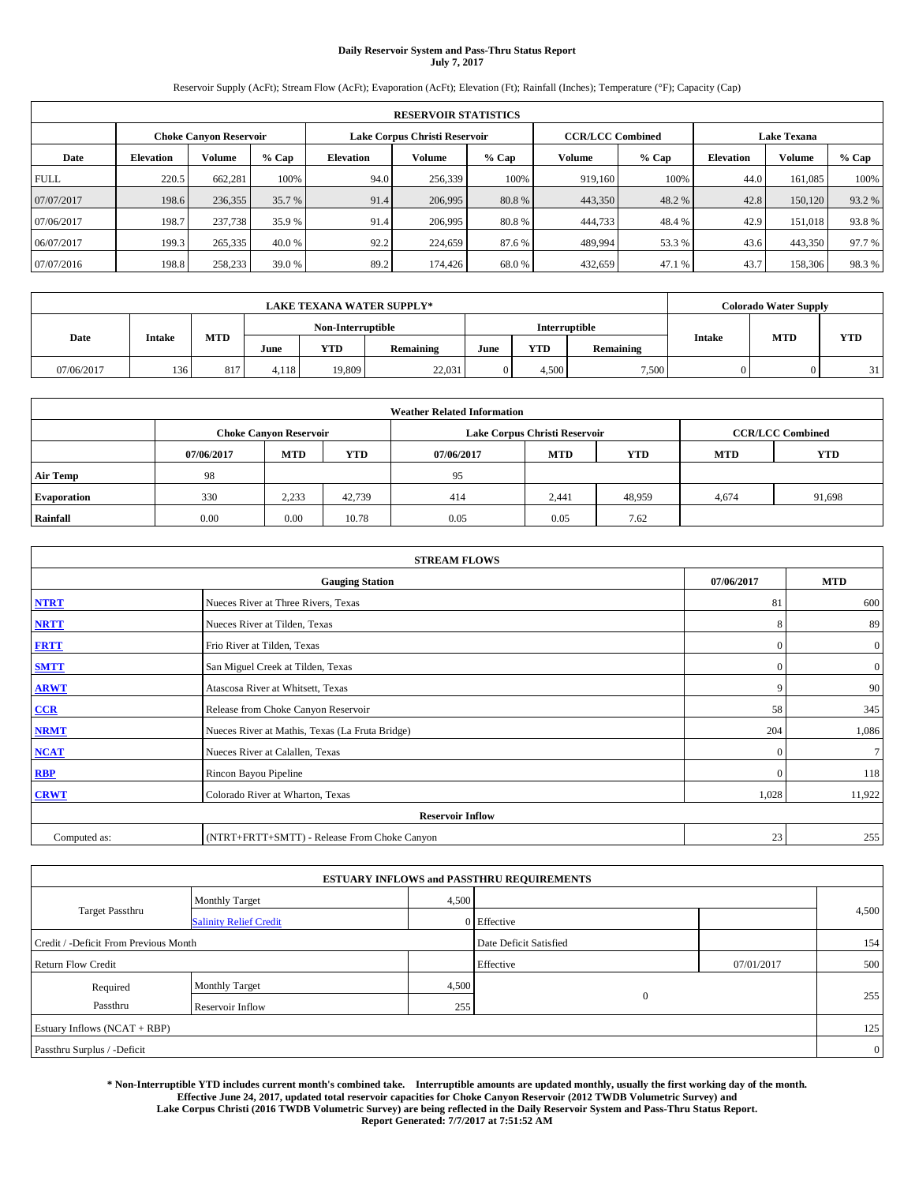# Daily Reservoir System and Pass-Thru Status Report
**July 7, 2017**

Reservoir Supply (AcFt); Stream Flow (AcFt); Evaporation (AcFt); Elevation (Ft); Rainfall (Inches); Temperature (°F); Capacity (Cap)

| RESERVOIR STATISTICS | | | | | | | | | | | |
|---|---|---|---|---|---|---|---|---|---|---|---|
| | Choke Canyon Reservoir | | | Lake Corpus Christi Reservoir | | | CCR/LCC Combined | | Lake Texana | | |
| Date | Elevation | Volume | % Cap | Elevation | Volume | % Cap | Volume | % Cap | Elevation | Volume | % Cap |
| FULL | 220.5 | 662,281 | 100% | 94.0 | 256,339 | 100% | 919,160 | 100% | 44.0 | 161,085 | 100% |
| 07/07/2017 | 198.6 | 236,355 | 35.7 % | 91.4 | 206,995 | 80.8 % | 443,350 | 48.2 % | 42.8 | 150,120 | 93.2 % |
| 07/06/2017 | 198.7 | 237,738 | 35.9 % | 91.4 | 206,995 | 80.8 % | 444,733 | 48.4 % | 42.9 | 151,018 | 93.8 % |
| 06/07/2017 | 199.3 | 265,335 | 40.0 % | 92.2 | 224,659 | 87.6 % | 489,994 | 53.3 % | 43.6 | 443,350 | 97.7 % |
| 07/07/2016 | 198.8 | 258,233 | 39.0 % | 89.2 | 174,426 | 68.0 % | 432,659 | 47.1 % | 43.7 | 158,306 | 98.3 % |

| LAKE TEXANA WATER SUPPLY* | | | | | | | | | Colorado Water Supply | | |
|---|---|---|---|---|---|---|---|---|---|---|---|
| Date | Intake | MTD | Non-Interruptible | | | Interruptible | | | Intake | MTD | YTD |
| | | | June | YTD | Remaining | June | YTD | Remaining | | | |
| 07/06/2017 | 136 | 817 | 4,118 | 19,809 | 22,031 | 0 | 4,500 | 7,500 | 0 | 0 | 31 |

| Weather Related Information | | | | | | | | |
|---|---|---|---|---|---|---|---|---|
| | Choke Canyon Reservoir | | | Lake Corpus Christi Reservoir | | | CCR/LCC Combined | |
| | 07/06/2017 | MTD | YTD | 07/06/2017 | MTD | YTD | MTD | YTD |
| Air Temp | 98 | | | 95 | | | | |
| Evaporation | 330 | 2,233 | 42,739 | 414 | 2,441 | 48,959 | 4,674 | 91,698 |
| Rainfall | 0.00 | 0.00 | 10.78 | 0.05 | 0.05 | 7.62 | | |

| STREAM FLOWS | | | |
|---|---|---|---|
| | Gauging Station | 07/06/2017 | MTD |
| NTRT | Nueces River at Three Rivers, Texas | 81 | 600 |
| NRTT | Nueces River at Tilden, Texas | 8 | 89 |
| FRTT | Frio River at Tilden, Texas | 0 | 0 |
| SMTT | San Miguel Creek at Tilden, Texas | 0 | 0 |
| ARWT | Atascosa River at Whitsett, Texas | 9 | 90 |
| CCR | Release from Choke Canyon Reservoir | 58 | 345 |
| NRMT | Nueces River at Mathis, Texas (La Fruta Bridge) | 204 | 1,086 |
| NCAT | Nueces River at Calallen, Texas | 0 | 7 |
| RBP | Rincon Bayou Pipeline | 0 | 118 |
| CRWT | Colorado River at Wharton, Texas | 1,028 | 11,922 |
| Reservoir Inflow | | | |
| Computed as: | (NTRT+FRTT+SMTT) - Release From Choke Canyon | 23 | 255 |

| ESTUARY INFLOWS and PASSTHRU REQUIREMENTS | | | | | |
|---|---|---|---|---|---|
| Target Passthru | Monthly Target | 4,500 | | | 4,500 |
| | Salinity Relief Credit | 0 | Effective | | |
| Credit / -Deficit From Previous Month | | | Date Deficit Satisfied | | 154 |
| Return Flow Credit | | | Effective | 07/01/2017 | 500 |
| Required Passthru | Monthly Target | 4,500 | 0 | | 255 |
| | Reservoir Inflow | 255 | | | |
| Estuary Inflows (NCAT + RBP) | | | | | 125 |
| Passthru Surplus / -Deficit | | | | | 0 |

**\* Non-Interruptible YTD includes current month's combined take. Interruptible amounts are updated monthly, usually the first working day of the month. Effective June 24, 2017, updated total reservoir capacities for Choke Canyon Reservoir (2012 TWDB Volumetric Survey) and Lake Corpus Christi (2016 TWDB Volumetric Survey) are being reflected in the Daily Reservoir System and Pass-Thru Status Report. Report Generated: 7/7/2017 at 7:51:52 AM**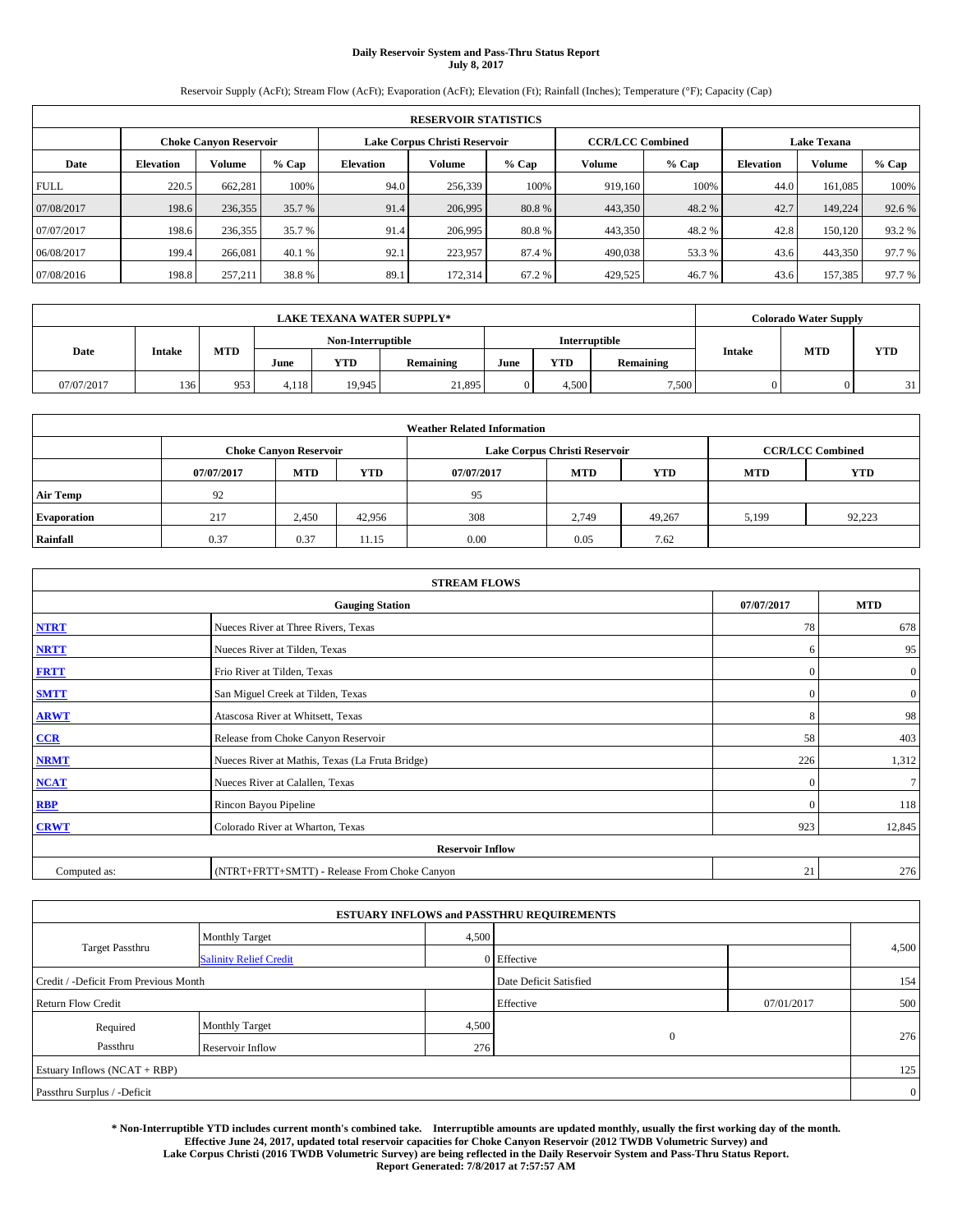# Daily Reservoir System and Pass-Thru Status Report
## July 8, 2017

Reservoir Supply (AcFt); Stream Flow (AcFt); Evaporation (AcFt); Elevation (Ft); Rainfall (Inches); Temperature (°F); Capacity (Cap)

| RESERVOIR STATISTICS | | | | | | | | | | | |
|---|---|---|---|---|---|---|---|---|---|---|---|
| | Choke Canyon Reservoir | | | Lake Corpus Christi Reservoir | | | CCR/LCC Combined | | Lake Texana | | |
| Date | Elevation | Volume | % Cap | Elevation | Volume | % Cap | Volume | % Cap | Elevation | Volume | % Cap |
| FULL | 220.5 | 662,281 | 100% | 94.0 | 256,339 | 100% | 919,160 | 100% | 44.0 | 161,085 | 100% |
| 07/08/2017 | 198.6 | 236,355 | 35.7 % | 91.4 | 206,995 | 80.8 % | 443,350 | 48.2 % | 42.7 | 149,224 | 92.6 % |
| 07/07/2017 | 198.6 | 236,355 | 35.7 % | 91.4 | 206,995 | 80.8 % | 443,350 | 48.2 % | 42.8 | 150,120 | 93.2 % |
| 06/08/2017 | 199.4 | 266,081 | 40.1 % | 92.1 | 223,957 | 87.4 % | 490,038 | 53.3 % | 43.6 | 443,350 | 97.7 % |
| 07/08/2016 | 198.8 | 257,211 | 38.8 % | 89.1 | 172,314 | 67.2 % | 429,525 | 46.7 % | 43.6 | 157,385 | 97.7 % |

| LAKE TEXANA WATER SUPPLY* | | | | | | | | | Colorado Water Supply | | |
|---|---|---|---|---|---|---|---|---|---|---|---|
| Date | Intake | MTD | Non-Interruptible | | | Interruptible | | | Intake | MTD | YTD |
| | | | June | YTD | Remaining | June | YTD | Remaining | | | |
| 07/07/2017 | 136 | 953 | 4,118 | 19,945 | 21,895 | 0 | 4,500 | 7,500 | 0 | 0 | 31 |

| Weather Related Information | | | | | | | | |
|---|---|---|---|---|---|---|---|---|
| | Choke Canyon Reservoir | | | Lake Corpus Christi Reservoir | | | CCR/LCC Combined | |
| | 07/07/2017 | MTD | YTD | 07/07/2017 | MTD | YTD | MTD | YTD |
| Air Temp | 92 | | | 95 | | | | |
| Evaporation | 217 | 2,450 | 42,956 | 308 | 2,749 | 49,267 | 5,199 | 92,223 |
| Rainfall | 0.37 | 0.37 | 11.15 | 0.00 | 0.05 | 7.62 | | |

| STREAM FLOWS | | | |
|---|---|---|---|
| | Gauging Station | 07/07/2017 | MTD |
| NTRT | Nueces River at Three Rivers, Texas | 78 | 678 |
| NRTT | Nueces River at Tilden, Texas | 6 | 95 |
| FRTT | Frio River at Tilden, Texas | 0 | 0 |
| SMTT | San Miguel Creek at Tilden, Texas | 0 | 0 |
| ARWT | Atascosa River at Whitsett, Texas | 8 | 98 |
| CCR | Release from Choke Canyon Reservoir | 58 | 403 |
| NRMT | Nueces River at Mathis, Texas (La Fruta Bridge) | 226 | 1,312 |
| NCAT | Nueces River at Calallen, Texas | 0 | 7 |
| RBP | Rincon Bayou Pipeline | 0 | 118 |
| CRWT | Colorado River at Wharton, Texas | 923 | 12,845 |
| Reservoir Inflow | | | |
| Computed as: | (NTRT+FRTT+SMTT) - Release From Choke Canyon | 21 | 276 |

| ESTUARY INFLOWS and PASSTHRU REQUIREMENTS | | | | | |
|---|---|---|---|---|---|
| Target Passthru | Monthly Target | 4,500 | | | 4,500 |
| | Salinity Relief Credit | 0 | Effective | | |
| Credit / -Deficit From Previous Month | | | Date Deficit Satisfied | | 154 |
| Return Flow Credit | | | Effective | 07/01/2017 | 500 |
| Required Passthru | Monthly Target | 4,500 | 0 | | 276 |
| | Reservoir Inflow | 276 | | | |
| Estuary Inflows (NCAT + RBP) | | | | | 125 |
| Passthru Surplus / -Deficit | | | | | 0 |

**\* Non-Interruptible YTD includes current month's combined take. Interruptible amounts are updated monthly, usually the first working day of the month. Effective June 24, 2017, updated total reservoir capacities for Choke Canyon Reservoir (2012 TWDB Volumetric Survey) and Lake Corpus Christi (2016 TWDB Volumetric Survey) are being reflected in the Daily Reservoir System and Pass-Thru Status Report. Report Generated: 7/8/2017 at 7:57:57 AM**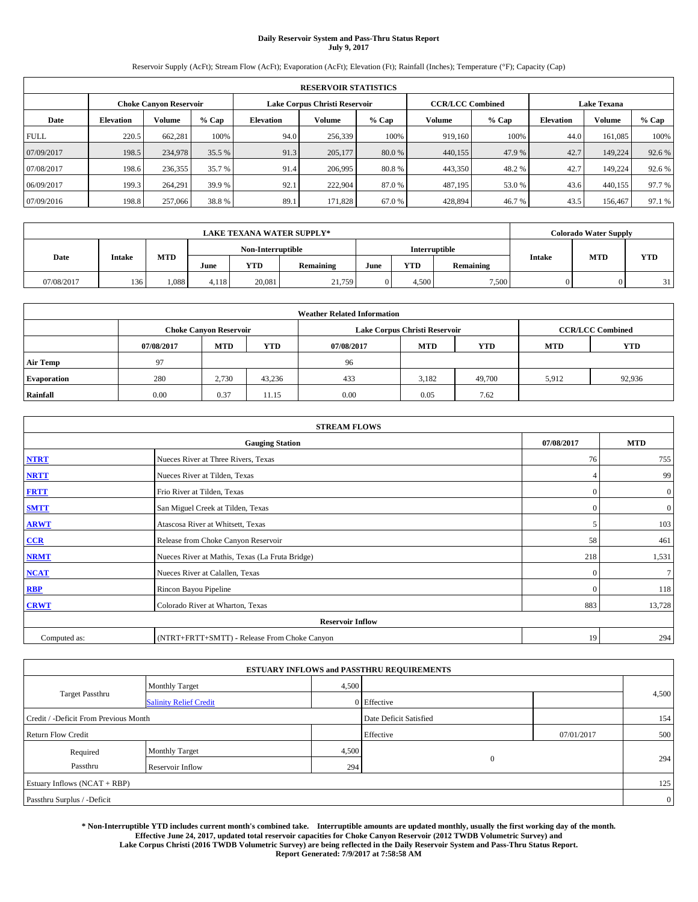**Daily Reservoir System and Pass-Thru Status Report**
**July 9, 2017**

Reservoir Supply (AcFt); Stream Flow (AcFt); Evaporation (AcFt); Elevation (Ft); Rainfall (Inches); Temperature (°F); Capacity (Cap)

| RESERVOIR STATISTICS | | | | | | | | | | | |
|---|---|---|---|---|---|---|---|---|---|---|---|
| | Choke Canyon Reservoir | | | Lake Corpus Christi Reservoir | | | CCR/LCC Combined | | Lake Texana | | |
| Date | Elevation | Volume | % Cap | Elevation | Volume | % Cap | Volume | % Cap | Elevation | Volume | % Cap |
| FULL | 220.5 | 662,281 | 100% | 94.0 | 256,339 | 100% | 919,160 | 100% | 44.0 | 161,085 | 100% |
| 07/09/2017 | 198.5 | 234,978 | 35.5 % | 91.3 | 205,177 | 80.0 % | 440,155 | 47.9 % | 42.7 | 149,224 | 92.6 % |
| 07/08/2017 | 198.6 | 236,355 | 35.7 % | 91.4 | 206,995 | 80.8 % | 443,350 | 48.2 % | 42.7 | 149,224 | 92.6 % |
| 06/09/2017 | 199.3 | 264,291 | 39.9 % | 92.1 | 222,904 | 87.0 % | 487,195 | 53.0 % | 43.6 | 440,155 | 97.7 % |
| 07/09/2016 | 198.8 | 257,066 | 38.8 % | 89.1 | 171,828 | 67.0 % | 428,894 | 46.7 % | 43.5 | 156,467 | 97.1 % |

| LAKE TEXANA WATER SUPPLY* | | | | | | | | | Colorado Water Supply | | |
|---|---|---|---|---|---|---|---|---|---|---|---|
| Date | Intake | MTD | Non-Interruptible | | | Interruptible | | | Intake | MTD | YTD |
| | | | June | YTD | Remaining | June | YTD | Remaining | | | |
| 07/08/2017 | 136 | 1,088 | 4,118 | 20,081 | 21,759 | 0 | 4,500 | 7,500 | 0 | 0 | 31 |

| Weather Related Information | | | | | | | | |
|---|---|---|---|---|---|---|---|---|
| | Choke Canyon Reservoir | | | Lake Corpus Christi Reservoir | | | CCR/LCC Combined | |
| | 07/08/2017 | MTD | YTD | 07/08/2017 | MTD | YTD | MTD | YTD |
| Air Temp | 97 | | | 96 | | | | |
| Evaporation | 280 | 2,730 | 43,236 | 433 | 3,182 | 49,700 | 5,912 | 92,936 |
| Rainfall | 0.00 | 0.37 | 11.15 | 0.00 | 0.05 | 7.62 | | |

| STREAM FLOWS | | | |
|---|---|---|---|
| | Gauging Station | 07/08/2017 | MTD |
| NTRT | Nueces River at Three Rivers, Texas | 76 | 755 |
| NRTT | Nueces River at Tilden, Texas | 4 | 99 |
| FRTT | Frio River at Tilden, Texas | 0 | 0 |
| SMTT | San Miguel Creek at Tilden, Texas | 0 | 0 |
| ARWT | Atascosa River at Whitsett, Texas | 5 | 103 |
| CCR | Release from Choke Canyon Reservoir | 58 | 461 |
| NRMT | Nueces River at Mathis, Texas (La Fruta Bridge) | 218 | 1,531 |
| NCAT | Nueces River at Calallen, Texas | 0 | 7 |
| RBP | Rincon Bayou Pipeline | 0 | 118 |
| CRWT | Colorado River at Wharton, Texas | 883 | 13,728 |
| Reservoir Inflow | | | |
| Computed as: | (NTRT+FRTT+SMTT) - Release From Choke Canyon | 19 | 294 |

| ESTUARY INFLOWS and PASSTHRU REQUIREMENTS | | | | | |
|---|---|---|---|---|---|
| Target Passthru | Monthly Target | 4,500 | | | 4,500 |
| | Salinity Relief Credit | 0 | Effective | | |
| Credit / -Deficit From Previous Month | | | Date Deficit Satisfied | | 154 |
| Return Flow Credit | | | Effective | 07/01/2017 | 500 |
| Required Passthru | Monthly Target | 4,500 | 0 | | 294 |
| | Reservoir Inflow | 294 | | | |
| Estuary Inflows (NCAT + RBP) | | | | | 125 |
| Passthru Surplus / -Deficit | | | | | 0 |

**\* Non-Interruptible YTD includes current month's combined take. Interruptible amounts are updated monthly, usually the first working day of the month. Effective June 24, 2017, updated total reservoir capacities for Choke Canyon Reservoir (2012 TWDB Volumetric Survey) and Lake Corpus Christi (2016 TWDB Volumetric Survey) are being reflected in the Daily Reservoir System and Pass-Thru Status Report.**
**Report Generated: 7/9/2017 at 7:58:58 AM**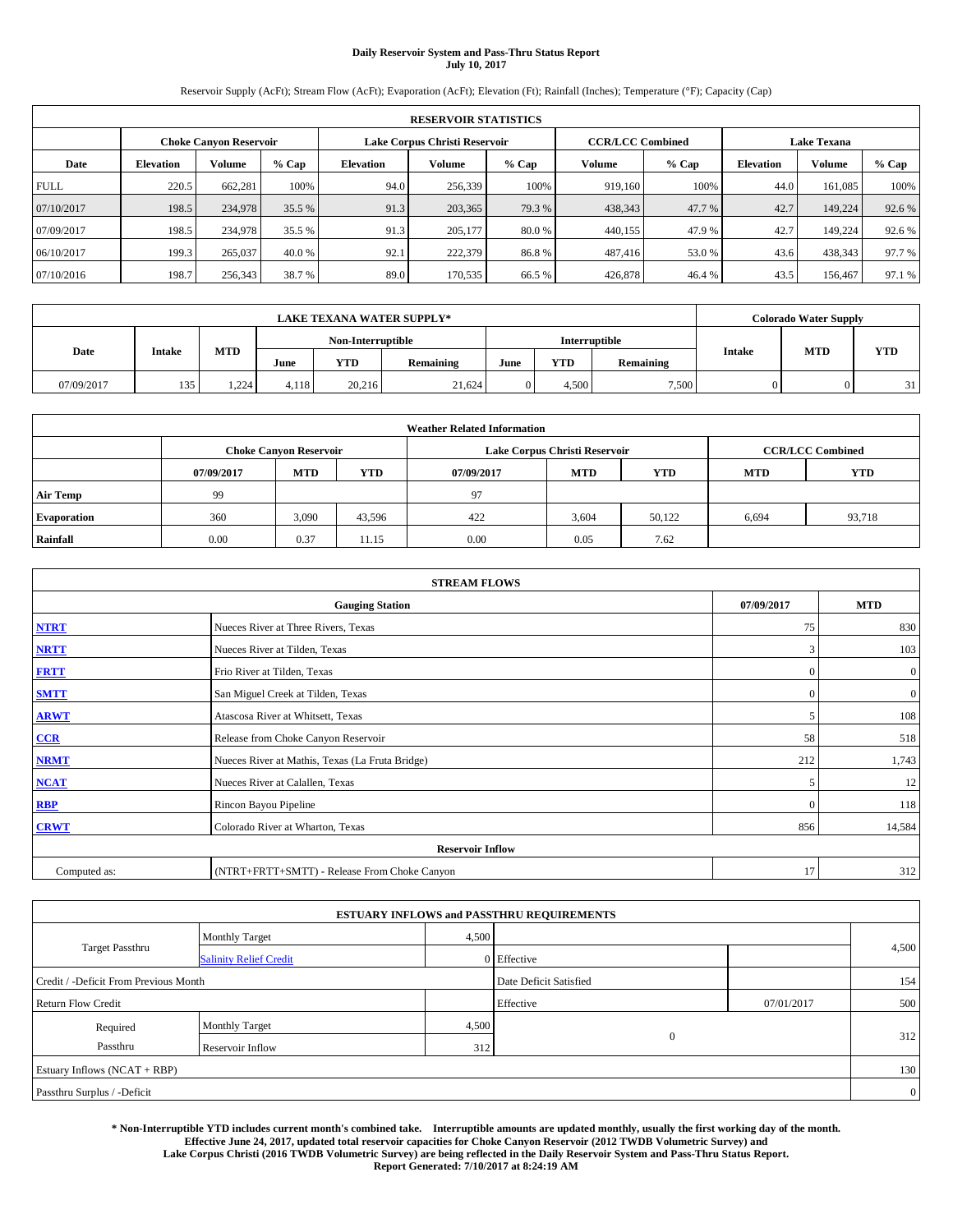# Daily Reservoir System and Pass-Thru Status Report
## July 10, 2017

Reservoir Supply (AcFt); Stream Flow (AcFt); Evaporation (AcFt); Elevation (Ft); Rainfall (Inches); Temperature (°F); Capacity (Cap)

| RESERVOIR STATISTICS | | | | | | | | | | | |
|---|---|---|---|---|---|---|---|---|---|---|---|
| | Choke Canyon Reservoir | | | Lake Corpus Christi Reservoir | | | CCR/LCC Combined | | Lake Texana | | |
| Date | Elevation | Volume | % Cap | Elevation | Volume | % Cap | Volume | % Cap | Elevation | Volume | % Cap |
| FULL | 220.5 | 662,281 | 100% | 94.0 | 256,339 | 100% | 919,160 | 100% | 44.0 | 161,085 | 100% |
| 07/10/2017 | 198.5 | 234,978 | 35.5 % | 91.3 | 203,365 | 79.3 % | 438,343 | 47.7 % | 42.7 | 149,224 | 92.6 % |
| 07/09/2017 | 198.5 | 234,978 | 35.5 % | 91.3 | 205,177 | 80.0 % | 440,155 | 47.9 % | 42.7 | 149,224 | 92.6 % |
| 06/10/2017 | 199.3 | 265,037 | 40.0 % | 92.1 | 222,379 | 86.8 % | 487,416 | 53.0 % | 43.6 | 438,343 | 97.7 % |
| 07/10/2016 | 198.7 | 256,343 | 38.7 % | 89.0 | 170,535 | 66.5 % | 426,878 | 46.4 % | 43.5 | 156,467 | 97.1 % |

| LAKE TEXANA WATER SUPPLY* | | | | | | | | | Colorado Water Supply | | |
|---|---|---|---|---|---|---|---|---|---|---|---|
| Date | Intake | MTD | Non-Interruptible | | | Interruptible | | | Intake | MTD | YTD |
| | | | June | YTD | Remaining | June | YTD | Remaining | | | |
| 07/09/2017 | 135 | 1,224 | 4,118 | 20,216 | 21,624 | 0 | 4,500 | 7,500 | 0 | 0 | 31 |

| Weather Related Information | | | | | | | | |
|---|---|---|---|---|---|---|---|---|
| | Choke Canyon Reservoir | | | Lake Corpus Christi Reservoir | | | CCR/LCC Combined | |
| | 07/09/2017 | MTD | YTD | 07/09/2017 | MTD | YTD | MTD | YTD |
| Air Temp | 99 | | | 97 | | | | |
| Evaporation | 360 | 3,090 | 43,596 | 422 | 3,604 | 50,122 | 6,694 | 93,718 |
| Rainfall | 0.00 | 0.37 | 11.15 | 0.00 | 0.05 | 7.62 | | |

| STREAM FLOWS | | | |
|---|---|---|---|
| | Gauging Station | 07/09/2017 | MTD |
| NTRT | Nueces River at Three Rivers, Texas | 75 | 830 |
| NRTT | Nueces River at Tilden, Texas | 3 | 103 |
| FRTT | Frio River at Tilden, Texas | 0 | 0 |
| SMTT | San Miguel Creek at Tilden, Texas | 0 | 0 |
| ARWT | Atascosa River at Whitsett, Texas | 5 | 108 |
| CCR | Release from Choke Canyon Reservoir | 58 | 518 |
| NRMT | Nueces River at Mathis, Texas (La Fruta Bridge) | 212 | 1,743 |
| NCAT | Nueces River at Calallen, Texas | 5 | 12 |
| RBP | Rincon Bayou Pipeline | 0 | 118 |
| CRWT | Colorado River at Wharton, Texas | 856 | 14,584 |
| Reservoir Inflow | | | |
| Computed as: | (NTRT+FRTT+SMTT) - Release From Choke Canyon | 17 | 312 |

| ESTUARY INFLOWS and PASSTHRU REQUIREMENTS | | | | | |
|---|---|---|---|---|---|
| Target Passthru | Monthly Target | 4,500 | | | 4,500 |
| | Salinity Relief Credit | 0 | Effective | | |
| Credit / -Deficit From Previous Month | | | Date Deficit Satisfied | | 154 |
| Return Flow Credit | | | Effective | 07/01/2017 | 500 |
| Required Passthru | Monthly Target | 4,500 | 0 | | 312 |
| | Reservoir Inflow | 312 | | | |
| Estuary Inflows (NCAT + RBP) | | | | | 130 |
| Passthru Surplus / -Deficit | | | | | 0 |

**\* Non-Interruptible YTD includes current month's combined take. Interruptible amounts are updated monthly, usually the first working day of the month. Effective June 24, 2017, updated total reservoir capacities for Choke Canyon Reservoir (2012 TWDB Volumetric Survey) and Lake Corpus Christi (2016 TWDB Volumetric Survey) are being reflected in the Daily Reservoir System and Pass-Thru Status Report. Report Generated: 7/10/2017 at 8:24:19 AM**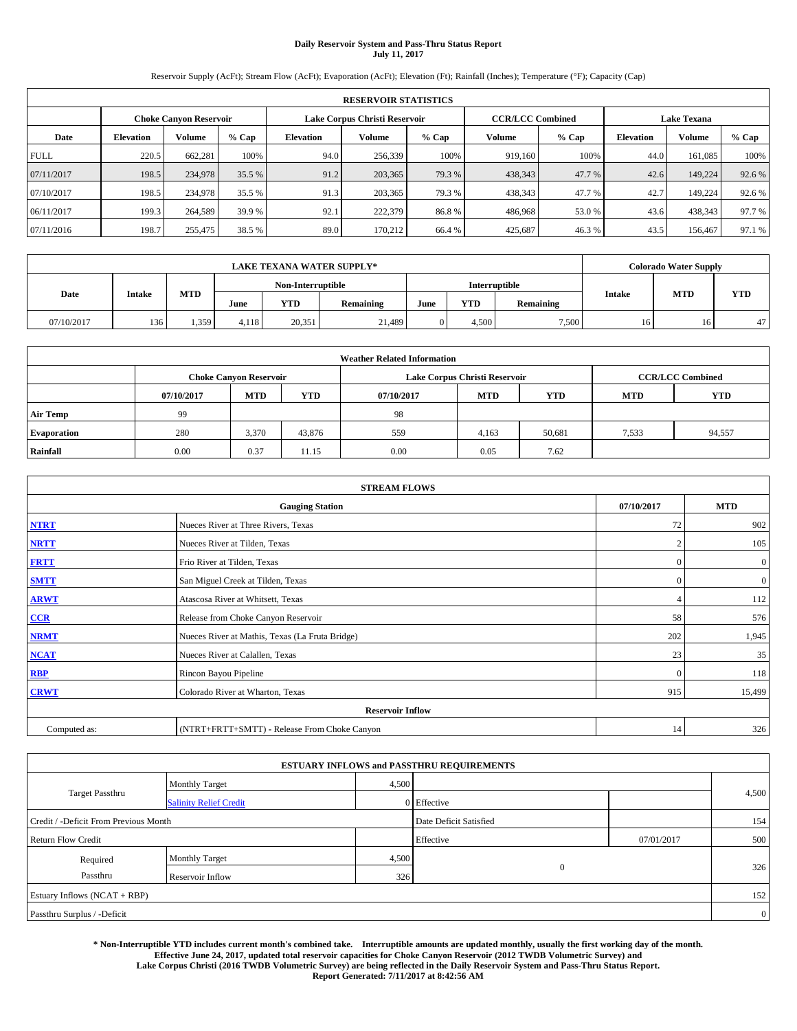# Daily Reservoir System and Pass-Thru Status Report
**July 11, 2017**

Reservoir Supply (AcFt); Stream Flow (AcFt); Evaporation (AcFt); Elevation (Ft); Rainfall (Inches); Temperature (°F); Capacity (Cap)

| RESERVOIR STATISTICS | | | | | | | | | | | |
|---|---|---|---|---|---|---|---|---|---|---|---|
| | Choke Canyon Reservoir | | | Lake Corpus Christi Reservoir | | | CCR/LCC Combined | | Lake Texana | | |
| Date | Elevation | Volume | % Cap | Elevation | Volume | % Cap | Volume | % Cap | Elevation | Volume | % Cap |
| FULL | 220.5 | 662,281 | 100% | 94.0 | 256,339 | 100% | 919,160 | 100% | 44.0 | 161,085 | 100% |
| 07/11/2017 | 198.5 | 234,978 | 35.5 % | 91.2 | 203,365 | 79.3 % | 438,343 | 47.7 % | 42.6 | 149,224 | 92.6 % |
| 07/10/2017 | 198.5 | 234,978 | 35.5 % | 91.3 | 203,365 | 79.3 % | 438,343 | 47.7 % | 42.7 | 149,224 | 92.6 % |
| 06/11/2017 | 199.3 | 264,589 | 39.9 % | 92.1 | 222,379 | 86.8 % | 486,968 | 53.0 % | 43.6 | 438,343 | 97.7 % |
| 07/11/2016 | 198.7 | 255,475 | 38.5 % | 89.0 | 170,212 | 66.4 % | 425,687 | 46.3 % | 43.5 | 156,467 | 97.1 % |

| LAKE TEXANA WATER SUPPLY* | | | | | | | | | Colorado Water Supply | | |
|---|---|---|---|---|---|---|---|---|---|---|---|
| Date | Intake | MTD | Non-Interruptible | | | Interruptible | | | Intake | MTD | YTD |
| | | | June | YTD | Remaining | June | YTD | Remaining | | | |
| 07/10/2017 | 136 | 1,359 | 4,118 | 20,351 | 21,489 | 0 | 4,500 | 7,500 | 16 | 16 | 47 |

| Weather Related Information | | | | | | | | |
|---|---|---|---|---|---|---|---|---|
| | Choke Canyon Reservoir | | | Lake Corpus Christi Reservoir | | | CCR/LCC Combined | |
| | 07/10/2017 | MTD | YTD | 07/10/2017 | MTD | YTD | MTD | YTD |
| Air Temp | 99 | | | 98 | | | | |
| Evaporation | 280 | 3,370 | 43,876 | 559 | 4,163 | 50,681 | 7,533 | 94,557 |
| Rainfall | 0.00 | 0.37 | 11.15 | 0.00 | 0.05 | 7.62 | | |

| STREAM FLOWS | | | |
|---|---|---|---|
| Gauging Station | | 07/10/2017 | MTD |
| NTRT | Nueces River at Three Rivers, Texas | 72 | 902 |
| NRTT | Nueces River at Tilden, Texas | 2 | 105 |
| FRTT | Frio River at Tilden, Texas | 0 | 0 |
| SMTT | San Miguel Creek at Tilden, Texas | 0 | 0 |
| ARWT | Atascosa River at Whitsett, Texas | 4 | 112 |
| CCR | Release from Choke Canyon Reservoir | 58 | 576 |
| NRMT | Nueces River at Mathis, Texas (La Fruta Bridge) | 202 | 1,945 |
| NCAT | Nueces River at Calallen, Texas | 23 | 35 |
| RBP | Rincon Bayou Pipeline | 0 | 118 |
| CRWT | Colorado River at Wharton, Texas | 915 | 15,499 |
| Reservoir Inflow | | | |
| Computed as: | (NTRT+FRTT+SMTT) - Release From Choke Canyon | 14 | 326 |

| ESTUARY INFLOWS and PASSTHRU REQUIREMENTS | | | | | |
|---|---|---|---|---|---|
| Target Passthru | Monthly Target | 4,500 | | | 4,500 |
| | Salinity Relief Credit | 0 | Effective | | |
| Credit / -Deficit From Previous Month | | | Date Deficit Satisfied | | 154 |
| Return Flow Credit | | | Effective | 07/01/2017 | 500 |
| Required Passthru | Monthly Target | 4,500 | 0 | | 326 |
| | Reservoir Inflow | 326 | | | |
| Estuary Inflows (NCAT + RBP) | | | | | 152 |
| Passthru Surplus / -Deficit | | | | | 0 |

**\* Non-Interruptible YTD includes current month's combined take. Interruptible amounts are updated monthly, usually the first working day of the month. Effective June 24, 2017, updated total reservoir capacities for Choke Canyon Reservoir (2012 TWDB Volumetric Survey) and Lake Corpus Christi (2016 TWDB Volumetric Survey) are being reflected in the Daily Reservoir System and Pass-Thru Status Report. Report Generated: 7/11/2017 at 8:42:56 AM**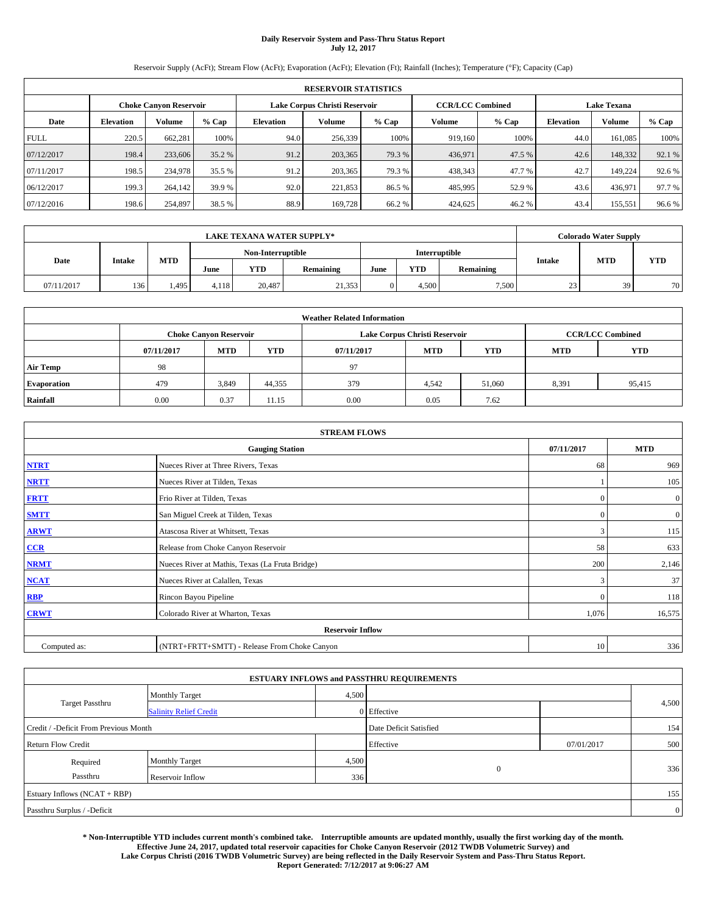**Daily Reservoir System and Pass-Thru Status Report**
**July 12, 2017**

Reservoir Supply (AcFt); Stream Flow (AcFt); Evaporation (AcFt); Elevation (Ft); Rainfall (Inches); Temperature (°F); Capacity (Cap)

| RESERVOIR STATISTICS | | | | | | | | | | | |
|---|---|---|---|---|---|---|---|---|---|---|---|
| | Choke Canyon Reservoir | | | Lake Corpus Christi Reservoir | | | CCR/LCC Combined | | Lake Texana | | |
| Date | Elevation | Volume | % Cap | Elevation | Volume | % Cap | Volume | % Cap | Elevation | Volume | % Cap |
| FULL | 220.5 | 662,281 | 100% | 94.0 | 256,339 | 100% | 919,160 | 100% | 44.0 | 161,085 | 100% |
| 07/12/2017 | 198.4 | 233,606 | 35.2 % | 91.2 | 203,365 | 79.3 % | 436,971 | 47.5 % | 42.6 | 148,332 | 92.1 % |
| 07/11/2017 | 198.5 | 234,978 | 35.5 % | 91.2 | 203,365 | 79.3 % | 438,343 | 47.7 % | 42.7 | 149,224 | 92.6 % |
| 06/12/2017 | 199.3 | 264,142 | 39.9 % | 92.0 | 221,853 | 86.5 % | 485,995 | 52.9 % | 43.6 | 436,971 | 97.7 % |
| 07/12/2016 | 198.6 | 254,897 | 38.5 % | 88.9 | 169,728 | 66.2 % | 424,625 | 46.2 % | 43.4 | 155,551 | 96.6 % |

| LAKE TEXANA WATER SUPPLY* | | | | | | | | | Colorado Water Supply | | |
|---|---|---|---|---|---|---|---|---|---|---|---|
| Date | Intake | MTD | Non-Interruptible | | | Interruptible | | | Intake | MTD | YTD |
| | | | June | YTD | Remaining | June | YTD | Remaining | | | |
| 07/11/2017 | 136 | 1,495 | 4,118 | 20,487 | 21,353 | 0 | 4,500 | 7,500 | 23 | 39 | 70 |

| Weather Related Information | | | | | | | | |
|---|---|---|---|---|---|---|---|---|
| | Choke Canyon Reservoir | | | Lake Corpus Christi Reservoir | | | CCR/LCC Combined | |
| | 07/11/2017 | MTD | YTD | 07/11/2017 | MTD | YTD | MTD | YTD |
| Air Temp | 98 | | | 97 | | | | |
| Evaporation | 479 | 3,849 | 44,355 | 379 | 4,542 | 51,060 | 8,391 | 95,415 |
| Rainfall | 0.00 | 0.37 | 11.15 | 0.00 | 0.05 | 7.62 | | |

| STREAM FLOWS | | | |
|---|---|---|---|
| Gauging Station | | 07/11/2017 | MTD |
| NTRT | Nueces River at Three Rivers, Texas | 68 | 969 |
| NRTT | Nueces River at Tilden, Texas | 1 | 105 |
| FRTT | Frio River at Tilden, Texas | 0 | 0 |
| SMTT | San Miguel Creek at Tilden, Texas | 0 | 0 |
| ARWT | Atascosa River at Whitsett, Texas | 3 | 115 |
| CCR | Release from Choke Canyon Reservoir | 58 | 633 |
| NRMT | Nueces River at Mathis, Texas (La Fruta Bridge) | 200 | 2,146 |
| NCAT | Nueces River at Calallen, Texas | 3 | 37 |
| RBP | Rincon Bayou Pipeline | 0 | 118 |
| CRWT | Colorado River at Wharton, Texas | 1,076 | 16,575 |
| Reservoir Inflow | | | |
| Computed as: | (NTRT+FRTT+SMTT) - Release From Choke Canyon | 10 | 336 |

| ESTUARY INFLOWS and PASSTHRU REQUIREMENTS | | | | | |
|---|---|---|---|---|---|
| Target Passthru | Monthly Target | 4,500 | | | 4,500 |
| | Salinity Relief Credit | 0 | Effective | | |
| Credit / -Deficit From Previous Month | | | Date Deficit Satisfied | | 154 |
| Return Flow Credit | | | Effective | 07/01/2017 | 500 |
| Required Passthru | Monthly Target | 4,500 | 0 | | 336 |
| | Reservoir Inflow | 336 | | | |
| Estuary Inflows (NCAT + RBP) | | | | | 155 |
| Passthru Surplus / -Deficit | | | | | 0 |

**\* Non-Interruptible YTD includes current month's combined take. Interruptible amounts are updated monthly, usually the first working day of the month. Effective June 24, 2017, updated total reservoir capacities for Choke Canyon Reservoir (2012 TWDB Volumetric Survey) and Lake Corpus Christi (2016 TWDB Volumetric Survey) are being reflected in the Daily Reservoir System and Pass-Thru Status Report. Report Generated: 7/12/2017 at 9:06:27 AM**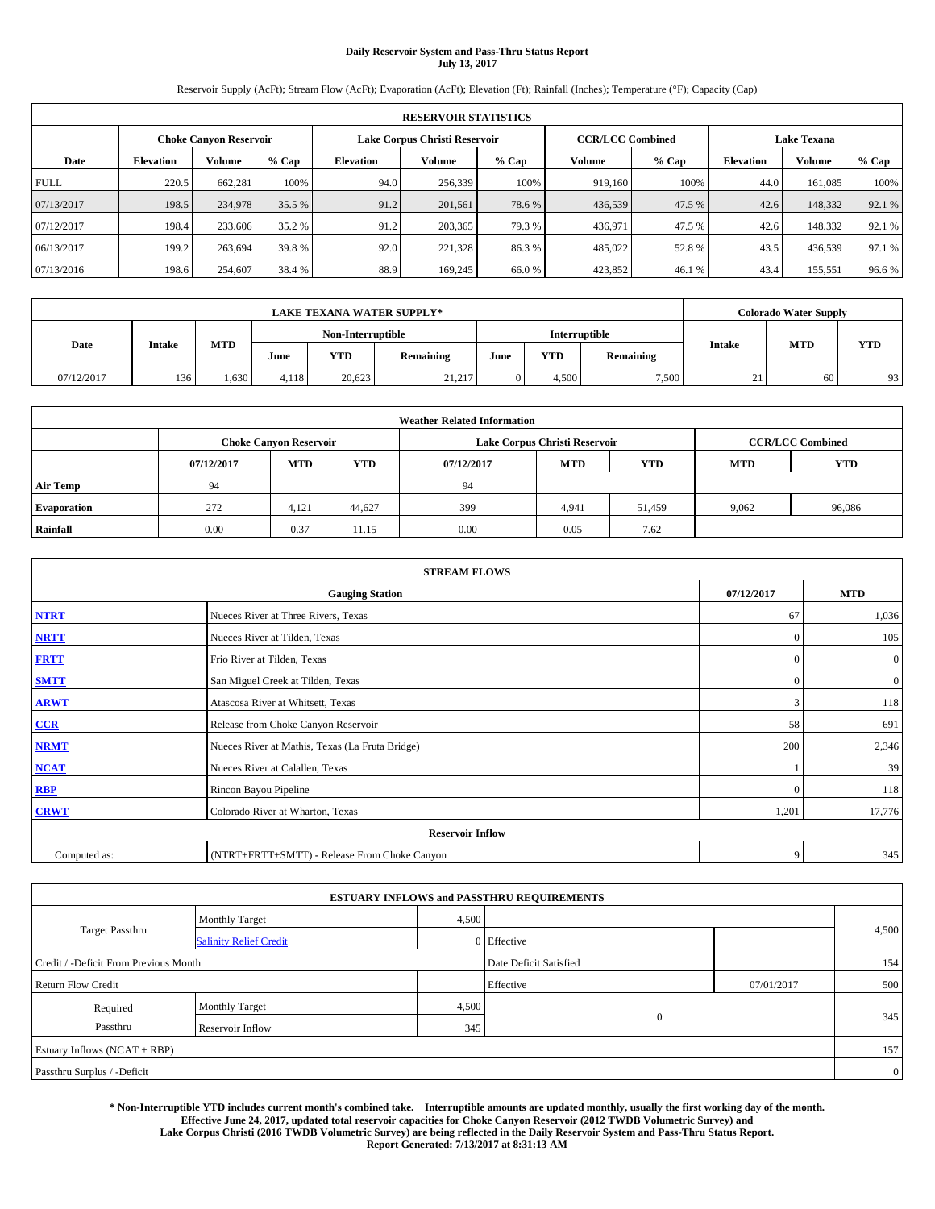**Daily Reservoir System and Pass-Thru Status Report**
**July 13, 2017**

Reservoir Supply (AcFt); Stream Flow (AcFt); Evaporation (AcFt); Elevation (Ft); Rainfall (Inches); Temperature (°F); Capacity (Cap)

| RESERVOIR STATISTICS | | | | | | | | | | | |
|---|---|---|---|---|---|---|---|---|---|---|---|
| | Choke Canyon Reservoir | | | Lake Corpus Christi Reservoir | | | CCR/LCC Combined | | Lake Texana | | |
| Date | Elevation | Volume | % Cap | Elevation | Volume | % Cap | Volume | % Cap | Elevation | Volume | % Cap |
| FULL | 220.5 | 662,281 | 100% | 94.0 | 256,339 | 100% | 919,160 | 100% | 44.0 | 161,085 | 100% |
| 07/13/2017 | 198.5 | 234,978 | 35.5 % | 91.2 | 201,561 | 78.6 % | 436,539 | 47.5 % | 42.6 | 148,332 | 92.1 % |
| 07/12/2017 | 198.4 | 233,606 | 35.2 % | 91.2 | 203,365 | 79.3 % | 436,971 | 47.5 % | 42.6 | 148,332 | 92.1 % |
| 06/13/2017 | 199.2 | 263,694 | 39.8 % | 92.0 | 221,328 | 86.3 % | 485,022 | 52.8 % | 43.5 | 436,539 | 97.1 % |
| 07/13/2016 | 198.6 | 254,607 | 38.4 % | 88.9 | 169,245 | 66.0 % | 423,852 | 46.1 % | 43.4 | 155,551 | 96.6 % |

| LAKE TEXANA WATER SUPPLY* | | | | | | | | | Colorado Water Supply | | |
|---|---|---|---|---|---|---|---|---|---|---|---|
| Date | Intake | MTD | Non-Interruptible | | | Interruptible | | | Intake | MTD | YTD |
| | | | June | YTD | Remaining | June | YTD | Remaining | | | |
| 07/12/2017 | 136 | 1,630 | 4,118 | 20,623 | 21,217 | 0 | 4,500 | 7,500 | 21 | 60 | 93 |

| Weather Related Information | | | | | | | | |
|---|---|---|---|---|---|---|---|---|
| | Choke Canyon Reservoir | | | Lake Corpus Christi Reservoir | | | CCR/LCC Combined | |
| | 07/12/2017 | MTD | YTD | 07/12/2017 | MTD | YTD | MTD | YTD |
| Air Temp | 94 | | | 94 | | | | |
| Evaporation | 272 | 4,121 | 44,627 | 399 | 4,941 | 51,459 | 9,062 | 96,086 |
| Rainfall | 0.00 | 0.37 | 11.15 | 0.00 | 0.05 | 7.62 | | |

| STREAM FLOWS | | | |
|---|---|---|---|
| | Gauging Station | 07/12/2017 | MTD |
| NTRT | Nueces River at Three Rivers, Texas | 67 | 1,036 |
| NRTT | Nueces River at Tilden, Texas | 0 | 105 |
| FRTT | Frio River at Tilden, Texas | 0 | 0 |
| SMTT | San Miguel Creek at Tilden, Texas | 0 | 0 |
| ARWT | Atascosa River at Whitsett, Texas | 3 | 118 |
| CCR | Release from Choke Canyon Reservoir | 58 | 691 |
| NRMT | Nueces River at Mathis, Texas (La Fruta Bridge) | 200 | 2,346 |
| NCAT | Nueces River at Calallen, Texas | 1 | 39 |
| RBP | Rincon Bayou Pipeline | 0 | 118 |
| CRWT | Colorado River at Wharton, Texas | 1,201 | 17,776 |
| | Reservoir Inflow | | |
| Computed as: | (NTRT+FRTT+SMTT) - Release From Choke Canyon | 9 | 345 |

| ESTUARY INFLOWS and PASSTHRU REQUIREMENTS | | | | | |
|---|---|---|---|---|---|
| Target Passthru | Monthly Target | 4,500 | | | 4,500 |
| | Salinity Relief Credit | 0 | Effective | | |
| Credit / -Deficit From Previous Month | | | Date Deficit Satisfied | | 154 |
| Return Flow Credit | | | Effective | 07/01/2017 | 500 |
| Required Passthru | Monthly Target | 4,500 | 0 | | 345 |
| | Reservoir Inflow | 345 | | | |
| Estuary Inflows (NCAT + RBP) | | | | | 157 |
| Passthru Surplus / -Deficit | | | | | 0 |

**\* Non-Interruptible YTD includes current month's combined take. Interruptible amounts are updated monthly, usually the first working day of the month.**
**Effective June 24, 2017, updated total reservoir capacities for Choke Canyon Reservoir (2012 TWDB Volumetric Survey) and**
**Lake Corpus Christi (2016 TWDB Volumetric Survey) are being reflected in the Daily Reservoir System and Pass-Thru Status Report.**
**Report Generated: 7/13/2017 at 8:31:13 AM**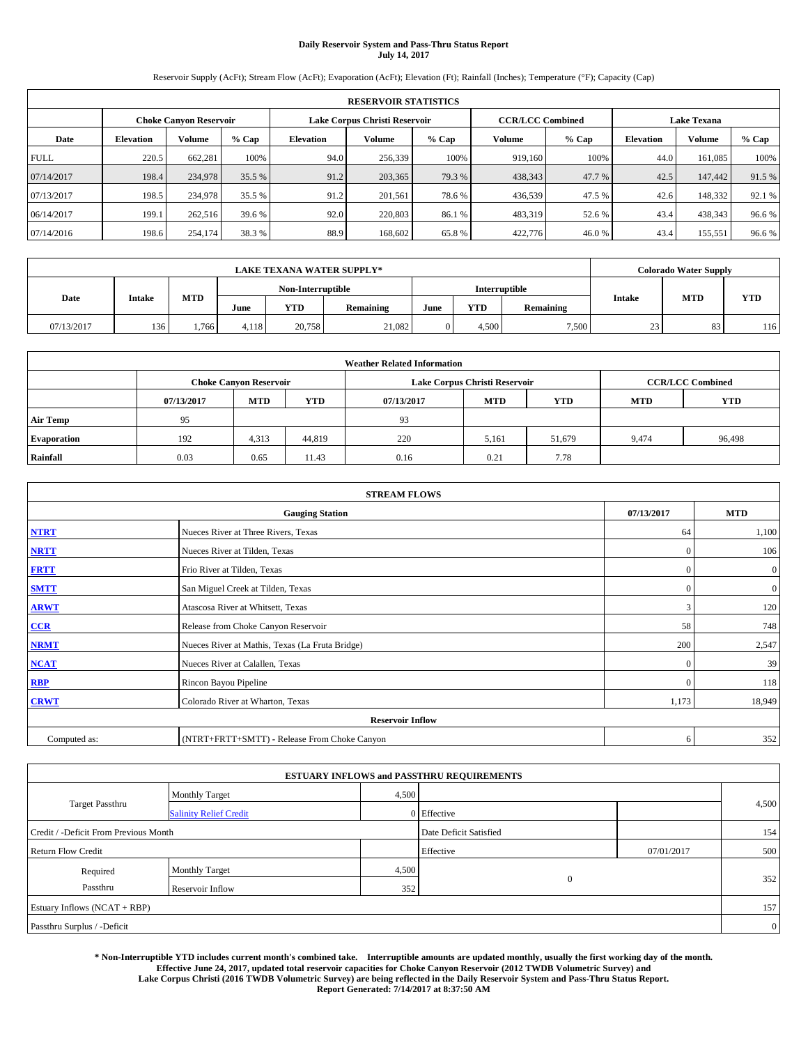# Daily Reservoir System and Pass-Thru Status Report
**July 14, 2017**

Reservoir Supply (AcFt); Stream Flow (AcFt); Evaporation (AcFt); Elevation (Ft); Rainfall (Inches); Temperature (°F); Capacity (Cap)

| RESERVOIR STATISTICS | | | | | | | | | | | |
|---|---|---|---|---|---|---|---|---|---|---|---|
| | Choke Canyon Reservoir | | | Lake Corpus Christi Reservoir | | | CCR/LCC Combined | | Lake Texana | | |
| Date | Elevation | Volume | % Cap | Elevation | Volume | % Cap | Volume | % Cap | Elevation | Volume | % Cap |
| FULL | 220.5 | 662,281 | 100% | 94.0 | 256,339 | 100% | 919,160 | 100% | 44.0 | 161,085 | 100% |
| 07/14/2017 | 198.4 | 234,978 | 35.5 % | 91.2 | 203,365 | 79.3 % | 438,343 | 47.7 % | 42.5 | 147,442 | 91.5 % |
| 07/13/2017 | 198.5 | 234,978 | 35.5 % | 91.2 | 201,561 | 78.6 % | 436,539 | 47.5 % | 42.6 | 148,332 | 92.1 % |
| 06/14/2017 | 199.1 | 262,516 | 39.6 % | 92.0 | 220,803 | 86.1 % | 483,319 | 52.6 % | 43.4 | 438,343 | 96.6 % |
| 07/14/2016 | 198.6 | 254,174 | 38.3 % | 88.9 | 168,602 | 65.8 % | 422,776 | 46.0 % | 43.4 | 155,551 | 96.6 % |

| LAKE TEXANA WATER SUPPLY* | | | | | | | | | Colorado Water Supply | | |
|---|---|---|---|---|---|---|---|---|---|---|---|
| Date | Intake | MTD | Non-Interruptible | | | Interruptible | | | Intake | MTD | YTD |
| | | | June | YTD | Remaining | June | YTD | Remaining | | | |
| 07/13/2017 | 136 | 1,766 | 4,118 | 20,758 | 21,082 | 0 | 4,500 | 7,500 | 23 | 83 | 116 |

| Weather Related Information | | | | | | | | |
|---|---|---|---|---|---|---|---|---|
| | Choke Canyon Reservoir | | | Lake Corpus Christi Reservoir | | | CCR/LCC Combined | |
| | 07/13/2017 | MTD | YTD | 07/13/2017 | MTD | YTD | MTD | YTD |
| Air Temp | 95 | | | 93 | | | | |
| Evaporation | 192 | 4,313 | 44,819 | 220 | 5,161 | 51,679 | 9,474 | 96,498 |
| Rainfall | 0.03 | 0.65 | 11.43 | 0.16 | 0.21 | 7.78 | | |

| STREAM FLOWS | | | |
|---|---|---|---|
| Gauging Station | | 07/13/2017 | MTD |
| NTRT | Nueces River at Three Rivers, Texas | 64 | 1,100 |
| NRTT | Nueces River at Tilden, Texas | 0 | 106 |
| FRTT | Frio River at Tilden, Texas | 0 | 0 |
| SMTT | San Miguel Creek at Tilden, Texas | 0 | 0 |
| ARWT | Atascosa River at Whitsett, Texas | 3 | 120 |
| CCR | Release from Choke Canyon Reservoir | 58 | 748 |
| NRMT | Nueces River at Mathis, Texas (La Fruta Bridge) | 200 | 2,547 |
| NCAT | Nueces River at Calallen, Texas | 0 | 39 |
| RBP | Rincon Bayou Pipeline | 0 | 118 |
| CRWT | Colorado River at Wharton, Texas | 1,173 | 18,949 |
| Reservoir Inflow | | | |
| Computed as: | (NTRT+FRTT+SMTT) - Release From Choke Canyon | 6 | 352 |

| ESTUARY INFLOWS and PASSTHRU REQUIREMENTS | | | | | |
|---|---|---|---|---|---|
| Target Passthru | Monthly Target | 4,500 | | | 4,500 |
| | Salinity Relief Credit | 0 | Effective | | |
| Credit / -Deficit From Previous Month | | | Date Deficit Satisfied | | 154 |
| Return Flow Credit | | | Effective | 07/01/2017 | 500 |
| Required Passthru | Monthly Target | 4,500 | 0 | | 352 |
| | Reservoir Inflow | 352 | | | |
| Estuary Inflows (NCAT + RBP) | | | | | 157 |
| Passthru Surplus / -Deficit | | | | | 0 |

**\* Non-Interruptible YTD includes current month's combined take. Interruptible amounts are updated monthly, usually the first working day of the month. Effective June 24, 2017, updated total reservoir capacities for Choke Canyon Reservoir (2012 TWDB Volumetric Survey) and Lake Corpus Christi (2016 TWDB Volumetric Survey) are being reflected in the Daily Reservoir System and Pass-Thru Status Report. Report Generated: 7/14/2017 at 8:37:50 AM**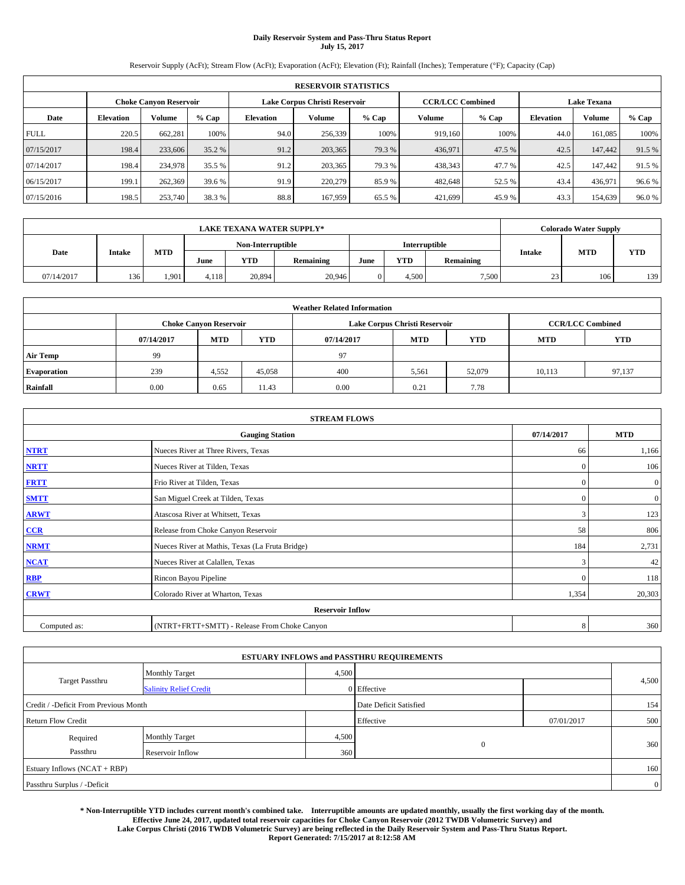# Daily Reservoir System and Pass-Thru Status Report
**July 15, 2017**

Reservoir Supply (AcFt); Stream Flow (AcFt); Evaporation (AcFt); Elevation (Ft); Rainfall (Inches); Temperature (°F); Capacity (Cap)

| RESERVOIR STATISTICS | | | | | | | | | | | |
|---|---|---|---|---|---|---|---|---|---|---|---|
| | Choke Canyon Reservoir | | | Lake Corpus Christi Reservoir | | | CCR/LCC Combined | | Lake Texana | | |
| Date | Elevation | Volume | % Cap | Elevation | Volume | % Cap | Volume | % Cap | Elevation | Volume | % Cap |
| FULL | 220.5 | 662,281 | 100% | 94.0 | 256,339 | 100% | 919,160 | 100% | 44.0 | 161,085 | 100% |
| 07/15/2017 | 198.4 | 233,606 | 35.2 % | 91.2 | 203,365 | 79.3 % | 436,971 | 47.5 % | 42.5 | 147,442 | 91.5 % |
| 07/14/2017 | 198.4 | 234,978 | 35.5 % | 91.2 | 203,365 | 79.3 % | 438,343 | 47.7 % | 42.5 | 147,442 | 91.5 % |
| 06/15/2017 | 199.1 | 262,369 | 39.6 % | 91.9 | 220,279 | 85.9 % | 482,648 | 52.5 % | 43.4 | 436,971 | 96.6 % |
| 07/15/2016 | 198.5 | 253,740 | 38.3 % | 88.8 | 167,959 | 65.5 % | 421,699 | 45.9 % | 43.3 | 154,639 | 96.0 % |

| LAKE TEXANA WATER SUPPLY* | | | | | | | | | Colorado Water Supply | | |
|---|---|---|---|---|---|---|---|---|---|---|---|
| Date | Intake | MTD | Non-Interruptible | | | Interruptible | | | Intake | MTD | YTD |
| | | | June | YTD | Remaining | June | YTD | Remaining | | | |
| 07/14/2017 | 136 | 1,901 | 4,118 | 20,894 | 20,946 | 0 | 4,500 | 7,500 | 23 | 106 | 139 |

| Weather Related Information | | | | | | | | |
|---|---|---|---|---|---|---|---|---|
| | Choke Canyon Reservoir | | | Lake Corpus Christi Reservoir | | | CCR/LCC Combined | |
| | 07/14/2017 | MTD | YTD | 07/14/2017 | MTD | YTD | MTD | YTD |
| Air Temp | 99 | | | 97 | | | | |
| Evaporation | 239 | 4,552 | 45,058 | 400 | 5,561 | 52,079 | 10,113 | 97,137 |
| Rainfall | 0.00 | 0.65 | 11.43 | 0.00 | 0.21 | 7.78 | | |

| STREAM FLOWS | | | |
|---|---|---|---|
| | Gauging Station | 07/14/2017 | MTD |
| NTRT | Nueces River at Three Rivers, Texas | 66 | 1,166 |
| NRTT | Nueces River at Tilden, Texas | 0 | 106 |
| FRTT | Frio River at Tilden, Texas | 0 | 0 |
| SMTT | San Miguel Creek at Tilden, Texas | 0 | 0 |
| ARWT | Atascosa River at Whitsett, Texas | 3 | 123 |
| CCR | Release from Choke Canyon Reservoir | 58 | 806 |
| NRMT | Nueces River at Mathis, Texas (La Fruta Bridge) | 184 | 2,731 |
| NCAT | Nueces River at Calallen, Texas | 3 | 42 |
| RBP | Rincon Bayou Pipeline | 0 | 118 |
| CRWT | Colorado River at Wharton, Texas | 1,354 | 20,303 |
| | Reservoir Inflow | | |
| Computed as: | (NTRT+FRTT+SMTT) - Release From Choke Canyon | 8 | 360 |

| ESTUARY INFLOWS and PASSTHRU REQUIREMENTS | | | | | |
|---|---|---|---|---|---|
| Target Passthru | Monthly Target | 4,500 | | | 4,500 |
| | Salinity Relief Credit | 0 | Effective | | |
| Credit / -Deficit From Previous Month | | | Date Deficit Satisfied | | 154 |
| Return Flow Credit | | | Effective | 07/01/2017 | 500 |
| Required Passthru | Monthly Target | 4,500 | 0 | | 360 |
| | Reservoir Inflow | 360 | | | |
| Estuary Inflows (NCAT + RBP) | | | | | 160 |
| Passthru Surplus / -Deficit | | | | | 0 |

**\* Non-Interruptible YTD includes current month's combined take. Interruptible amounts are updated monthly, usually the first working day of the month. Effective June 24, 2017, updated total reservoir capacities for Choke Canyon Reservoir (2012 TWDB Volumetric Survey) and Lake Corpus Christi (2016 TWDB Volumetric Survey) are being reflected in the Daily Reservoir System and Pass-Thru Status Report. Report Generated: 7/15/2017 at 8:12:58 AM**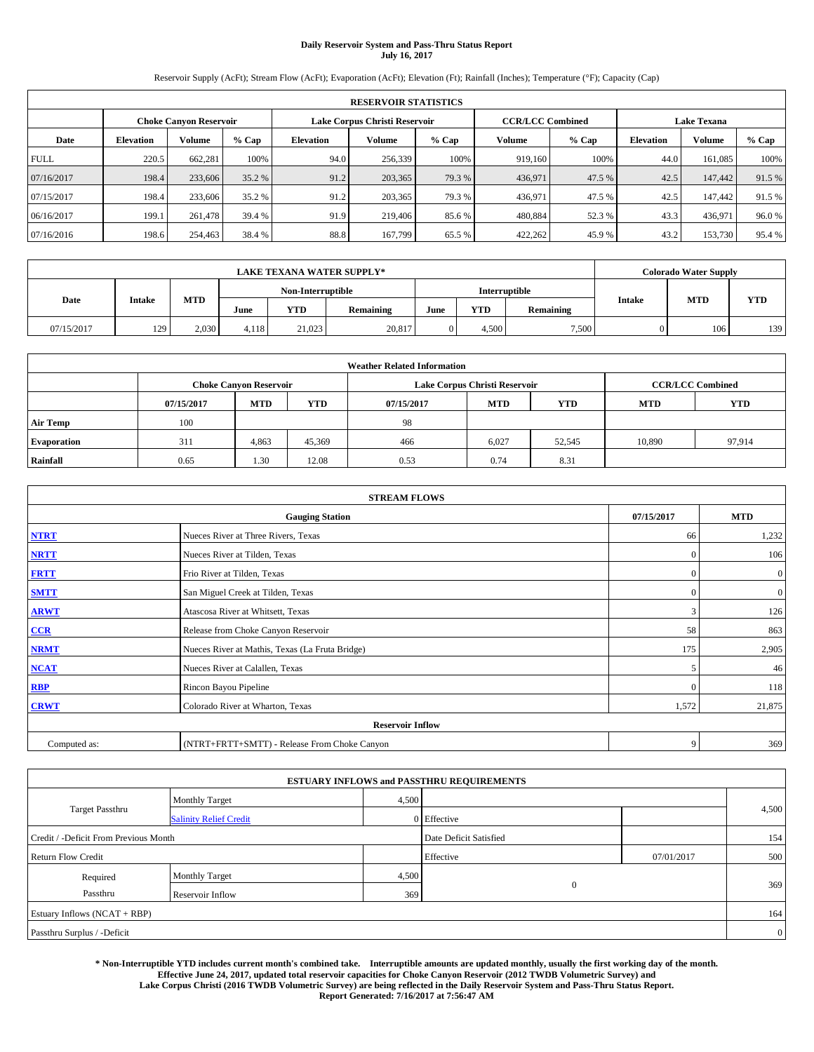# Daily Reservoir System and Pass-Thru Status Report
**July 16, 2017**

Reservoir Supply (AcFt); Stream Flow (AcFt); Evaporation (AcFt); Elevation (Ft); Rainfall (Inches); Temperature (°F); Capacity (Cap)

| RESERVOIR STATISTICS | | | | | | | | | | | |
|---|---|---|---|---|---|---|---|---|---|---|---|
| | Choke Canyon Reservoir | | | Lake Corpus Christi Reservoir | | | CCR/LCC Combined | | Lake Texana | | |
| Date | Elevation | Volume | % Cap | Elevation | Volume | % Cap | Volume | % Cap | Elevation | Volume | % Cap |
| FULL | 220.5 | 662,281 | 100% | 94.0 | 256,339 | 100% | 919,160 | 100% | 44.0 | 161,085 | 100% |
| 07/16/2017 | 198.4 | 233,606 | 35.2 % | 91.2 | 203,365 | 79.3 % | 436,971 | 47.5 % | 42.5 | 147,442 | 91.5 % |
| 07/15/2017 | 198.4 | 233,606 | 35.2 % | 91.2 | 203,365 | 79.3 % | 436,971 | 47.5 % | 42.5 | 147,442 | 91.5 % |
| 06/16/2017 | 199.1 | 261,478 | 39.4 % | 91.9 | 219,406 | 85.6 % | 480,884 | 52.3 % | 43.3 | 436,971 | 96.0 % |
| 07/16/2016 | 198.6 | 254,463 | 38.4 % | 88.8 | 167,799 | 65.5 % | 422,262 | 45.9 % | 43.2 | 153,730 | 95.4 % |

| LAKE TEXANA WATER SUPPLY* | | | | | | | | | Colorado Water Supply | | |
|---|---|---|---|---|---|---|---|---|---|---|---|
| Date | Intake | MTD | Non-Interruptible | | | Interruptible | | | Intake | MTD | YTD |
| | | | June | YTD | Remaining | June | YTD | Remaining | | | |
| 07/15/2017 | 129 | 2,030 | 4,118 | 21,023 | 20,817 | 0 | 4,500 | 7,500 | 0 | 106 | 139 |

| Weather Related Information | | | | | | | | |
|---|---|---|---|---|---|---|---|---|
| | Choke Canyon Reservoir | | | Lake Corpus Christi Reservoir | | | CCR/LCC Combined | |
| | 07/15/2017 | MTD | YTD | 07/15/2017 | MTD | YTD | MTD | YTD |
| Air Temp | 100 | | | 98 | | | | |
| Evaporation | 311 | 4,863 | 45,369 | 466 | 6,027 | 52,545 | 10,890 | 97,914 |
| Rainfall | 0.65 | 1.30 | 12.08 | 0.53 | 0.74 | 8.31 | | |

| STREAM FLOWS | | | |
|---|---|---|---|
| Gauging Station | | 07/15/2017 | MTD |
| NTRT | Nueces River at Three Rivers, Texas | 66 | 1,232 |
| NRTT | Nueces River at Tilden, Texas | 0 | 106 |
| FRTT | Frio River at Tilden, Texas | 0 | 0 |
| SMTT | San Miguel Creek at Tilden, Texas | 0 | 0 |
| ARWT | Atascosa River at Whitsett, Texas | 3 | 126 |
| CCR | Release from Choke Canyon Reservoir | 58 | 863 |
| NRMT | Nueces River at Mathis, Texas (La Fruta Bridge) | 175 | 2,905 |
| NCAT | Nueces River at Calallen, Texas | 5 | 46 |
| RBP | Rincon Bayou Pipeline | 0 | 118 |
| CRWT | Colorado River at Wharton, Texas | 1,572 | 21,875 |
| Reservoir Inflow | | | |
| Computed as: | (NTRT+FRTT+SMTT) - Release From Choke Canyon | 9 | 369 |

| ESTUARY INFLOWS and PASSTHRU REQUIREMENTS | | | | | |
|---|---|---|---|---|---|
| Target Passthru | Monthly Target | 4,500 | | | 4,500 |
| | Salinity Relief Credit | 0 | Effective | | |
| Credit / -Deficit From Previous Month | | | Date Deficit Satisfied | | 154 |
| Return Flow Credit | | | Effective | 07/01/2017 | 500 |
| Required Passthru | Monthly Target | 4,500 | 0 | | 369 |
| | Reservoir Inflow | 369 | | | |
| Estuary Inflows (NCAT + RBP) | | | | | 164 |
| Passthru Surplus / -Deficit | | | | | 0 |

**\* Non-Interruptible YTD includes current month's combined take. Interruptible amounts are updated monthly, usually the first working day of the month. Effective June 24, 2017, updated total reservoir capacities for Choke Canyon Reservoir (2012 TWDB Volumetric Survey) and Lake Corpus Christi (2016 TWDB Volumetric Survey) are being reflected in the Daily Reservoir System and Pass-Thru Status Report. Report Generated: 7/16/2017 at 7:56:47 AM**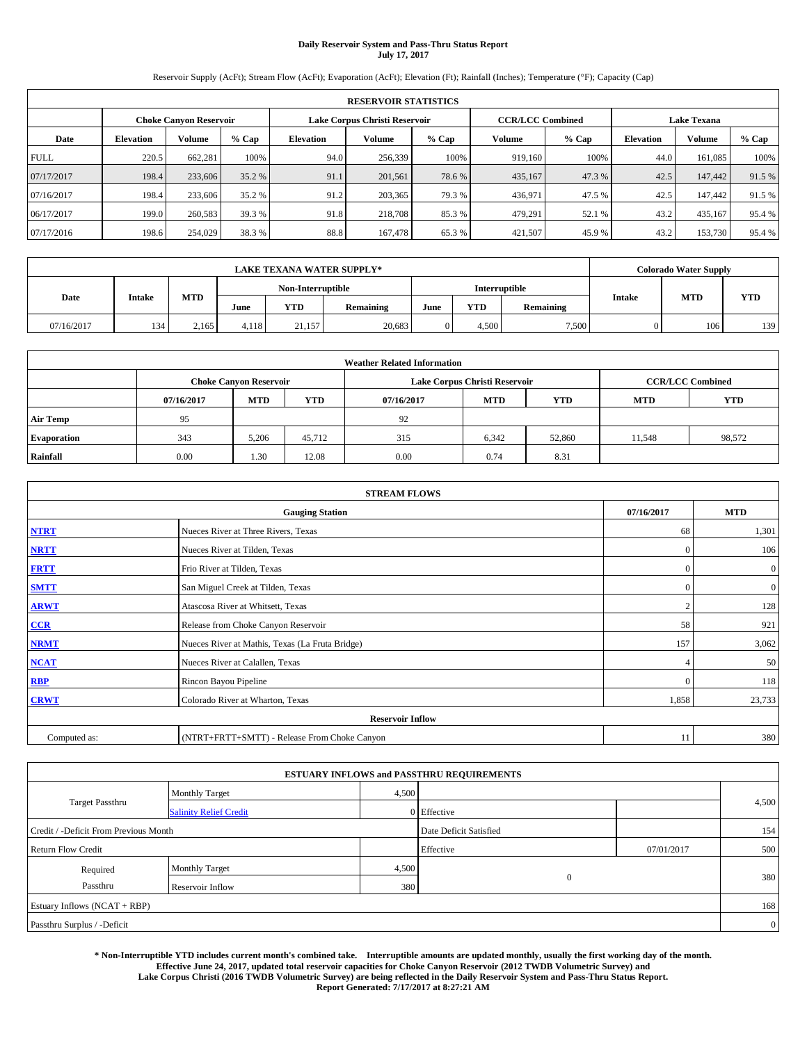# Daily Reservoir System and Pass-Thru Status Report
## July 17, 2017

Reservoir Supply (AcFt); Stream Flow (AcFt); Evaporation (AcFt); Elevation (Ft); Rainfall (Inches); Temperature (°F); Capacity (Cap)

| RESERVOIR STATISTICS | | | | | | | | | | | |
|---|---|---|---|---|---|---|---|---|---|---|---|
| | Choke Canyon Reservoir | | | Lake Corpus Christi Reservoir | | | CCR/LCC Combined | | Lake Texana | | |
| Date | Elevation | Volume | % Cap | Elevation | Volume | % Cap | Volume | % Cap | Elevation | Volume | % Cap |
| FULL | 220.5 | 662,281 | 100% | 94.0 | 256,339 | 100% | 919,160 | 100% | 44.0 | 161,085 | 100% |
| 07/17/2017 | 198.4 | 233,606 | 35.2 % | 91.1 | 201,561 | 78.6 % | 435,167 | 47.3 % | 42.5 | 147,442 | 91.5 % |
| 07/16/2017 | 198.4 | 233,606 | 35.2 % | 91.2 | 203,365 | 79.3 % | 436,971 | 47.5 % | 42.5 | 147,442 | 91.5 % |
| 06/17/2017 | 199.0 | 260,583 | 39.3 % | 91.8 | 218,708 | 85.3 % | 479,291 | 52.1 % | 43.2 | 435,167 | 95.4 % |
| 07/17/2016 | 198.6 | 254,029 | 38.3 % | 88.8 | 167,478 | 65.3 % | 421,507 | 45.9 % | 43.2 | 153,730 | 95.4 % |

| LAKE TEXANA WATER SUPPLY* | | | | | | | | | Colorado Water Supply | | |
|---|---|---|---|---|---|---|---|---|---|---|---|
| Date | Intake | MTD | Non-Interruptible | | | Interruptible | | | Intake | MTD | YTD |
| | | | June | YTD | Remaining | June | YTD | Remaining | | | |
| 07/16/2017 | 134 | 2,165 | 4,118 | 21,157 | 20,683 | 0 | 4,500 | 7,500 | 0 | 106 | 139 |

| Weather Related Information | | | | | | | | |
|---|---|---|---|---|---|---|---|---|
| | Choke Canyon Reservoir | | | Lake Corpus Christi Reservoir | | | CCR/LCC Combined | |
| | 07/16/2017 | MTD | YTD | 07/16/2017 | MTD | YTD | MTD | YTD |
| Air Temp | 95 | | | 92 | | | | |
| Evaporation | 343 | 5,206 | 45,712 | 315 | 6,342 | 52,860 | 11,548 | 98,572 |
| Rainfall | 0.00 | 1.30 | 12.08 | 0.00 | 0.74 | 8.31 | | |

| STREAM FLOWS | | | |
|---|---|---|---|
| Gauging Station | | 07/16/2017 | MTD |
| NTRT | Nueces River at Three Rivers, Texas | 68 | 1,301 |
| NRTT | Nueces River at Tilden, Texas | 0 | 106 |
| FRTT | Frio River at Tilden, Texas | 0 | 0 |
| SMTT | San Miguel Creek at Tilden, Texas | 0 | 0 |
| ARWT | Atascosa River at Whitsett, Texas | 2 | 128 |
| CCR | Release from Choke Canyon Reservoir | 58 | 921 |
| NRMT | Nueces River at Mathis, Texas (La Fruta Bridge) | 157 | 3,062 |
| NCAT | Nueces River at Calallen, Texas | 4 | 50 |
| RBP | Rincon Bayou Pipeline | 0 | 118 |
| CRWT | Colorado River at Wharton, Texas | 1,858 | 23,733 |
| Reservoir Inflow | | | |
| Computed as: | (NTRT+FRTT+SMTT) - Release From Choke Canyon | 11 | 380 |

| ESTUARY INFLOWS and PASSTHRU REQUIREMENTS | | | | | |
|---|---|---|---|---|---|
| Target Passthru | Monthly Target | 4,500 | | | 4,500 |
| | Salinity Relief Credit | 0 | Effective | | |
| Credit / -Deficit From Previous Month | | | Date Deficit Satisfied | | 154 |
| Return Flow Credit | | | Effective | 07/01/2017 | 500 |
| Required Passthru | Monthly Target | 4,500 | 0 | | 380 |
| | Reservoir Inflow | 380 | | | |
| Estuary Inflows (NCAT + RBP) | | | | | 168 |
| Passthru Surplus / -Deficit | | | | | 0 |

**\* Non-Interruptible YTD includes current month's combined take. Interruptible amounts are updated monthly, usually the first working day of the month. Effective June 24, 2017, updated total reservoir capacities for Choke Canyon Reservoir (2012 TWDB Volumetric Survey) and Lake Corpus Christi (2016 TWDB Volumetric Survey) are being reflected in the Daily Reservoir System and Pass-Thru Status Report. Report Generated: 7/17/2017 at 8:27:21 AM**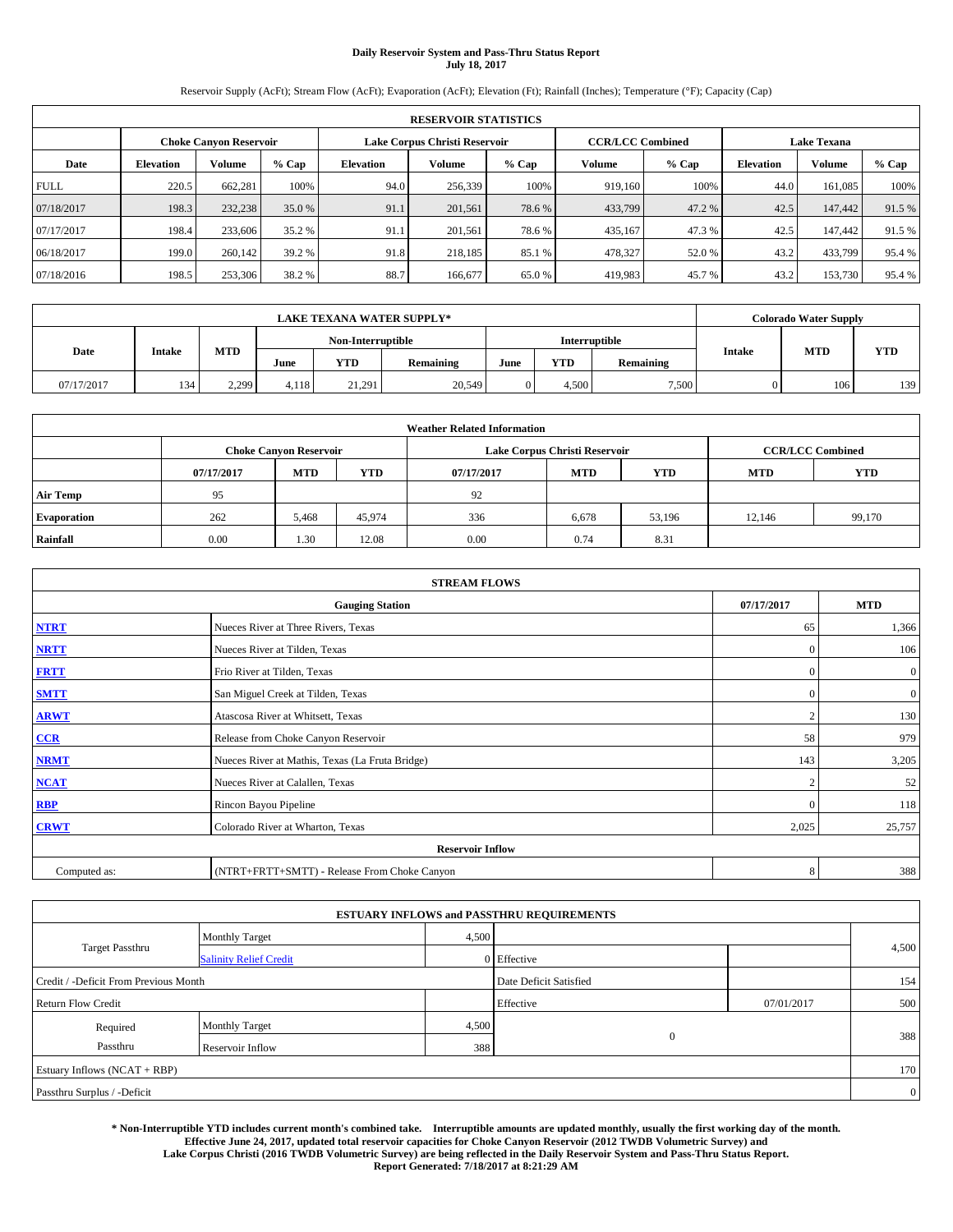**Daily Reservoir System and Pass-Thru Status Report**
**July 18, 2017**

Reservoir Supply (AcFt); Stream Flow (AcFt); Evaporation (AcFt); Elevation (Ft); Rainfall (Inches); Temperature (°F); Capacity (Cap)

| RESERVOIR STATISTICS | | | | | | | | | | | |
|---|---|---|---|---|---|---|---|---|---|---|---|
| | Choke Canyon Reservoir | | | Lake Corpus Christi Reservoir | | | CCR/LCC Combined | | Lake Texana | | |
| Date | Elevation | Volume | % Cap | Elevation | Volume | % Cap | Volume | % Cap | Elevation | Volume | % Cap |
| FULL | 220.5 | 662,281 | 100% | 94.0 | 256,339 | 100% | 919,160 | 100% | 44.0 | 161,085 | 100% |
| 07/18/2017 | 198.3 | 232,238 | 35.0 % | 91.1 | 201,561 | 78.6 % | 433,799 | 47.2 % | 42.5 | 147,442 | 91.5 % |
| 07/17/2017 | 198.4 | 233,606 | 35.2 % | 91.1 | 201,561 | 78.6 % | 435,167 | 47.3 % | 42.5 | 147,442 | 91.5 % |
| 06/18/2017 | 199.0 | 260,142 | 39.2 % | 91.8 | 218,185 | 85.1 % | 478,327 | 52.0 % | 43.2 | 433,799 | 95.4 % |
| 07/18/2016 | 198.5 | 253,306 | 38.2 % | 88.7 | 166,677 | 65.0 % | 419,983 | 45.7 % | 43.2 | 153,730 | 95.4 % |

| LAKE TEXANA WATER SUPPLY* | | | | | | | | | Colorado Water Supply | | |
|---|---|---|---|---|---|---|---|---|---|---|---|
| Date | Intake | MTD | Non-Interruptible | | | Interruptible | | | Intake | MTD | YTD |
| | | | June | YTD | Remaining | June | YTD | Remaining | | | |
| 07/17/2017 | 134 | 2,299 | 4,118 | 21,291 | 20,549 | 0 | 4,500 | 7,500 | 0 | 106 | 139 |

| Weather Related Information | | | | | | | | |
|---|---|---|---|---|---|---|---|---|
| | Choke Canyon Reservoir | | | Lake Corpus Christi Reservoir | | | CCR/LCC Combined | |
| | 07/17/2017 | MTD | YTD | 07/17/2017 | MTD | YTD | MTD | YTD |
| Air Temp | 95 | | | 92 | | | | |
| Evaporation | 262 | 5,468 | 45,974 | 336 | 6,678 | 53,196 | 12,146 | 99,170 |
| Rainfall | 0.00 | 1.30 | 12.08 | 0.00 | 0.74 | 8.31 | | |

| STREAM FLOWS | | | |
|---|---|---|---|
| | Gauging Station | 07/17/2017 | MTD |
| NTRT | Nueces River at Three Rivers, Texas | 65 | 1,366 |
| NRTT | Nueces River at Tilden, Texas | 0 | 106 |
| FRTT | Frio River at Tilden, Texas | 0 | 0 |
| SMTT | San Miguel Creek at Tilden, Texas | 0 | 0 |
| ARWT | Atascosa River at Whitsett, Texas | 2 | 130 |
| CCR | Release from Choke Canyon Reservoir | 58 | 979 |
| NRMT | Nueces River at Mathis, Texas (La Fruta Bridge) | 143 | 3,205 |
| NCAT | Nueces River at Calallen, Texas | 2 | 52 |
| RBP | Rincon Bayou Pipeline | 0 | 118 |
| CRWT | Colorado River at Wharton, Texas | 2,025 | 25,757 |
| Reservoir Inflow | | | |
| Computed as: | (NTRT+FRTT+SMTT) - Release From Choke Canyon | 8 | 388 |

| ESTUARY INFLOWS and PASSTHRU REQUIREMENTS | | | | | |
|---|---|---|---|---|---|
| Target Passthru | Monthly Target | 4,500 | | | 4,500 |
| | Salinity Relief Credit | 0 | Effective | | |
| Credit / -Deficit From Previous Month | | | Date Deficit Satisfied | | 154 |
| Return Flow Credit | | | Effective | 07/01/2017 | 500 |
| Required Passthru | Monthly Target | 4,500 | 0 | | 388 |
| | Reservoir Inflow | 388 | | | |
| Estuary Inflows (NCAT + RBP) | | | | | 170 |
| Passthru Surplus / -Deficit | | | | | 0 |

**\* Non-Interruptible YTD includes current month's combined take. Interruptible amounts are updated monthly, usually the first working day of the month. Effective June 24, 2017, updated total reservoir capacities for Choke Canyon Reservoir (2012 TWDB Volumetric Survey) and Lake Corpus Christi (2016 TWDB Volumetric Survey) are being reflected in the Daily Reservoir System and Pass-Thru Status Report. Report Generated: 7/18/2017 at 8:21:29 AM**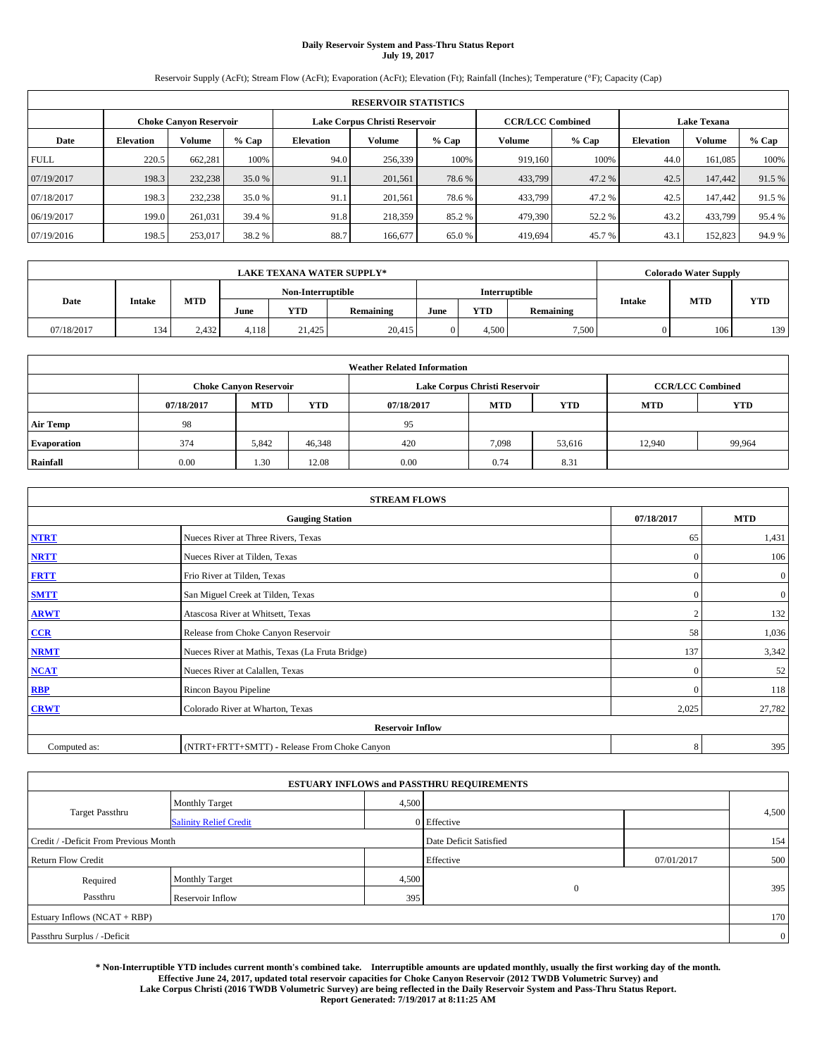# Daily Reservoir System and Pass-Thru Status Report
**July 19, 2017**

Reservoir Supply (AcFt); Stream Flow (AcFt); Evaporation (AcFt); Elevation (Ft); Rainfall (Inches); Temperature (°F); Capacity (Cap)

| RESERVOIR STATISTICS | | | | | | | | | | | |
|---|---|---|---|---|---|---|---|---|---|---|---|
| | Choke Canyon Reservoir | | | Lake Corpus Christi Reservoir | | | CCR/LCC Combined | | Lake Texana | | |
| Date | Elevation | Volume | % Cap | Elevation | Volume | % Cap | Volume | % Cap | Elevation | Volume | % Cap |
| FULL | 220.5 | 662,281 | 100% | 94.0 | 256,339 | 100% | 919,160 | 100% | 44.0 | 161,085 | 100% |
| 07/19/2017 | 198.3 | 232,238 | 35.0 % | 91.1 | 201,561 | 78.6 % | 433,799 | 47.2 % | 42.5 | 147,442 | 91.5 % |
| 07/18/2017 | 198.3 | 232,238 | 35.0 % | 91.1 | 201,561 | 78.6 % | 433,799 | 47.2 % | 42.5 | 147,442 | 91.5 % |
| 06/19/2017 | 199.0 | 261,031 | 39.4 % | 91.8 | 218,359 | 85.2 % | 479,390 | 52.2 % | 43.2 | 433,799 | 95.4 % |
| 07/19/2016 | 198.5 | 253,017 | 38.2 % | 88.7 | 166,677 | 65.0 % | 419,694 | 45.7 % | 43.1 | 152,823 | 94.9 % |

| LAKE TEXANA WATER SUPPLY* | | | | | | | | | Colorado Water Supply | | |
|---|---|---|---|---|---|---|---|---|---|---|---|
| Date | Intake | MTD | Non-Interruptible | | | Interruptible | | | Intake | MTD | YTD |
| | | | June | YTD | Remaining | June | YTD | Remaining | | | |
| 07/18/2017 | 134 | 2,432 | 4,118 | 21,425 | 20,415 | 0 | 4,500 | 7,500 | 0 | 106 | 139 |

| Weather Related Information | | | | | | | | |
|---|---|---|---|---|---|---|---|---|
| | Choke Canyon Reservoir | | | Lake Corpus Christi Reservoir | | | CCR/LCC Combined | |
| | 07/18/2017 | MTD | YTD | 07/18/2017 | MTD | YTD | MTD | YTD |
| Air Temp | 98 | | | 95 | | | | |
| Evaporation | 374 | 5,842 | 46,348 | 420 | 7,098 | 53,616 | 12,940 | 99,964 |
| Rainfall | 0.00 | 1.30 | 12.08 | 0.00 | 0.74 | 8.31 | | |

| STREAM FLOWS | | | |
|---|---|---|---|
| | Gauging Station | 07/18/2017 | MTD |
| NTRT | Nueces River at Three Rivers, Texas | 65 | 1,431 |
| NRTT | Nueces River at Tilden, Texas | 0 | 106 |
| FRTT | Frio River at Tilden, Texas | 0 | 0 |
| SMTT | San Miguel Creek at Tilden, Texas | 0 | 0 |
| ARWT | Atascosa River at Whitsett, Texas | 2 | 132 |
| CCR | Release from Choke Canyon Reservoir | 58 | 1,036 |
| NRMT | Nueces River at Mathis, Texas (La Fruta Bridge) | 137 | 3,342 |
| NCAT | Nueces River at Calallen, Texas | 0 | 52 |
| RBP | Rincon Bayou Pipeline | 0 | 118 |
| CRWT | Colorado River at Wharton, Texas | 2,025 | 27,782 |
| | Reservoir Inflow | | |
| Computed as: | (NTRT+FRTT+SMTT) - Release From Choke Canyon | 8 | 395 |

| ESTUARY INFLOWS and PASSTHRU REQUIREMENTS | | | | | |
|---|---|---|---|---|---|
| Target Passthru | Monthly Target | 4,500 | | | 4,500 |
| | Salinity Relief Credit | 0 | Effective | | |
| Credit / -Deficit From Previous Month | | | Date Deficit Satisfied | | 154 |
| Return Flow Credit | | | Effective | 07/01/2017 | 500 |
| Required Passthru | Monthly Target | 4,500 | 0 | | 395 |
| | Reservoir Inflow | 395 | | | |
| Estuary Inflows (NCAT + RBP) | | | | | 170 |
| Passthru Surplus / -Deficit | | | | | 0 |

**\* Non-Interruptible YTD includes current month's combined take. Interruptible amounts are updated monthly, usually the first working day of the month. Effective June 24, 2017, updated total reservoir capacities for Choke Canyon Reservoir (2012 TWDB Volumetric Survey) and Lake Corpus Christi (2016 TWDB Volumetric Survey) are being reflected in the Daily Reservoir System and Pass-Thru Status Report. Report Generated: 7/19/2017 at 8:11:25 AM**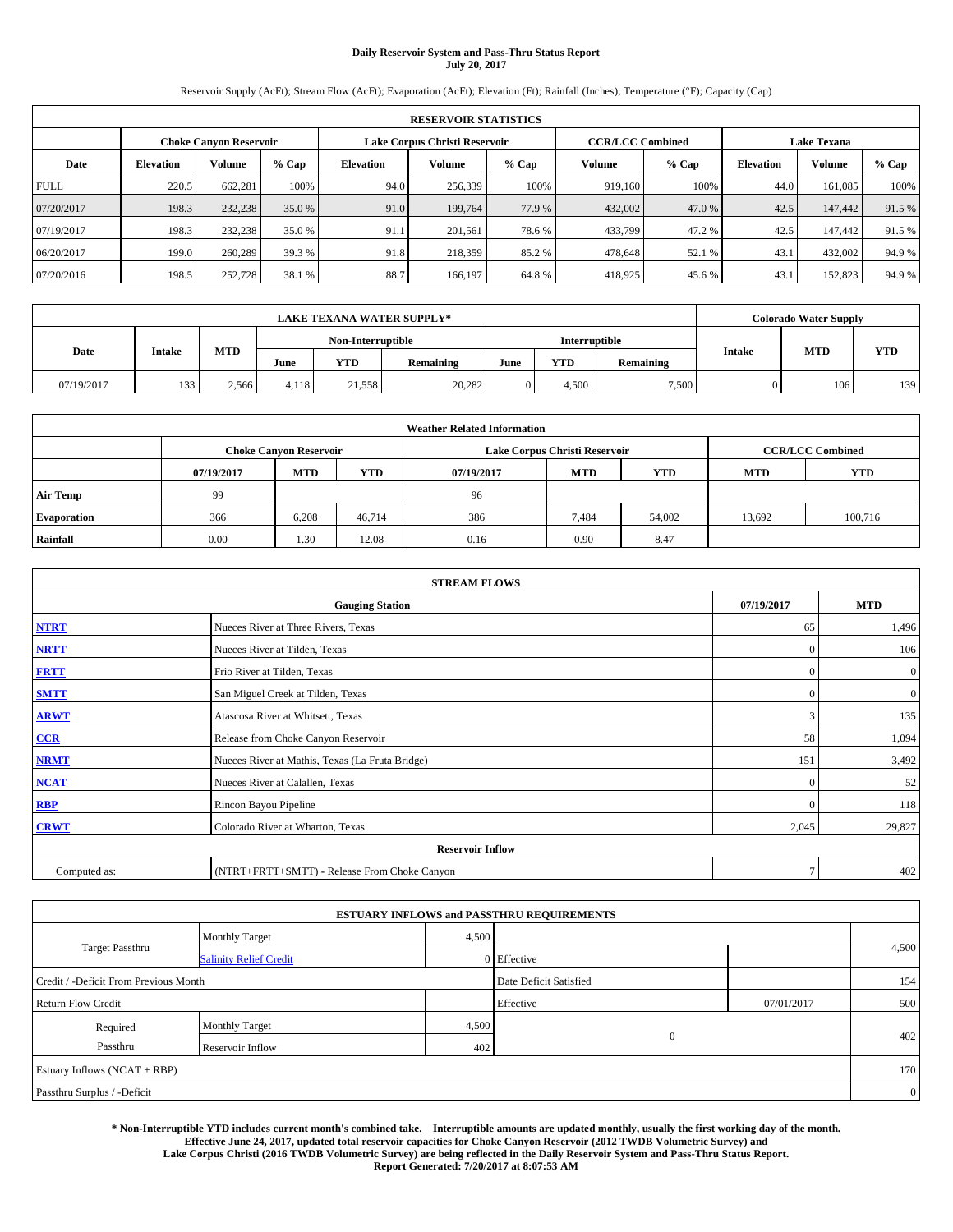# Daily Reservoir System and Pass-Thru Status Report
**July 20, 2017**

Reservoir Supply (AcFt); Stream Flow (AcFt); Evaporation (AcFt); Elevation (Ft); Rainfall (Inches); Temperature (°F); Capacity (Cap)

| RESERVOIR STATISTICS | | | | | | | | | | | |
|---|---|---|---|---|---|---|---|---|---|---|---|
| | Choke Canyon Reservoir | | | Lake Corpus Christi Reservoir | | | CCR/LCC Combined | | Lake Texana | | |
| Date | Elevation | Volume | % Cap | Elevation | Volume | % Cap | Volume | % Cap | Elevation | Volume | % Cap |
| FULL | 220.5 | 662,281 | 100% | 94.0 | 256,339 | 100% | 919,160 | 100% | 44.0 | 161,085 | 100% |
| 07/20/2017 | 198.3 | 232,238 | 35.0 % | 91.0 | 199,764 | 77.9 % | 432,002 | 47.0 % | 42.5 | 147,442 | 91.5 % |
| 07/19/2017 | 198.3 | 232,238 | 35.0 % | 91.1 | 201,561 | 78.6 % | 433,799 | 47.2 % | 42.5 | 147,442 | 91.5 % |
| 06/20/2017 | 199.0 | 260,289 | 39.3 % | 91.8 | 218,359 | 85.2 % | 478,648 | 52.1 % | 43.1 | 432,002 | 94.9 % |
| 07/20/2016 | 198.5 | 252,728 | 38.1 % | 88.7 | 166,197 | 64.8 % | 418,925 | 45.6 % | 43.1 | 152,823 | 94.9 % |

| LAKE TEXANA WATER SUPPLY* | | | | | | | | | Colorado Water Supply | | |
|---|---|---|---|---|---|---|---|---|---|---|---|
| Date | Intake | MTD | Non-Interruptible | | | Interruptible | | | Intake | MTD | YTD |
| | | | June | YTD | Remaining | June | YTD | Remaining | | | |
| 07/19/2017 | 133 | 2,566 | 4,118 | 21,558 | 20,282 | 0 | 4,500 | 7,500 | 0 | 106 | 139 |

| Weather Related Information | | | | | | | | |
|---|---|---|---|---|---|---|---|---|
| | Choke Canyon Reservoir | | | Lake Corpus Christi Reservoir | | | CCR/LCC Combined | |
| | 07/19/2017 | MTD | YTD | 07/19/2017 | MTD | YTD | MTD | YTD |
| Air Temp | 99 | | | 96 | | | | |
| Evaporation | 366 | 6,208 | 46,714 | 386 | 7,484 | 54,002 | 13,692 | 100,716 |
| Rainfall | 0.00 | 1.30 | 12.08 | 0.16 | 0.90 | 8.47 | | |

| STREAM FLOWS | | | |
|---|---|---|---|
| | Gauging Station | 07/19/2017 | MTD |
| NTRT | Nueces River at Three Rivers, Texas | 65 | 1,496 |
| NRTT | Nueces River at Tilden, Texas | 0 | 106 |
| FRTT | Frio River at Tilden, Texas | 0 | 0 |
| SMTT | San Miguel Creek at Tilden, Texas | 0 | 0 |
| ARWT | Atascosa River at Whitsett, Texas | 3 | 135 |
| CCR | Release from Choke Canyon Reservoir | 58 | 1,094 |
| NRMT | Nueces River at Mathis, Texas (La Fruta Bridge) | 151 | 3,492 |
| NCAT | Nueces River at Calallen, Texas | 0 | 52 |
| RBP | Rincon Bayou Pipeline | 0 | 118 |
| CRWT | Colorado River at Wharton, Texas | 2,045 | 29,827 |
| | Reservoir Inflow | | |
| Computed as: | (NTRT+FRTT+SMTT) - Release From Choke Canyon | 7 | 402 |

| ESTUARY INFLOWS and PASSTHRU REQUIREMENTS | | | | | |
|---|---|---|---|---|---|
| Target Passthru | Monthly Target | 4,500 | | | 4,500 |
| | Salinity Relief Credit | 0 | Effective | | |
| Credit / -Deficit From Previous Month | | | Date Deficit Satisfied | | 154 |
| Return Flow Credit | | | Effective | 07/01/2017 | 500 |
| Required Passthru | Monthly Target | 4,500 | 0 | | 402 |
| | Reservoir Inflow | 402 | | | |
| Estuary Inflows (NCAT + RBP) | | | | | 170 |
| Passthru Surplus / -Deficit | | | | | 0 |

**\* Non-Interruptible YTD includes current month's combined take. Interruptible amounts are updated monthly, usually the first working day of the month. Effective June 24, 2017, updated total reservoir capacities for Choke Canyon Reservoir (2012 TWDB Volumetric Survey) and Lake Corpus Christi (2016 TWDB Volumetric Survey) are being reflected in the Daily Reservoir System and Pass-Thru Status Report. Report Generated: 7/20/2017 at 8:07:53 AM**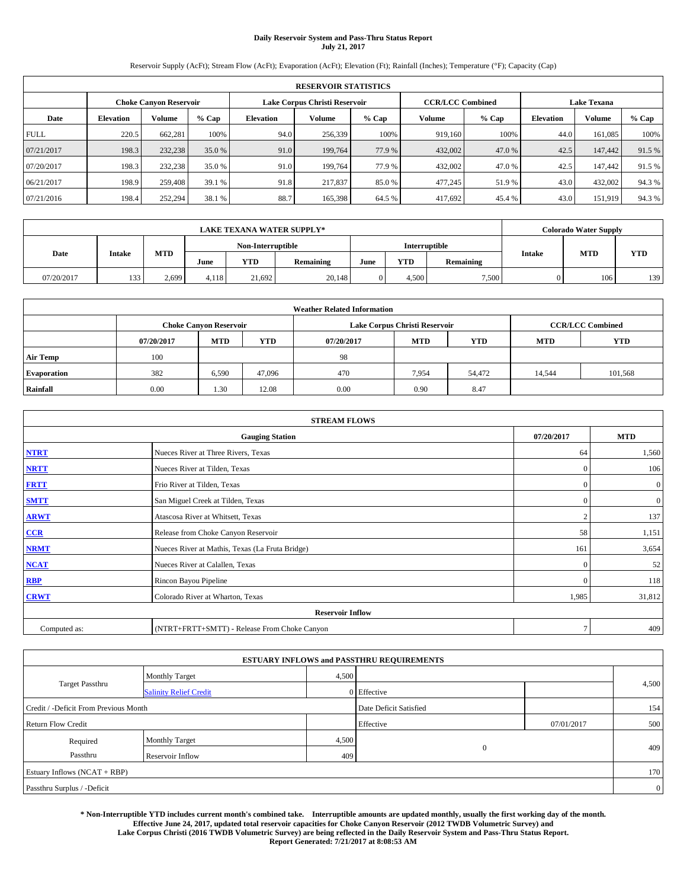**Daily Reservoir System and Pass-Thru Status Report**
**July 21, 2017**

Reservoir Supply (AcFt); Stream Flow (AcFt); Evaporation (AcFt); Elevation (Ft); Rainfall (Inches); Temperature (°F); Capacity (Cap)

| RESERVOIR STATISTICS | | | | | | | | | | | |
|---|---|---|---|---|---|---|---|---|---|---|---|
| | Choke Canyon Reservoir | | | Lake Corpus Christi Reservoir | | | CCR/LCC Combined | | Lake Texana | | |
| Date | Elevation | Volume | % Cap | Elevation | Volume | % Cap | Volume | % Cap | Elevation | Volume | % Cap |
| FULL | 220.5 | 662,281 | 100% | 94.0 | 256,339 | 100% | 919,160 | 100% | 44.0 | 161,085 | 100% |
| 07/21/2017 | 198.3 | 232,238 | 35.0 % | 91.0 | 199,764 | 77.9 % | 432,002 | 47.0 % | 42.5 | 147,442 | 91.5 % |
| 07/20/2017 | 198.3 | 232,238 | 35.0 % | 91.0 | 199,764 | 77.9 % | 432,002 | 47.0 % | 42.5 | 147,442 | 91.5 % |
| 06/21/2017 | 198.9 | 259,408 | 39.1 % | 91.8 | 217,837 | 85.0 % | 477,245 | 51.9 % | 43.0 | 432,002 | 94.3 % |
| 07/21/2016 | 198.4 | 252,294 | 38.1 % | 88.7 | 165,398 | 64.5 % | 417,692 | 45.4 % | 43.0 | 151,919 | 94.3 % |

| LAKE TEXANA WATER SUPPLY* | | | | | | | | | Colorado Water Supply | | |
|---|---|---|---|---|---|---|---|---|---|---|---|
| Date | Intake | MTD | Non-Interruptible | | | Interruptible | | | Intake | MTD | YTD |
| | | | June | YTD | Remaining | June | YTD | Remaining | | | |
| 07/20/2017 | 133 | 2,699 | 4,118 | 21,692 | 20,148 | 0 | 4,500 | 7,500 | 0 | 106 | 139 |

| Weather Related Information | | | | | | | | |
|---|---|---|---|---|---|---|---|---|
| | Choke Canyon Reservoir | | | Lake Corpus Christi Reservoir | | | CCR/LCC Combined | |
| | 07/20/2017 | MTD | YTD | 07/20/2017 | MTD | YTD | MTD | YTD |
| Air Temp | 100 | | | 98 | | | | |
| Evaporation | 382 | 6,590 | 47,096 | 470 | 7,954 | 54,472 | 14,544 | 101,568 |
| Rainfall | 0.00 | 1.30 | 12.08 | 0.00 | 0.90 | 8.47 | | |

| STREAM FLOWS | | | |
|---|---|---|---|
| | Gauging Station | 07/20/2017 | MTD |
| NTRT | Nueces River at Three Rivers, Texas | 64 | 1,560 |
| NRTT | Nueces River at Tilden, Texas | 0 | 106 |
| FRTT | Frio River at Tilden, Texas | 0 | 0 |
| SMTT | San Miguel Creek at Tilden, Texas | 0 | 0 |
| ARWT | Atascosa River at Whitsett, Texas | 2 | 137 |
| CCR | Release from Choke Canyon Reservoir | 58 | 1,151 |
| NRMT | Nueces River at Mathis, Texas (La Fruta Bridge) | 161 | 3,654 |
| NCAT | Nueces River at Calallen, Texas | 0 | 52 |
| RBP | Rincon Bayou Pipeline | 0 | 118 |
| CRWT | Colorado River at Wharton, Texas | 1,985 | 31,812 |
| | Reservoir Inflow | | |
| Computed as: | (NTRT+FRTT+SMTT) - Release From Choke Canyon | 7 | 409 |

| ESTUARY INFLOWS and PASSTHRU REQUIREMENTS | | | | | |
|---|---|---|---|---|---|
| Target Passthru | Monthly Target | 4,500 | | | 4,500 |
| | Salinity Relief Credit | 0 | Effective | | |
| Credit / -Deficit From Previous Month | | | Date Deficit Satisfied | | 154 |
| Return Flow Credit | | | Effective | 07/01/2017 | 500 |
| Required Passthru | Monthly Target | 4,500 | 0 | | 409 |
| | Reservoir Inflow | 409 | | | |
| Estuary Inflows (NCAT + RBP) | | | | | 170 |
| Passthru Surplus / -Deficit | | | | | 0 |

**\* Non-Interruptible YTD includes current month's combined take. Interruptible amounts are updated monthly, usually the first working day of the month. Effective June 24, 2017, updated total reservoir capacities for Choke Canyon Reservoir (2012 TWDB Volumetric Survey) and Lake Corpus Christi (2016 TWDB Volumetric Survey) are being reflected in the Daily Reservoir System and Pass-Thru Status Report. Report Generated: 7/21/2017 at 8:08:53 AM**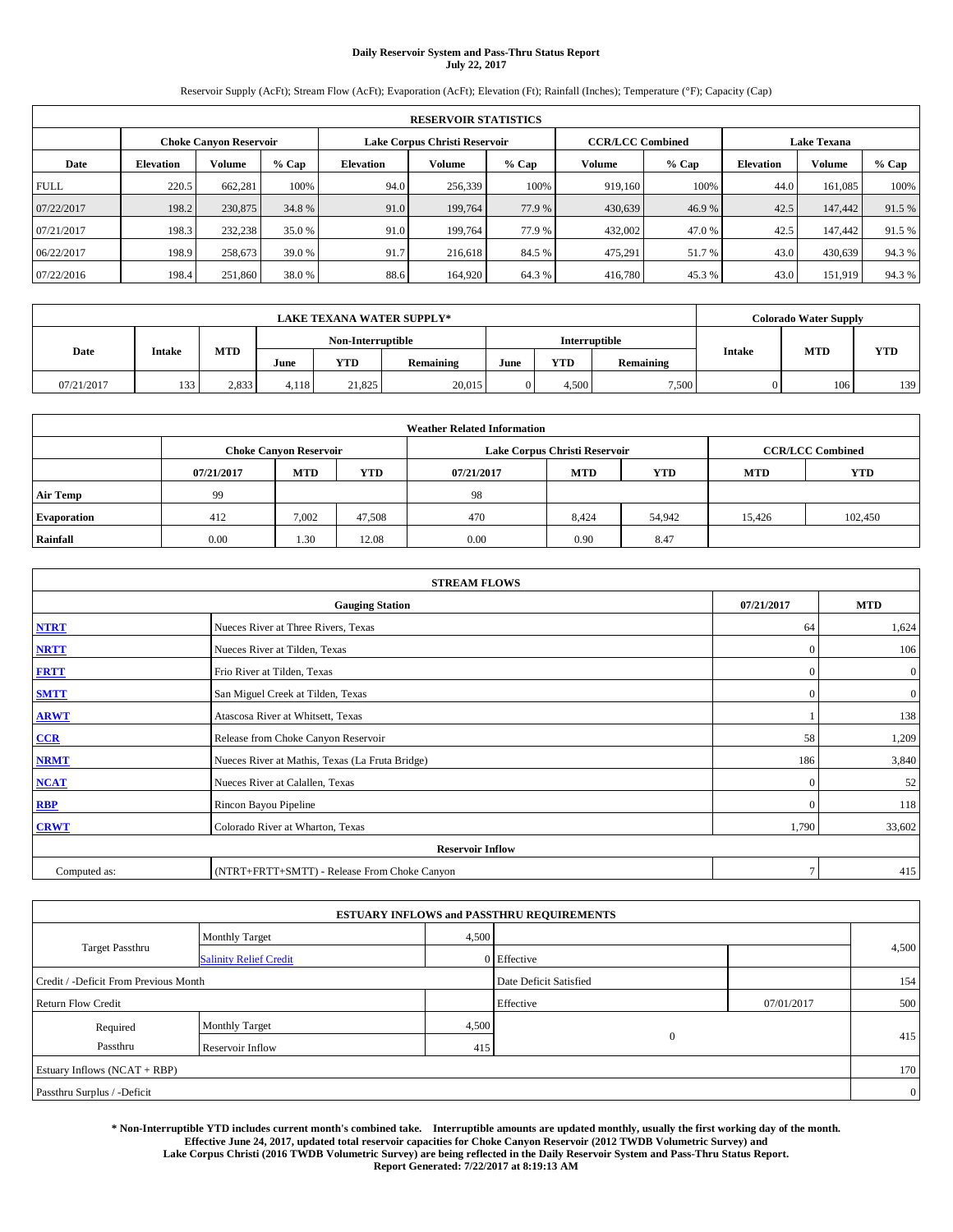**Daily Reservoir System and Pass-Thru Status Report**
**July 22, 2017**

Reservoir Supply (AcFt); Stream Flow (AcFt); Evaporation (AcFt); Elevation (Ft); Rainfall (Inches); Temperature (°F); Capacity (Cap)

| RESERVOIR STATISTICS | | | | | | | | | | | |
|---|---|---|---|---|---|---|---|---|---|---|---|
| | Choke Canyon Reservoir | | | Lake Corpus Christi Reservoir | | | CCR/LCC Combined | | Lake Texana | | |
| Date | Elevation | Volume | % Cap | Elevation | Volume | % Cap | Volume | % Cap | Elevation | Volume | % Cap |
| FULL | 220.5 | 662,281 | 100% | 94.0 | 256,339 | 100% | 919,160 | 100% | 44.0 | 161,085 | 100% |
| 07/22/2017 | 198.2 | 230,875 | 34.8 % | 91.0 | 199,764 | 77.9 % | 430,639 | 46.9 % | 42.5 | 147,442 | 91.5 % |
| 07/21/2017 | 198.3 | 232,238 | 35.0 % | 91.0 | 199,764 | 77.9 % | 432,002 | 47.0 % | 42.5 | 147,442 | 91.5 % |
| 06/22/2017 | 198.9 | 258,673 | 39.0 % | 91.7 | 216,618 | 84.5 % | 475,291 | 51.7 % | 43.0 | 430,639 | 94.3 % |
| 07/22/2016 | 198.4 | 251,860 | 38.0 % | 88.6 | 164,920 | 64.3 % | 416,780 | 45.3 % | 43.0 | 151,919 | 94.3 % |

| LAKE TEXANA WATER SUPPLY* | | | | | | | | | Colorado Water Supply | | |
|---|---|---|---|---|---|---|---|---|---|---|---|
| Date | Intake | MTD | Non-Interruptible | | | Interruptible | | | Intake | MTD | YTD |
| | | | June | YTD | Remaining | June | YTD | Remaining | | | |
| 07/21/2017 | 133 | 2,833 | 4,118 | 21,825 | 20,015 | 0 | 4,500 | 7,500 | 0 | 106 | 139 |

| Weather Related Information | | | | | | | | |
|---|---|---|---|---|---|---|---|---|
| | Choke Canyon Reservoir | | | Lake Corpus Christi Reservoir | | | CCR/LCC Combined | |
| | 07/21/2017 | MTD | YTD | 07/21/2017 | MTD | YTD | MTD | YTD |
| Air Temp | 99 | | | 98 | | | | |
| Evaporation | 412 | 7,002 | 47,508 | 470 | 8,424 | 54,942 | 15,426 | 102,450 |
| Rainfall | 0.00 | 1.30 | 12.08 | 0.00 | 0.90 | 8.47 | | |

| STREAM FLOWS | | | |
|---|---|---|---|
| | Gauging Station | 07/21/2017 | MTD |
| NTRT | Nueces River at Three Rivers, Texas | 64 | 1,624 |
| NRTT | Nueces River at Tilden, Texas | 0 | 106 |
| FRTT | Frio River at Tilden, Texas | 0 | 0 |
| SMTT | San Miguel Creek at Tilden, Texas | 0 | 0 |
| ARWT | Atascosa River at Whitsett, Texas | 1 | 138 |
| CCR | Release from Choke Canyon Reservoir | 58 | 1,209 |
| NRMT | Nueces River at Mathis, Texas (La Fruta Bridge) | 186 | 3,840 |
| NCAT | Nueces River at Calallen, Texas | 0 | 52 |
| RBP | Rincon Bayou Pipeline | 0 | 118 |
| CRWT | Colorado River at Wharton, Texas | 1,790 | 33,602 |
| Reservoir Inflow | | | |
| Computed as: | (NTRT+FRTT+SMTT) - Release From Choke Canyon | 7 | 415 |

| ESTUARY INFLOWS and PASSTHRU REQUIREMENTS | | | | | |
|---|---|---|---|---|---|
| Target Passthru | Monthly Target | 4,500 | | | 4,500 |
| | Salinity Relief Credit | 0 | Effective | | |
| Credit / -Deficit From Previous Month | | | Date Deficit Satisfied | | 154 |
| Return Flow Credit | | | Effective | 07/01/2017 | 500 |
| Required Passthru | Monthly Target | 4,500 | 0 | | 415 |
| | Reservoir Inflow | 415 | | | |
| Estuary Inflows (NCAT + RBP) | | | | | 170 |
| Passthru Surplus / -Deficit | | | | | 0 |

**\* Non-Interruptible YTD includes current month's combined take. Interruptible amounts are updated monthly, usually the first working day of the month. Effective June 24, 2017, updated total reservoir capacities for Choke Canyon Reservoir (2012 TWDB Volumetric Survey) and Lake Corpus Christi (2016 TWDB Volumetric Survey) are being reflected in the Daily Reservoir System and Pass-Thru Status Report. Report Generated: 7/22/2017 at 8:19:13 AM**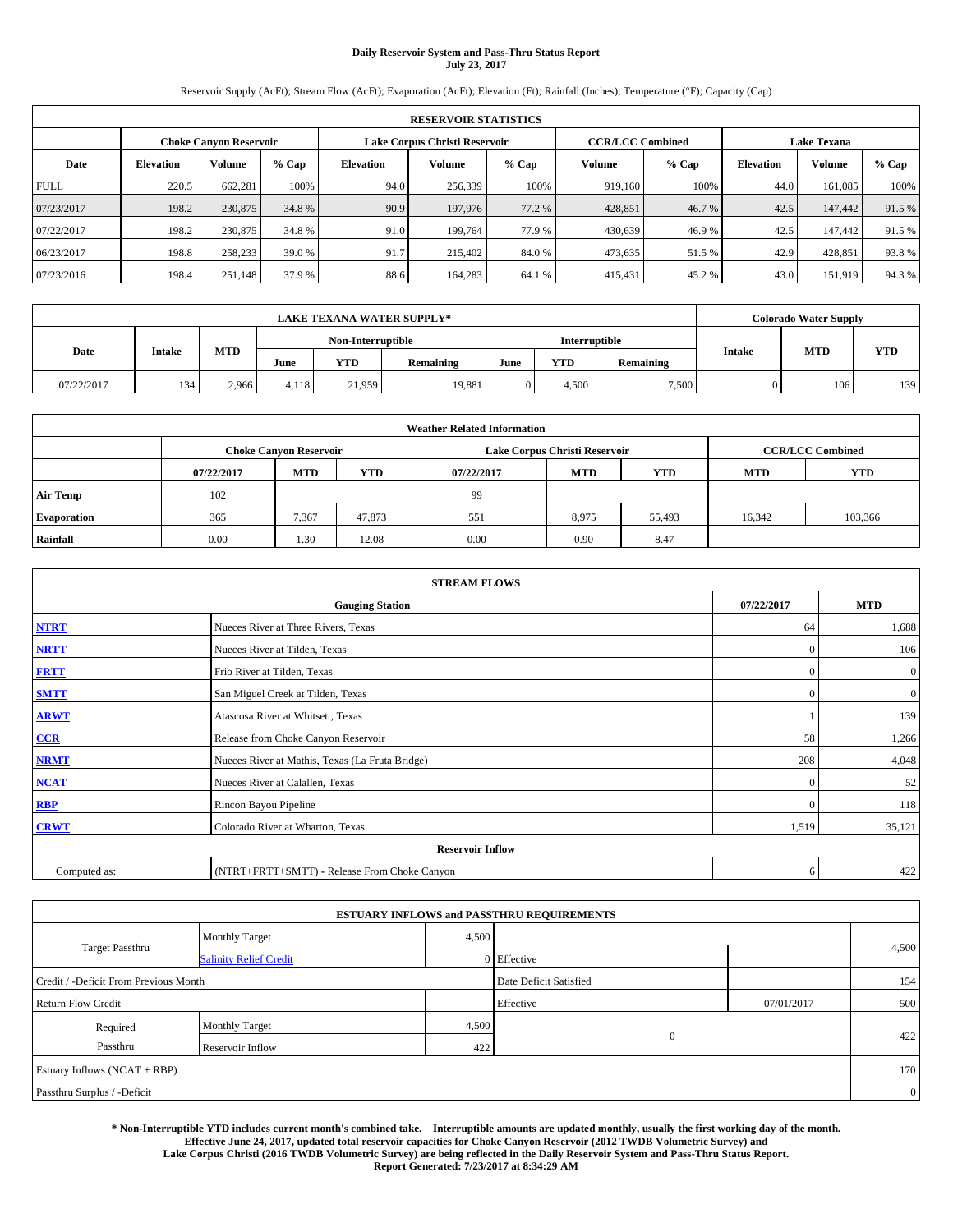**Daily Reservoir System and Pass-Thru Status Report**
**July 23, 2017**

Reservoir Supply (AcFt); Stream Flow (AcFt); Evaporation (AcFt); Elevation (Ft); Rainfall (Inches); Temperature (°F); Capacity (Cap)

| RESERVOIR STATISTICS | | | | | | | | | | | |
|---|---|---|---|---|---|---|---|---|---|---|---|
| | Choke Canyon Reservoir | | | Lake Corpus Christi Reservoir | | | CCR/LCC Combined | | Lake Texana | | |
| Date | Elevation | Volume | % Cap | Elevation | Volume | % Cap | Volume | % Cap | Elevation | Volume | % Cap |
| FULL | 220.5 | 662,281 | 100% | 94.0 | 256,339 | 100% | 919,160 | 100% | 44.0 | 161,085 | 100% |
| 07/23/2017 | 198.2 | 230,875 | 34.8 % | 90.9 | 197,976 | 77.2 % | 428,851 | 46.7 % | 42.5 | 147,442 | 91.5 % |
| 07/22/2017 | 198.2 | 230,875 | 34.8 % | 91.0 | 199,764 | 77.9 % | 430,639 | 46.9 % | 42.5 | 147,442 | 91.5 % |
| 06/23/2017 | 198.8 | 258,233 | 39.0 % | 91.7 | 215,402 | 84.0 % | 473,635 | 51.5 % | 42.9 | 428,851 | 93.8 % |
| 07/23/2016 | 198.4 | 251,148 | 37.9 % | 88.6 | 164,283 | 64.1 % | 415,431 | 45.2 % | 43.0 | 151,919 | 94.3 % |

| LAKE TEXANA WATER SUPPLY* | | | | | | | | | Colorado Water Supply | | |
|---|---|---|---|---|---|---|---|---|---|---|---|
| Date | Intake | MTD | Non-Interruptible | | | Interruptible | | | Intake | MTD | YTD |
| | | | June | YTD | Remaining | June | YTD | Remaining | | | |
| 07/22/2017 | 134 | 2,966 | 4,118 | 21,959 | 19,881 | 0 | 4,500 | 7,500 | 0 | 106 | 139 |

| Weather Related Information | | | | | | | | |
|---|---|---|---|---|---|---|---|---|
| | Choke Canyon Reservoir | | | Lake Corpus Christi Reservoir | | | CCR/LCC Combined | |
| | 07/22/2017 | MTD | YTD | 07/22/2017 | MTD | YTD | MTD | YTD |
| Air Temp | 102 | | | 99 | | | | |
| Evaporation | 365 | 7,367 | 47,873 | 551 | 8,975 | 55,493 | 16,342 | 103,366 |
| Rainfall | 0.00 | 1.30 | 12.08 | 0.00 | 0.90 | 8.47 | | |

| STREAM FLOWS | | | |
|---|---|---|---|
| | Gauging Station | 07/22/2017 | MTD |
| NTRT | Nueces River at Three Rivers, Texas | 64 | 1,688 |
| NRTT | Nueces River at Tilden, Texas | 0 | 106 |
| FRTT | Frio River at Tilden, Texas | 0 | 0 |
| SMTT | San Miguel Creek at Tilden, Texas | 0 | 0 |
| ARWT | Atascosa River at Whitsett, Texas | 1 | 139 |
| CCR | Release from Choke Canyon Reservoir | 58 | 1,266 |
| NRMT | Nueces River at Mathis, Texas (La Fruta Bridge) | 208 | 4,048 |
| NCAT | Nueces River at Calallen, Texas | 0 | 52 |
| RBP | Rincon Bayou Pipeline | 0 | 118 |
| CRWT | Colorado River at Wharton, Texas | 1,519 | 35,121 |
| | Reservoir Inflow | | |
| Computed as: | (NTRT+FRTT+SMTT) - Release From Choke Canyon | 6 | 422 |

| ESTUARY INFLOWS and PASSTHRU REQUIREMENTS | | | | | |
|---|---|---|---|---|---|
| Target Passthru | Monthly Target | 4,500 | | | 4,500 |
| | Salinity Relief Credit | 0 | Effective | | |
| Credit / -Deficit From Previous Month | | | Date Deficit Satisfied | | 154 |
| Return Flow Credit | | | Effective | 07/01/2017 | 500 |
| Required Passthru | Monthly Target | 4,500 | 0 | | 422 |
| | Reservoir Inflow | 422 | | | |
| Estuary Inflows (NCAT + RBP) | | | | | 170 |
| Passthru Surplus / -Deficit | | | | | 0 |

**\* Non-Interruptible YTD includes current month's combined take. Interruptible amounts are updated monthly, usually the first working day of the month. Effective June 24, 2017, updated total reservoir capacities for Choke Canyon Reservoir (2012 TWDB Volumetric Survey) and Lake Corpus Christi (2016 TWDB Volumetric Survey) are being reflected in the Daily Reservoir System and Pass-Thru Status Report. Report Generated: 7/23/2017 at 8:34:29 AM**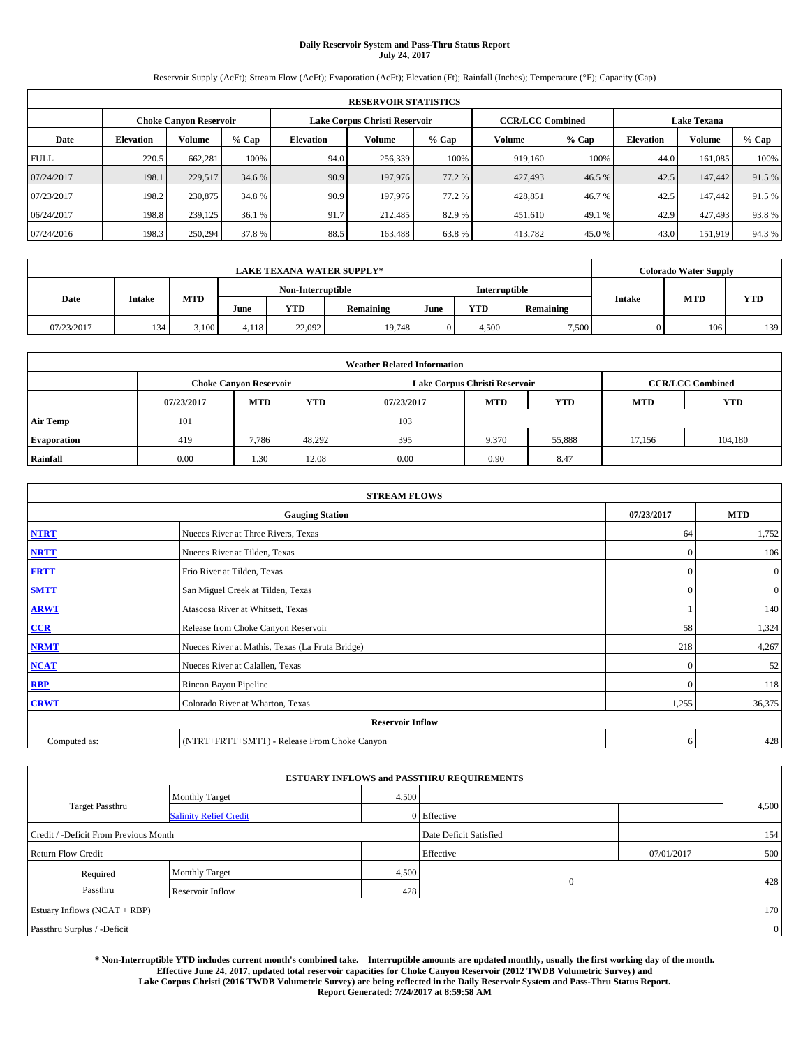# Daily Reservoir System and Pass-Thru Status Report
**July 24, 2017**

Reservoir Supply (AcFt); Stream Flow (AcFt); Evaporation (AcFt); Elevation (Ft); Rainfall (Inches); Temperature (°F); Capacity (Cap)

| RESERVOIR STATISTICS | | | | | | | | | | | |
|---|---|---|---|---|---|---|---|---|---|---|---|
| | Choke Canyon Reservoir | | | Lake Corpus Christi Reservoir | | | CCR/LCC Combined | | Lake Texana | | |
| Date | Elevation | Volume | % Cap | Elevation | Volume | % Cap | Volume | % Cap | Elevation | Volume | % Cap |
| FULL | 220.5 | 662,281 | 100% | 94.0 | 256,339 | 100% | 919,160 | 100% | 44.0 | 161,085 | 100% |
| 07/24/2017 | 198.1 | 229,517 | 34.6 % | 90.9 | 197,976 | 77.2 % | 427,493 | 46.5 % | 42.5 | 147,442 | 91.5 % |
| 07/23/2017 | 198.2 | 230,875 | 34.8 % | 90.9 | 197,976 | 77.2 % | 428,851 | 46.7 % | 42.5 | 147,442 | 91.5 % |
| 06/24/2017 | 198.8 | 239,125 | 36.1 % | 91.7 | 212,485 | 82.9 % | 451,610 | 49.1 % | 42.9 | 427,493 | 93.8 % |
| 07/24/2016 | 198.3 | 250,294 | 37.8 % | 88.5 | 163,488 | 63.8 % | 413,782 | 45.0 % | 43.0 | 151,919 | 94.3 % |

| LAKE TEXANA WATER SUPPLY* | | | | | | | | | Colorado Water Supply | | |
|---|---|---|---|---|---|---|---|---|---|---|---|
| Date | Intake | MTD | Non-Interruptible | | | Interruptible | | | Intake | MTD | YTD |
| | | | June | YTD | Remaining | June | YTD | Remaining | | | |
| 07/23/2017 | 134 | 3,100 | 4,118 | 22,092 | 19,748 | 0 | 4,500 | 7,500 | 0 | 106 | 139 |

| Weather Related Information | | | | | | | | |
|---|---|---|---|---|---|---|---|---|
| | Choke Canyon Reservoir | | | Lake Corpus Christi Reservoir | | | CCR/LCC Combined | |
| | 07/23/2017 | MTD | YTD | 07/23/2017 | MTD | YTD | MTD | YTD |
| Air Temp | 101 | | | 103 | | | | |
| Evaporation | 419 | 7,786 | 48,292 | 395 | 9,370 | 55,888 | 17,156 | 104,180 |
| Rainfall | 0.00 | 1.30 | 12.08 | 0.00 | 0.90 | 8.47 | | |

| STREAM FLOWS | | | |
|---|---|---|---|
| Gauging Station | | 07/23/2017 | MTD |
| NTRT | Nueces River at Three Rivers, Texas | 64 | 1,752 |
| NRTT | Nueces River at Tilden, Texas | 0 | 106 |
| FRTT | Frio River at Tilden, Texas | 0 | 0 |
| SMTT | San Miguel Creek at Tilden, Texas | 0 | 0 |
| ARWT | Atascosa River at Whitsett, Texas | 1 | 140 |
| CCR | Release from Choke Canyon Reservoir | 58 | 1,324 |
| NRMT | Nueces River at Mathis, Texas (La Fruta Bridge) | 218 | 4,267 |
| NCAT | Nueces River at Calallen, Texas | 0 | 52 |
| RBP | Rincon Bayou Pipeline | 0 | 118 |
| CRWT | Colorado River at Wharton, Texas | 1,255 | 36,375 |
| Reservoir Inflow | | | |
| Computed as: | (NTRT+FRTT+SMTT) - Release From Choke Canyon | 6 | 428 |

| ESTUARY INFLOWS and PASSTHRU REQUIREMENTS | | | | | |
|---|---|---|---|---|---|
| Target Passthru | Monthly Target | 4,500 | | | 4,500 |
| | Salinity Relief Credit | 0 | Effective | | |
| Credit / -Deficit From Previous Month | | | Date Deficit Satisfied | | 154 |
| Return Flow Credit | | | Effective | 07/01/2017 | 500 |
| Required Passthru | Monthly Target | 4,500 | 0 | | 428 |
| | Reservoir Inflow | 428 | | | |
| Estuary Inflows (NCAT + RBP) | | | | | 170 |
| Passthru Surplus / -Deficit | | | | | 0 |

**\* Non-Interruptible YTD includes current month's combined take. Interruptible amounts are updated monthly, usually the first working day of the month. Effective June 24, 2017, updated total reservoir capacities for Choke Canyon Reservoir (2012 TWDB Volumetric Survey) and Lake Corpus Christi (2016 TWDB Volumetric Survey) are being reflected in the Daily Reservoir System and Pass-Thru Status Report. Report Generated: 7/24/2017 at 8:59:58 AM**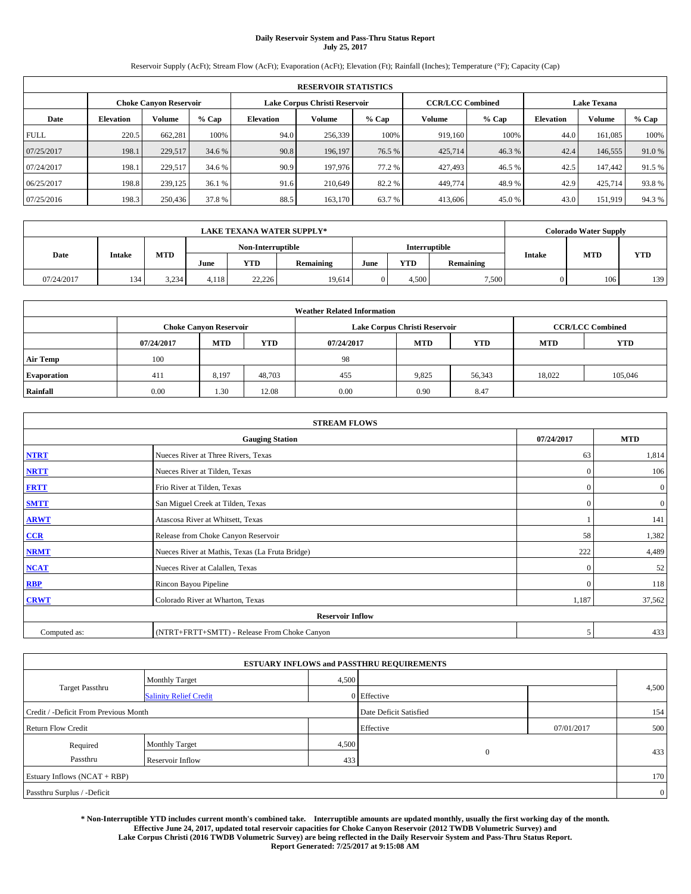# Daily Reservoir System and Pass-Thru Status Report
## July 25, 2017

Reservoir Supply (AcFt); Stream Flow (AcFt); Evaporation (AcFt); Elevation (Ft); Rainfall (Inches); Temperature (°F); Capacity (Cap)

| RESERVOIR STATISTICS | | | | | | | | | | | |
|---|---|---|---|---|---|---|---|---|---|---|---|
| | Choke Canyon Reservoir | | | Lake Corpus Christi Reservoir | | | CCR/LCC Combined | | Lake Texana | | |
| Date | Elevation | Volume | % Cap | Elevation | Volume | % Cap | Volume | % Cap | Elevation | Volume | % Cap |
| FULL | 220.5 | 662,281 | 100% | 94.0 | 256,339 | 100% | 919,160 | 100% | 44.0 | 161,085 | 100% |
| 07/25/2017 | 198.1 | 229,517 | 34.6 % | 90.8 | 196,197 | 76.5 % | 425,714 | 46.3 % | 42.4 | 146,555 | 91.0 % |
| 07/24/2017 | 198.1 | 229,517 | 34.6 % | 90.9 | 197,976 | 77.2 % | 427,493 | 46.5 % | 42.5 | 147,442 | 91.5 % |
| 06/25/2017 | 198.8 | 239,125 | 36.1 % | 91.6 | 210,649 | 82.2 % | 449,774 | 48.9 % | 42.9 | 425,714 | 93.8 % |
| 07/25/2016 | 198.3 | 250,436 | 37.8 % | 88.5 | 163,170 | 63.7 % | 413,606 | 45.0 % | 43.0 | 151,919 | 94.3 % |

| LAKE TEXANA WATER SUPPLY* | | | | | | | | | Colorado Water Supply | | |
|---|---|---|---|---|---|---|---|---|---|---|---|
| Date | Intake | MTD | Non-Interruptible | | | Interruptible | | | Intake | MTD | YTD |
| | | | June | YTD | Remaining | June | YTD | Remaining | | | |
| 07/24/2017 | 134 | 3,234 | 4,118 | 22,226 | 19,614 | 0 | 4,500 | 7,500 | 0 | 106 | 139 |

| Weather Related Information | | | | | | | | |
|---|---|---|---|---|---|---|---|---|
| | Choke Canyon Reservoir | | | Lake Corpus Christi Reservoir | | | CCR/LCC Combined | |
| | 07/24/2017 | MTD | YTD | 07/24/2017 | MTD | YTD | MTD | YTD |
| Air Temp | 100 | | | 98 | | | | |
| Evaporation | 411 | 8,197 | 48,703 | 455 | 9,825 | 56,343 | 18,022 | 105,046 |
| Rainfall | 0.00 | 1.30 | 12.08 | 0.00 | 0.90 | 8.47 | | |

| STREAM FLOWS | | | |
|---|---|---|---|
| Gauging Station | | 07/24/2017 | MTD |
| NTRT | Nueces River at Three Rivers, Texas | 63 | 1,814 |
| NRTT | Nueces River at Tilden, Texas | 0 | 106 |
| FRTT | Frio River at Tilden, Texas | 0 | 0 |
| SMTT | San Miguel Creek at Tilden, Texas | 0 | 0 |
| ARWT | Atascosa River at Whitsett, Texas | 1 | 141 |
| CCR | Release from Choke Canyon Reservoir | 58 | 1,382 |
| NRMT | Nueces River at Mathis, Texas (La Fruta Bridge) | 222 | 4,489 |
| NCAT | Nueces River at Calallen, Texas | 0 | 52 |
| RBP | Rincon Bayou Pipeline | 0 | 118 |
| CRWT | Colorado River at Wharton, Texas | 1,187 | 37,562 |
| Reservoir Inflow | | | |
| Computed as: | (NTRT+FRTT+SMTT) - Release From Choke Canyon | 5 | 433 |

| ESTUARY INFLOWS and PASSTHRU REQUIREMENTS | | | | | |
|---|---|---|---|---|---|
| Target Passthru | Monthly Target | 4,500 | | | 4,500 |
| | Salinity Relief Credit | 0 | Effective | | |
| Credit / -Deficit From Previous Month | | | Date Deficit Satisfied | | 154 |
| Return Flow Credit | | | Effective | 07/01/2017 | 500 |
| Required Passthru | Monthly Target | 4,500 | 0 | | 433 |
| | Reservoir Inflow | 433 | | | |
| Estuary Inflows (NCAT + RBP) | | | | | 170 |
| Passthru Surplus / -Deficit | | | | | 0 |

**\* Non-Interruptible YTD includes current month's combined take. Interruptible amounts are updated monthly, usually the first working day of the month. Effective June 24, 2017, updated total reservoir capacities for Choke Canyon Reservoir (2012 TWDB Volumetric Survey) and Lake Corpus Christi (2016 TWDB Volumetric Survey) are being reflected in the Daily Reservoir System and Pass-Thru Status Report. Report Generated: 7/25/2017 at 9:15:08 AM**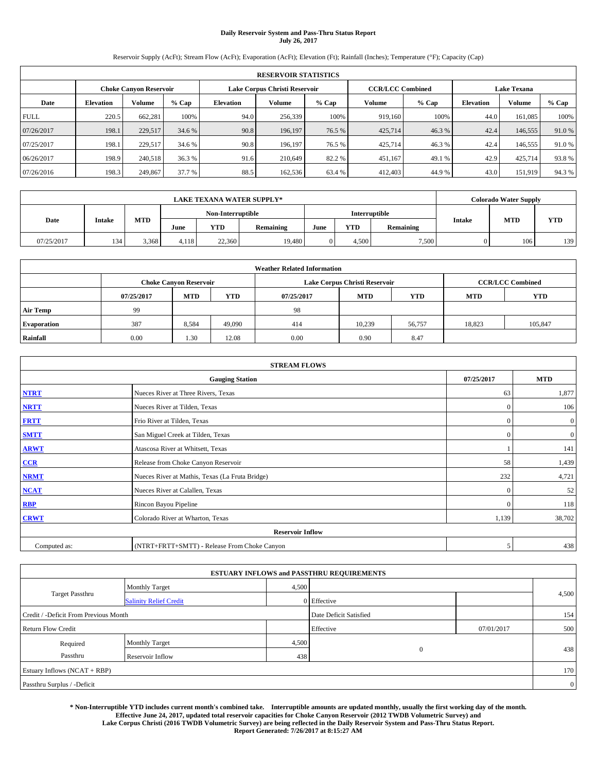# Daily Reservoir System and Pass-Thru Status Report
**July 26, 2017**

Reservoir Supply (AcFt); Stream Flow (AcFt); Evaporation (AcFt); Elevation (Ft); Rainfall (Inches); Temperature (°F); Capacity (Cap)

| RESERVOIR STATISTICS | | | | | | | | | | | |
|---|---|---|---|---|---|---|---|---|---|---|---|
| | Choke Canyon Reservoir | | | Lake Corpus Christi Reservoir | | | CCR/LCC Combined | | Lake Texana | | |
| Date | Elevation | Volume | % Cap | Elevation | Volume | % Cap | Volume | % Cap | Elevation | Volume | % Cap |
| FULL | 220.5 | 662,281 | 100% | 94.0 | 256,339 | 100% | 919,160 | 100% | 44.0 | 161,085 | 100% |
| 07/26/2017 | 198.1 | 229,517 | 34.6 % | 90.8 | 196,197 | 76.5 % | 425,714 | 46.3 % | 42.4 | 146,555 | 91.0 % |
| 07/25/2017 | 198.1 | 229,517 | 34.6 % | 90.8 | 196,197 | 76.5 % | 425,714 | 46.3 % | 42.4 | 146,555 | 91.0 % |
| 06/26/2017 | 198.9 | 240,518 | 36.3 % | 91.6 | 210,649 | 82.2 % | 451,167 | 49.1 % | 42.9 | 425,714 | 93.8 % |
| 07/26/2016 | 198.3 | 249,867 | 37.7 % | 88.5 | 162,536 | 63.4 % | 412,403 | 44.9 % | 43.0 | 151,919 | 94.3 % |

| LAKE TEXANA WATER SUPPLY* | | | | | | | | | Colorado Water Supply | | |
|---|---|---|---|---|---|---|---|---|---|---|---|
| | | | Non-Interruptible | | | Interruptible | | | | | |
| Date | Intake | MTD | June | YTD | Remaining | June | YTD | Remaining | Intake | MTD | YTD |
| 07/25/2017 | 134 | 3,368 | 4,118 | 22,360 | 19,480 | 0 | 4,500 | 7,500 | 0 | 106 | 139 |

| Weather Related Information | | | | | | | | |
|---|---|---|---|---|---|---|---|---|
| | Choke Canyon Reservoir | | | Lake Corpus Christi Reservoir | | | CCR/LCC Combined | |
| | 07/25/2017 | MTD | YTD | 07/25/2017 | MTD | YTD | MTD | YTD |
| Air Temp | 99 | | | 98 | | | | |
| Evaporation | 387 | 8,584 | 49,090 | 414 | 10,239 | 56,757 | 18,823 | 105,847 |
| Rainfall | 0.00 | 1.30 | 12.08 | 0.00 | 0.90 | 8.47 | | |

| STREAM FLOWS | | | |
|---|---|---|---|
| Gauging Station | | 07/25/2017 | MTD |
| NTRT | Nueces River at Three Rivers, Texas | 63 | 1,877 |
| NRTT | Nueces River at Tilden, Texas | 0 | 106 |
| FRTT | Frio River at Tilden, Texas | 0 | 0 |
| SMTT | San Miguel Creek at Tilden, Texas | 0 | 0 |
| ARWT | Atascosa River at Whitsett, Texas | 1 | 141 |
| CCR | Release from Choke Canyon Reservoir | 58 | 1,439 |
| NRMT | Nueces River at Mathis, Texas (La Fruta Bridge) | 232 | 4,721 |
| NCAT | Nueces River at Calallen, Texas | 0 | 52 |
| RBP | Rincon Bayou Pipeline | 0 | 118 |
| CRWT | Colorado River at Wharton, Texas | 1,139 | 38,702 |
| Reservoir Inflow | | | |
| Computed as: | (NTRT+FRTT+SMTT) - Release From Choke Canyon | 5 | 438 |

| ESTUARY INFLOWS and PASSTHRU REQUIREMENTS | | | | | |
|---|---|---|---|---|---|
| Target Passthru | Monthly Target | 4,500 | | | 4,500 |
| | Salinity Relief Credit | 0 | Effective | | |
| Credit / -Deficit From Previous Month | | | Date Deficit Satisfied | | 154 |
| Return Flow Credit | | | Effective | 07/01/2017 | 500 |
| Required Passthru | Monthly Target | 4,500 | 0 | | 438 |
| | Reservoir Inflow | 438 | | | |
| Estuary Inflows (NCAT + RBP) | | | | | 170 |
| Passthru Surplus / -Deficit | | | | | 0 |

**\* Non-Interruptible YTD includes current month's combined take. Interruptible amounts are updated monthly, usually the first working day of the month. Effective June 24, 2017, updated total reservoir capacities for Choke Canyon Reservoir (2012 TWDB Volumetric Survey) and Lake Corpus Christi (2016 TWDB Volumetric Survey) are being reflected in the Daily Reservoir System and Pass-Thru Status Report. Report Generated: 7/26/2017 at 8:15:27 AM**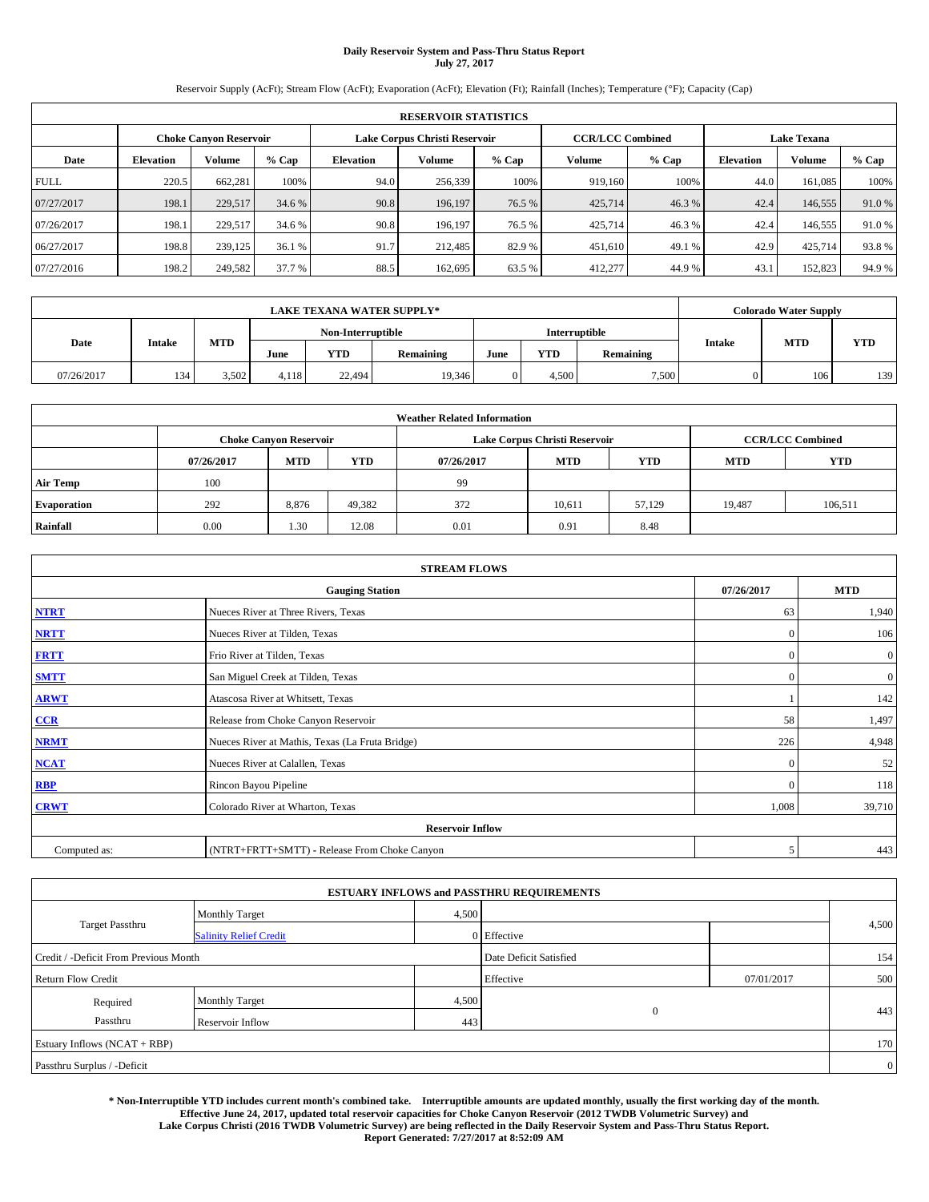**Daily Reservoir System and Pass-Thru Status Report**
**July 27, 2017**

Reservoir Supply (AcFt); Stream Flow (AcFt); Evaporation (AcFt); Elevation (Ft); Rainfall (Inches); Temperature (°F); Capacity (Cap)

| RESERVOIR STATISTICS | | | | | | | | | | | |
|---|---|---|---|---|---|---|---|---|---|---|---|
| | Choke Canyon Reservoir | | | Lake Corpus Christi Reservoir | | | CCR/LCC Combined | | Lake Texana | | |
| Date | Elevation | Volume | % Cap | Elevation | Volume | % Cap | Volume | % Cap | Elevation | Volume | % Cap |
| FULL | 220.5 | 662,281 | 100% | 94.0 | 256,339 | 100% | 919,160 | 100% | 44.0 | 161,085 | 100% |
| 07/27/2017 | 198.1 | 229,517 | 34.6 % | 90.8 | 196,197 | 76.5 % | 425,714 | 46.3 % | 42.4 | 146,555 | 91.0 % |
| 07/26/2017 | 198.1 | 229,517 | 34.6 % | 90.8 | 196,197 | 76.5 % | 425,714 | 46.3 % | 42.4 | 146,555 | 91.0 % |
| 06/27/2017 | 198.8 | 239,125 | 36.1 % | 91.7 | 212,485 | 82.9 % | 451,610 | 49.1 % | 42.9 | 425,714 | 93.8 % |
| 07/27/2016 | 198.2 | 249,582 | 37.7 % | 88.5 | 162,695 | 63.5 % | 412,277 | 44.9 % | 43.1 | 152,823 | 94.9 % |

| LAKE TEXANA WATER SUPPLY* | | | | | | | | | Colorado Water Supply | | |
|---|---|---|---|---|---|---|---|---|---|---|---|
| Date | Intake | MTD | Non-Interruptible | | | Interruptible | | | Intake | MTD | YTD |
| | | | June | YTD | Remaining | June | YTD | Remaining | | | |
| 07/26/2017 | 134 | 3,502 | 4,118 | 22,494 | 19,346 | 0 | 4,500 | 7,500 | 0 | 106 | 139 |

| Weather Related Information | | | | | | | | |
|---|---|---|---|---|---|---|---|---|
| | Choke Canyon Reservoir | | | Lake Corpus Christi Reservoir | | | CCR/LCC Combined | |
| | 07/26/2017 | MTD | YTD | 07/26/2017 | MTD | YTD | MTD | YTD |
| Air Temp | 100 | | | 99 | | | | |
| Evaporation | 292 | 8,876 | 49,382 | 372 | 10,611 | 57,129 | 19,487 | 106,511 |
| Rainfall | 0.00 | 1.30 | 12.08 | 0.01 | 0.91 | 8.48 | | |

| STREAM FLOWS | | | |
|---|---|---|---|
| Gauging Station | | 07/26/2017 | MTD |
| NTRT | Nueces River at Three Rivers, Texas | 63 | 1,940 |
| NRTT | Nueces River at Tilden, Texas | 0 | 106 |
| FRTT | Frio River at Tilden, Texas | 0 | 0 |
| SMTT | San Miguel Creek at Tilden, Texas | 0 | 0 |
| ARWT | Atascosa River at Whitsett, Texas | 1 | 142 |
| CCR | Release from Choke Canyon Reservoir | 58 | 1,497 |
| NRMT | Nueces River at Mathis, Texas (La Fruta Bridge) | 226 | 4,948 |
| NCAT | Nueces River at Calallen, Texas | 0 | 52 |
| RBP | Rincon Bayou Pipeline | 0 | 118 |
| CRWT | Colorado River at Wharton, Texas | 1,008 | 39,710 |
| Reservoir Inflow | | | |
| Computed as: | (NTRT+FRTT+SMTT) - Release From Choke Canyon | 5 | 443 |

| ESTUARY INFLOWS and PASSTHRU REQUIREMENTS | | | | | |
|---|---|---|---|---|---|
| Target Passthru | Monthly Target | 4,500 | | | 4,500 |
| | Salinity Relief Credit | 0 | Effective | | |
| Credit / -Deficit From Previous Month | | | Date Deficit Satisfied | | 154 |
| Return Flow Credit | | | Effective | 07/01/2017 | 500 |
| Required Passthru | Monthly Target | 4,500 | 0 | | 443 |
| | Reservoir Inflow | 443 | | | |
| Estuary Inflows (NCAT + RBP) | | | | | 170 |
| Passthru Surplus / -Deficit | | | | | 0 |

**\* Non-Interruptible YTD includes current month's combined take. Interruptible amounts are updated monthly, usually the first working day of the month. Effective June 24, 2017, updated total reservoir capacities for Choke Canyon Reservoir (2012 TWDB Volumetric Survey) and Lake Corpus Christi (2016 TWDB Volumetric Survey) are being reflected in the Daily Reservoir System and Pass-Thru Status Report. Report Generated: 7/27/2017 at 8:52:09 AM**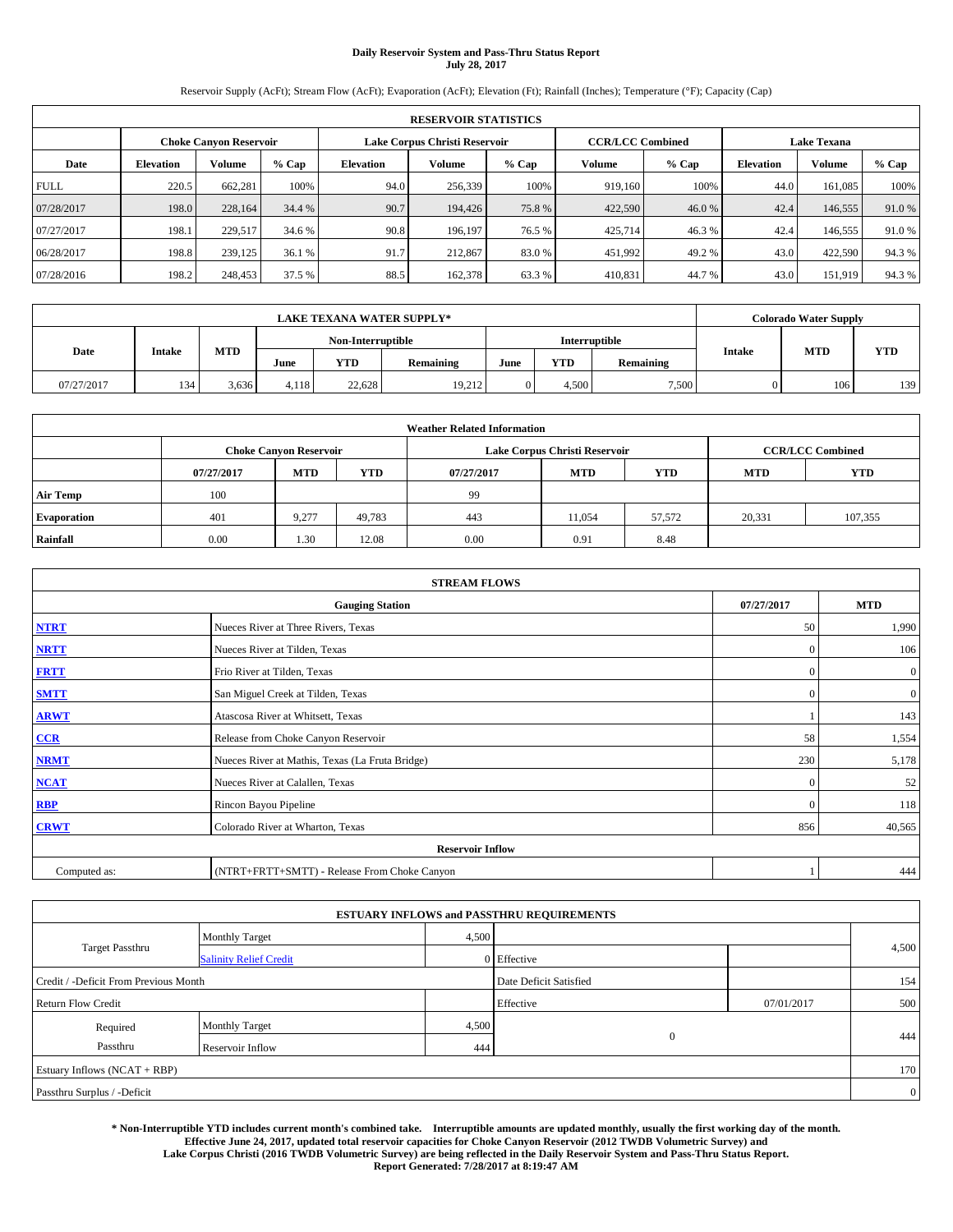# Daily Reservoir System and Pass-Thru Status Report
**July 28, 2017**

Reservoir Supply (AcFt); Stream Flow (AcFt); Evaporation (AcFt); Elevation (Ft); Rainfall (Inches); Temperature (°F); Capacity (Cap)

| RESERVOIR STATISTICS | | | | | | | | | | | |
|---|---|---|---|---|---|---|---|---|---|---|---|
| | Choke Canyon Reservoir | | | Lake Corpus Christi Reservoir | | | CCR/LCC Combined | | Lake Texana | | |
| Date | Elevation | Volume | % Cap | Elevation | Volume | % Cap | Volume | % Cap | Elevation | Volume | % Cap |
| FULL | 220.5 | 662,281 | 100% | 94.0 | 256,339 | 100% | 919,160 | 100% | 44.0 | 161,085 | 100% |
| 07/28/2017 | 198.0 | 228,164 | 34.4 % | 90.7 | 194,426 | 75.8 % | 422,590 | 46.0 % | 42.4 | 146,555 | 91.0 % |
| 07/27/2017 | 198.1 | 229,517 | 34.6 % | 90.8 | 196,197 | 76.5 % | 425,714 | 46.3 % | 42.4 | 146,555 | 91.0 % |
| 06/28/2017 | 198.8 | 239,125 | 36.1 % | 91.7 | 212,867 | 83.0 % | 451,992 | 49.2 % | 43.0 | 422,590 | 94.3 % |
| 07/28/2016 | 198.2 | 248,453 | 37.5 % | 88.5 | 162,378 | 63.3 % | 410,831 | 44.7 % | 43.0 | 151,919 | 94.3 % |

| LAKE TEXANA WATER SUPPLY* | | | | | | | | | Colorado Water Supply | | |
|---|---|---|---|---|---|---|---|---|---|---|---|
| Date | Intake | MTD | Non-Interruptible | | | Interruptible | | | Intake | MTD | YTD |
| | | | June | YTD | Remaining | June | YTD | Remaining | | | |
| 07/27/2017 | 134 | 3,636 | 4,118 | 22,628 | 19,212 | 0 | 4,500 | 7,500 | 0 | 106 | 139 |

| Weather Related Information | | | | | | | | |
|---|---|---|---|---|---|---|---|---|
| | Choke Canyon Reservoir | | | Lake Corpus Christi Reservoir | | | CCR/LCC Combined | |
| | 07/27/2017 | MTD | YTD | 07/27/2017 | MTD | YTD | MTD | YTD |
| Air Temp | 100 | | | 99 | | | | |
| Evaporation | 401 | 9,277 | 49,783 | 443 | 11,054 | 57,572 | 20,331 | 107,355 |
| Rainfall | 0.00 | 1.30 | 12.08 | 0.00 | 0.91 | 8.48 | | |

| STREAM FLOWS | | | |
|---|---|---|---|
| | Gauging Station | 07/27/2017 | MTD |
| NTRT | Nueces River at Three Rivers, Texas | 50 | 1,990 |
| NRTT | Nueces River at Tilden, Texas | 0 | 106 |
| FRTT | Frio River at Tilden, Texas | 0 | 0 |
| SMTT | San Miguel Creek at Tilden, Texas | 0 | 0 |
| ARWT | Atascosa River at Whitsett, Texas | 1 | 143 |
| CCR | Release from Choke Canyon Reservoir | 58 | 1,554 |
| NRMT | Nueces River at Mathis, Texas (La Fruta Bridge) | 230 | 5,178 |
| NCAT | Nueces River at Calallen, Texas | 0 | 52 |
| RBP | Rincon Bayou Pipeline | 0 | 118 |
| CRWT | Colorado River at Wharton, Texas | 856 | 40,565 |
| | Reservoir Inflow | | |
| Computed as: | (NTRT+FRTT+SMTT) - Release From Choke Canyon | 1 | 444 |

| ESTUARY INFLOWS and PASSTHRU REQUIREMENTS | | | | | |
|---|---|---|---|---|---|
| Target Passthru | Monthly Target | 4,500 | | | 4,500 |
| | Salinity Relief Credit | 0 | Effective | | |
| Credit / -Deficit From Previous Month | | | Date Deficit Satisfied | | 154 |
| Return Flow Credit | | | Effective | 07/01/2017 | 500 |
| Required Passthru | Monthly Target | 4,500 | 0 | | 444 |
| | Reservoir Inflow | 444 | | | |
| Estuary Inflows (NCAT + RBP) | | | | | 170 |
| Passthru Surplus / -Deficit | | | | | 0 |

**\* Non-Interruptible YTD includes current month's combined take. Interruptible amounts are updated monthly, usually the first working day of the month. Effective June 24, 2017, updated total reservoir capacities for Choke Canyon Reservoir (2012 TWDB Volumetric Survey) and Lake Corpus Christi (2016 TWDB Volumetric Survey) are being reflected in the Daily Reservoir System and Pass-Thru Status Report. Report Generated: 7/28/2017 at 8:19:47 AM**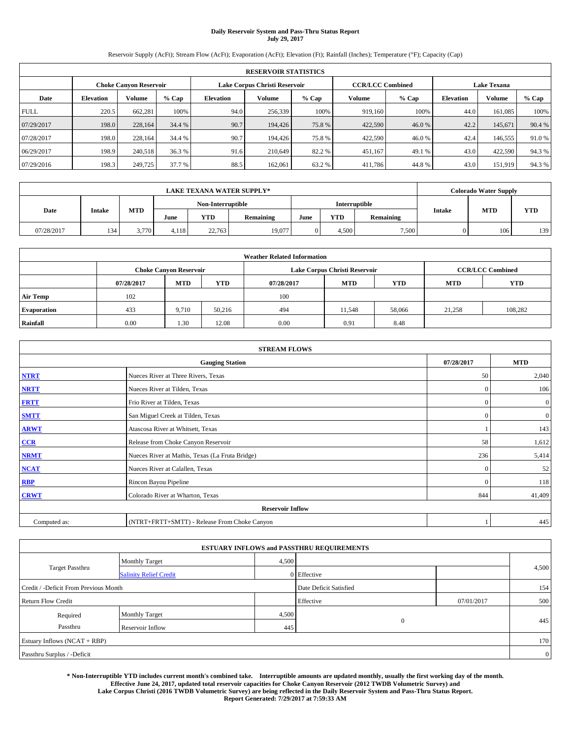# Daily Reservoir System and Pass-Thru Status Report
**July 29, 2017**

Reservoir Supply (AcFt); Stream Flow (AcFt); Evaporation (AcFt); Elevation (Ft); Rainfall (Inches); Temperature (°F); Capacity (Cap)

| RESERVOIR STATISTICS | | | | | | | | | | | |
|---|---|---|---|---|---|---|---|---|---|---|---|
| | Choke Canyon Reservoir | | | Lake Corpus Christi Reservoir | | | CCR/LCC Combined | | Lake Texana | | |
| Date | Elevation | Volume | % Cap | Elevation | Volume | % Cap | Volume | % Cap | Elevation | Volume | % Cap |
| FULL | 220.5 | 662,281 | 100% | 94.0 | 256,339 | 100% | 919,160 | 100% | 44.0 | 161,085 | 100% |
| 07/29/2017 | 198.0 | 228,164 | 34.4 % | 90.7 | 194,426 | 75.8 % | 422,590 | 46.0 % | 42.2 | 145,671 | 90.4 % |
| 07/28/2017 | 198.0 | 228,164 | 34.4 % | 90.7 | 194,426 | 75.8 % | 422,590 | 46.0 % | 42.4 | 146,555 | 91.0 % |
| 06/29/2017 | 198.9 | 240,518 | 36.3 % | 91.6 | 210,649 | 82.2 % | 451,167 | 49.1 % | 43.0 | 422,590 | 94.3 % |
| 07/29/2016 | 198.3 | 249,725 | 37.7 % | 88.5 | 162,061 | 63.2 % | 411,786 | 44.8 % | 43.0 | 151,919 | 94.3 % |

| LAKE TEXANA WATER SUPPLY* | | | | | | | | | Colorado Water Supply | | |
|---|---|---|---|---|---|---|---|---|---|---|---|
| Date | Intake | MTD | Non-Interruptible | | | Interruptible | | | Intake | MTD | YTD |
| | | | June | YTD | Remaining | June | YTD | Remaining | | | |
| 07/28/2017 | 134 | 3,770 | 4,118 | 22,763 | 19,077 | 0 | 4,500 | 7,500 | 0 | 106 | 139 |

| Weather Related Information | | | | | | | | |
|---|---|---|---|---|---|---|---|---|
| | Choke Canyon Reservoir | | | Lake Corpus Christi Reservoir | | | CCR/LCC Combined | |
| | 07/28/2017 | MTD | YTD | 07/28/2017 | MTD | YTD | MTD | YTD |
| Air Temp | 102 | | | 100 | | | | |
| Evaporation | 433 | 9,710 | 50,216 | 494 | 11,548 | 58,066 | 21,258 | 108,282 |
| Rainfall | 0.00 | 1.30 | 12.08 | 0.00 | 0.91 | 8.48 | | |

| STREAM FLOWS | | | |
|---|---|---|---|
| Gauging Station | | 07/28/2017 | MTD |
| NTRT | Nueces River at Three Rivers, Texas | 50 | 2,040 |
| NRTT | Nueces River at Tilden, Texas | 0 | 106 |
| FRTT | Frio River at Tilden, Texas | 0 | 0 |
| SMTT | San Miguel Creek at Tilden, Texas | 0 | 0 |
| ARWT | Atascosa River at Whitsett, Texas | 1 | 143 |
| CCR | Release from Choke Canyon Reservoir | 58 | 1,612 |
| NRMT | Nueces River at Mathis, Texas (La Fruta Bridge) | 236 | 5,414 |
| NCAT | Nueces River at Calallen, Texas | 0 | 52 |
| RBP | Rincon Bayou Pipeline | 0 | 118 |
| CRWT | Colorado River at Wharton, Texas | 844 | 41,409 |
| Reservoir Inflow | | | |
| Computed as: | (NTRT+FRTT+SMTT) - Release From Choke Canyon | 1 | 445 |

| ESTUARY INFLOWS and PASSTHRU REQUIREMENTS | | | | | |
|---|---|---|---|---|---|
| Target Passthru | Monthly Target | 4,500 | | | 4,500 |
| | Salinity Relief Credit | 0 | Effective | | |
| Credit / -Deficit From Previous Month | | | Date Deficit Satisfied | | 154 |
| Return Flow Credit | | | Effective | 07/01/2017 | 500 |
| Required Passthru | Monthly Target | 4,500 | 0 | | 445 |
| | Reservoir Inflow | 445 | | | |
| Estuary Inflows (NCAT + RBP) | | | | | 170 |
| Passthru Surplus / -Deficit | | | | | 0 |

**\* Non-Interruptible YTD includes current month's combined take. Interruptible amounts are updated monthly, usually the first working day of the month. Effective June 24, 2017, updated total reservoir capacities for Choke Canyon Reservoir (2012 TWDB Volumetric Survey) and Lake Corpus Christi (2016 TWDB Volumetric Survey) are being reflected in the Daily Reservoir System and Pass-Thru Status Report. Report Generated: 7/29/2017 at 7:59:33 AM**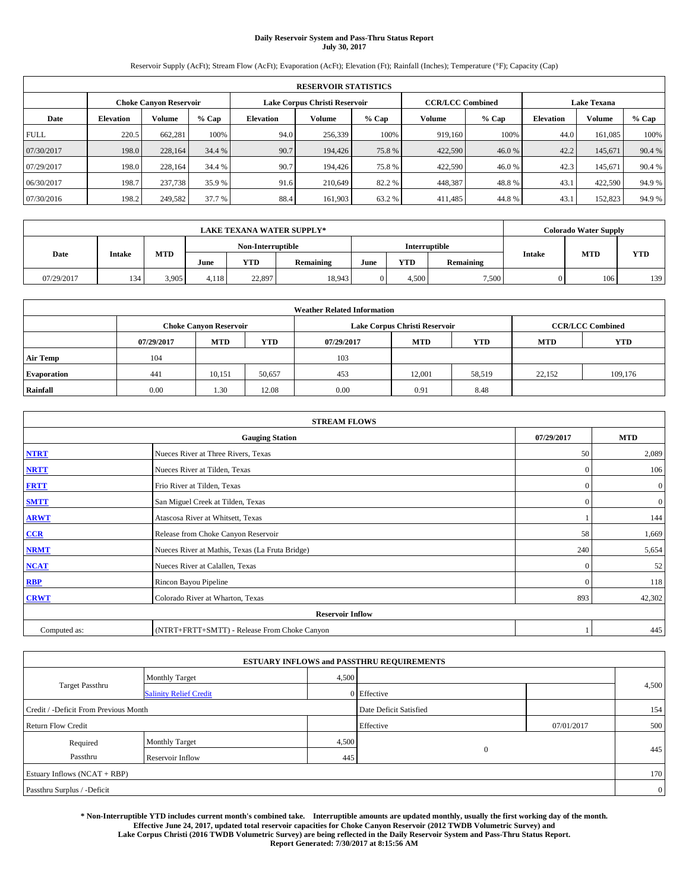# Daily Reservoir System and Pass-Thru Status Report
**July 30, 2017**

Reservoir Supply (AcFt); Stream Flow (AcFt); Evaporation (AcFt); Elevation (Ft); Rainfall (Inches); Temperature (°F); Capacity (Cap)

| RESERVOIR STATISTICS | | | | | | | | | | | |
|---|---|---|---|---|---|---|---|---|---|---|---|
| | Choke Canyon Reservoir | | | Lake Corpus Christi Reservoir | | | CCR/LCC Combined | | Lake Texana | | |
| Date | Elevation | Volume | % Cap | Elevation | Volume | % Cap | Volume | % Cap | Elevation | Volume | % Cap |
| FULL | 220.5 | 662,281 | 100% | 94.0 | 256,339 | 100% | 919,160 | 100% | 44.0 | 161,085 | 100% |
| 07/30/2017 | 198.0 | 228,164 | 34.4 % | 90.7 | 194,426 | 75.8 % | 422,590 | 46.0 % | 42.2 | 145,671 | 90.4 % |
| 07/29/2017 | 198.0 | 228,164 | 34.4 % | 90.7 | 194,426 | 75.8 % | 422,590 | 46.0 % | 42.3 | 145,671 | 90.4 % |
| 06/30/2017 | 198.7 | 237,738 | 35.9 % | 91.6 | 210,649 | 82.2 % | 448,387 | 48.8 % | 43.1 | 422,590 | 94.9 % |
| 07/30/2016 | 198.2 | 249,582 | 37.7 % | 88.4 | 161,903 | 63.2 % | 411,485 | 44.8 % | 43.1 | 152,823 | 94.9 % |

| LAKE TEXANA WATER SUPPLY* | | | | | | | | | Colorado Water Supply | | |
|---|---|---|---|---|---|---|---|---|---|---|---|
| | | | Non-Interruptible | | | Interruptible | | | | | |
| Date | Intake | MTD | June | YTD | Remaining | June | YTD | Remaining | Intake | MTD | YTD |
| 07/29/2017 | 134 | 3,905 | 4,118 | 22,897 | 18,943 | 0 | 4,500 | 7,500 | 0 | 106 | 139 |

| Weather Related Information | | | | | | | | |
|---|---|---|---|---|---|---|---|---|
| | Choke Canyon Reservoir | | | Lake Corpus Christi Reservoir | | | CCR/LCC Combined | |
| | 07/29/2017 | MTD | YTD | 07/29/2017 | MTD | YTD | MTD | YTD |
| Air Temp | 104 | | | 103 | | | | |
| Evaporation | 441 | 10,151 | 50,657 | 453 | 12,001 | 58,519 | 22,152 | 109,176 |
| Rainfall | 0.00 | 1.30 | 12.08 | 0.00 | 0.91 | 8.48 | | |

| STREAM FLOWS | | | |
|---|---|---|---|
| Gauging Station | | 07/29/2017 | MTD |
| NTRT | Nueces River at Three Rivers, Texas | 50 | 2,089 |
| NRTT | Nueces River at Tilden, Texas | 0 | 106 |
| FRTT | Frio River at Tilden, Texas | 0 | 0 |
| SMTT | San Miguel Creek at Tilden, Texas | 0 | 0 |
| ARWT | Atascosa River at Whitsett, Texas | 1 | 144 |
| CCR | Release from Choke Canyon Reservoir | 58 | 1,669 |
| NRMT | Nueces River at Mathis, Texas (La Fruta Bridge) | 240 | 5,654 |
| NCAT | Nueces River at Calallen, Texas | 0 | 52 |
| RBP | Rincon Bayou Pipeline | 0 | 118 |
| CRWT | Colorado River at Wharton, Texas | 893 | 42,302 |
| **Reservoir Inflow** | | | |
| Computed as: | (NTRT+FRTT+SMTT) - Release From Choke Canyon | 1 | 445 |

| ESTUARY INFLOWS and PASSTHRU REQUIREMENTS | | | | | |
|---|---|---|---|---|---|
| Target Passthru | Monthly Target | 4,500 | | | 4,500 |
| | Salinity Relief Credit | 0 | Effective | | |
| Credit / -Deficit From Previous Month | | | Date Deficit Satisfied | | 154 |
| Return Flow Credit | | | Effective | 07/01/2017 | 500 |
| Required Passthru | Monthly Target | 4,500 | 0 | | 445 |
| | Reservoir Inflow | 445 | | | |
| Estuary Inflows (NCAT + RBP) | | | | | 170 |
| Passthru Surplus / -Deficit | | | | | 0 |

**\* Non-Interruptible YTD includes current month's combined take. Interruptible amounts are updated monthly, usually the first working day of the month. Effective June 24, 2017, updated total reservoir capacities for Choke Canyon Reservoir (2012 TWDB Volumetric Survey) and Lake Corpus Christi (2016 TWDB Volumetric Survey) are being reflected in the Daily Reservoir System and Pass-Thru Status Report. Report Generated: 7/30/2017 at 8:15:56 AM**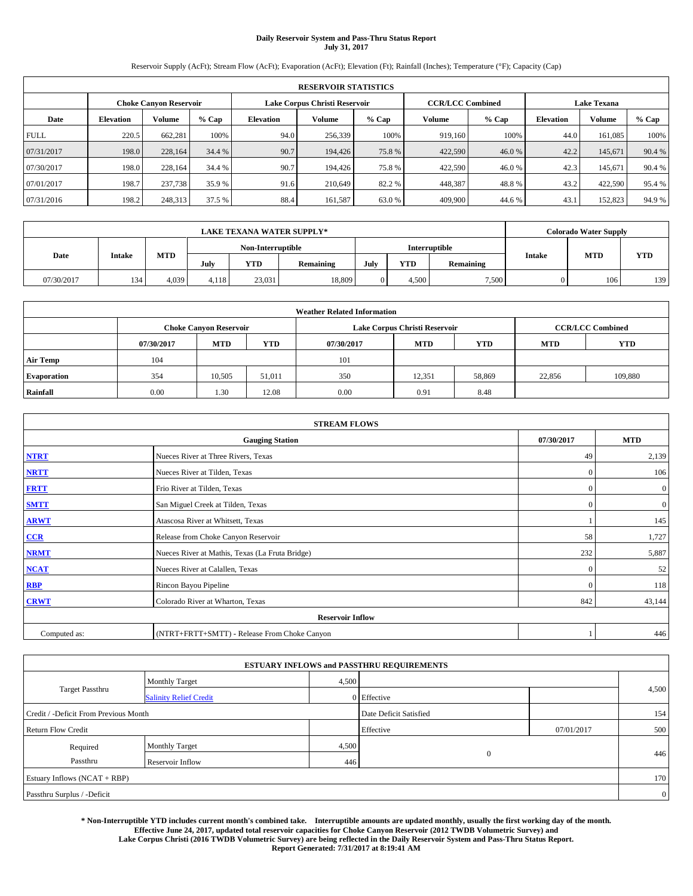# Daily Reservoir System and Pass-Thru Status Report
## July 31, 2017

Reservoir Supply (AcFt); Stream Flow (AcFt); Evaporation (AcFt); Elevation (Ft); Rainfall (Inches); Temperature (°F); Capacity (Cap)

| RESERVOIR STATISTICS | | | | | | | | | | | |
|---|---|---|---|---|---|---|---|---|---|---|---|
| | Choke Canyon Reservoir | | | Lake Corpus Christi Reservoir | | | CCR/LCC Combined | | Lake Texana | | |
| Date | Elevation | Volume | % Cap | Elevation | Volume | % Cap | Volume | % Cap | Elevation | Volume | % Cap |
| FULL | 220.5 | 662,281 | 100% | 94.0 | 256,339 | 100% | 919,160 | 100% | 44.0 | 161,085 | 100% |
| 07/31/2017 | 198.0 | 228,164 | 34.4 % | 90.7 | 194,426 | 75.8 % | 422,590 | 46.0 % | 42.2 | 145,671 | 90.4 % |
| 07/30/2017 | 198.0 | 228,164 | 34.4 % | 90.7 | 194,426 | 75.8 % | 422,590 | 46.0 % | 42.3 | 145,671 | 90.4 % |
| 07/01/2017 | 198.7 | 237,738 | 35.9 % | 91.6 | 210,649 | 82.2 % | 448,387 | 48.8 % | 43.2 | 422,590 | 95.4 % |
| 07/31/2016 | 198.2 | 248,313 | 37.5 % | 88.4 | 161,587 | 63.0 % | 409,900 | 44.6 % | 43.1 | 152,823 | 94.9 % |

| LAKE TEXANA WATER SUPPLY* | | | | | | | | | Colorado Water Supply | | |
|---|---|---|---|---|---|---|---|---|---|---|---|
| Date | Intake | MTD | Non-Interruptible | | | Interruptible | | | Intake | MTD | YTD |
| | | | July | YTD | Remaining | July | YTD | Remaining | | | |
| 07/30/2017 | 134 | 4,039 | 4,118 | 23,031 | 18,809 | 0 | 4,500 | 7,500 | 0 | 106 | 139 |

| Weather Related Information | | | | | | | | |
|---|---|---|---|---|---|---|---|---|
| | Choke Canyon Reservoir | | | Lake Corpus Christi Reservoir | | | CCR/LCC Combined | |
| | 07/30/2017 | MTD | YTD | 07/30/2017 | MTD | YTD | MTD | YTD |
| Air Temp | 104 | | | 101 | | | | |
| Evaporation | 354 | 10,505 | 51,011 | 350 | 12,351 | 58,869 | 22,856 | 109,880 |
| Rainfall | 0.00 | 1.30 | 12.08 | 0.00 | 0.91 | 8.48 | | |

| STREAM FLOWS | | | |
|---|---|---|---|
| | Gauging Station | 07/30/2017 | MTD |
| NTRT | Nueces River at Three Rivers, Texas | 49 | 2,139 |
| NRTT | Nueces River at Tilden, Texas | 0 | 106 |
| FRTT | Frio River at Tilden, Texas | 0 | 0 |
| SMTT | San Miguel Creek at Tilden, Texas | 0 | 0 |
| ARWT | Atascosa River at Whitsett, Texas | 1 | 145 |
| CCR | Release from Choke Canyon Reservoir | 58 | 1,727 |
| NRMT | Nueces River at Mathis, Texas (La Fruta Bridge) | 232 | 5,887 |
| NCAT | Nueces River at Calallen, Texas | 0 | 52 |
| RBP | Rincon Bayou Pipeline | 0 | 118 |
| CRWT | Colorado River at Wharton, Texas | 842 | 43,144 |
| Reservoir Inflow | | | |
| Computed as: | (NTRT+FRTT+SMTT) - Release From Choke Canyon | 1 | 446 |

| ESTUARY INFLOWS and PASSTHRU REQUIREMENTS | | | | | |
|---|---|---|---|---|---|
| Target Passthru | Monthly Target | 4,500 | | | 4,500 |
| | Salinity Relief Credit | 0 | Effective | | |
| Credit / -Deficit From Previous Month | | | Date Deficit Satisfied | | 154 |
| Return Flow Credit | | | Effective | 07/01/2017 | 500 |
| Required Passthru | Monthly Target | 4,500 | 0 | | 446 |
| | Reservoir Inflow | 446 | | | |
| Estuary Inflows (NCAT + RBP) | | | | | 170 |
| Passthru Surplus / -Deficit | | | | | 0 |

**\* Non-Interruptible YTD includes current month's combined take. Interruptible amounts are updated monthly, usually the first working day of the month. Effective June 24, 2017, updated total reservoir capacities for Choke Canyon Reservoir (2012 TWDB Volumetric Survey) and Lake Corpus Christi (2016 TWDB Volumetric Survey) are being reflected in the Daily Reservoir System and Pass-Thru Status Report. Report Generated: 7/31/2017 at 8:19:41 AM**